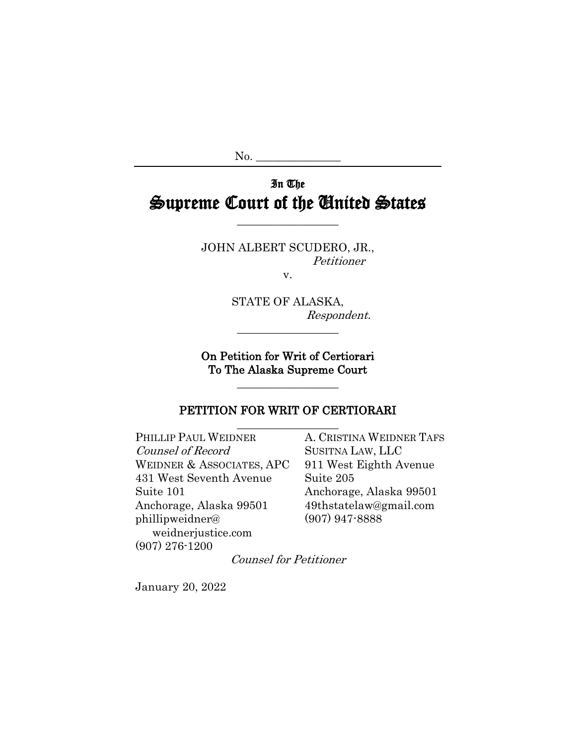No. ______________

In The

# Supreme Court of the United States

---

JOHN ALBERT SCUDERO, JR.,
*Petitioner*

v.

STATE OF ALASKA,
*Respondent.*

---

**On Petition for Writ of Certiorari To The Alaska Supreme Court**

---

## PETITION FOR WRIT OF CERTIORARI

---

PHILLIP PAUL WEIDNER
*Counsel of Record*
WEIDNER & ASSOCIATES, APC
431 West Seventh Avenue
Suite 101
Anchorage, Alaska 99501
phillipweidner@weidnerjustice.com
(907) 276-1200

A. CRISTINA WEIDNER TAFS
SUSITNA LAW, LLC
911 West Eighth Avenue
Suite 205
Anchorage, Alaska 99501
49thstatelaw@gmail.com
(907) 947-8888

*Counsel for Petitioner*

January 20, 2022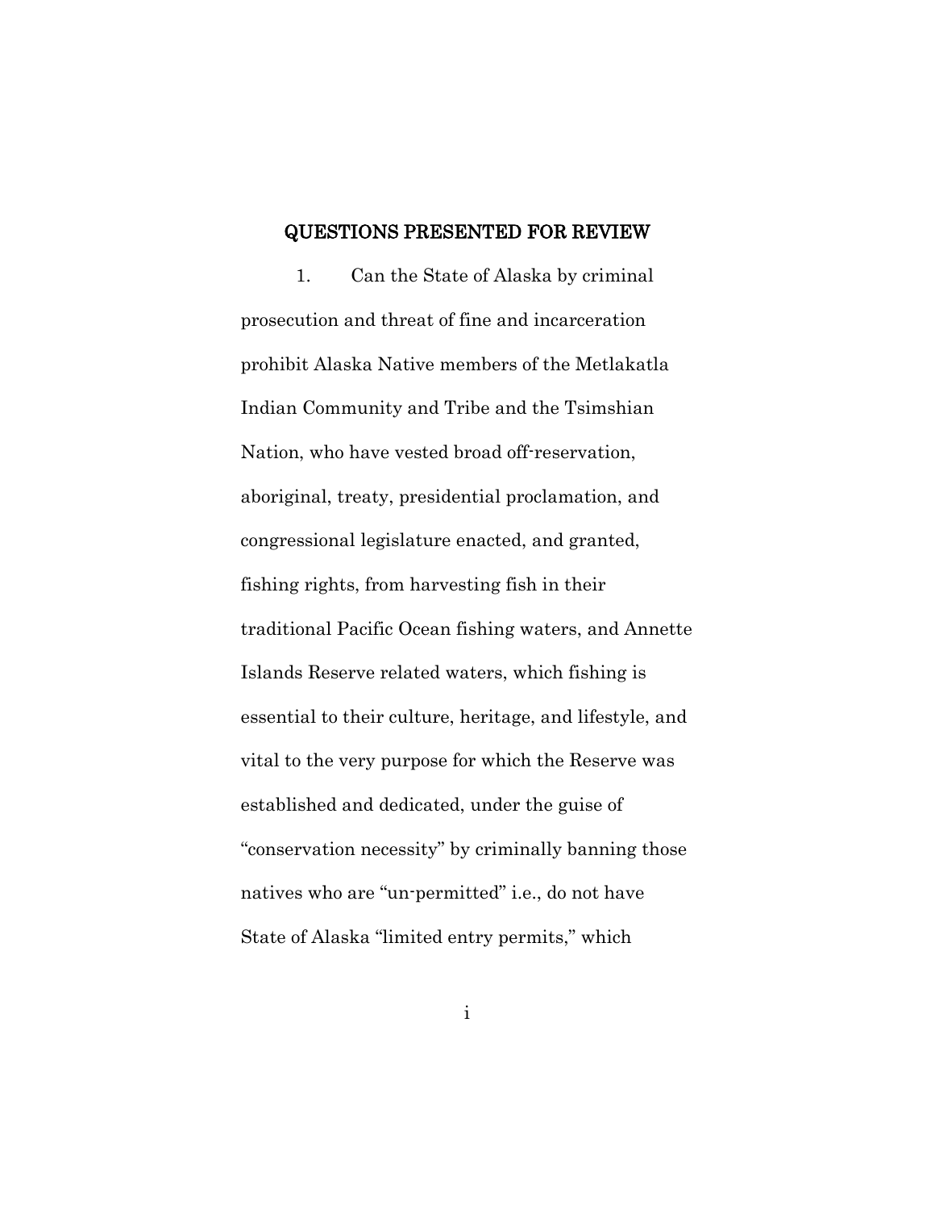## QUESTIONS PRESENTED FOR REVIEW

1. Can the State of Alaska by criminal prosecution and threat of fine and incarceration prohibit Alaska Native members of the Metlakatla Indian Community and Tribe and the Tsimshian Nation, who have vested broad off-reservation, aboriginal, treaty, presidential proclamation, and congressional legislature enacted, and granted, fishing rights, from harvesting fish in their traditional Pacific Ocean fishing waters, and Annette Islands Reserve related waters, which fishing is essential to their culture, heritage, and lifestyle, and vital to the very purpose for which the Reserve was established and dedicated, under the guise of "conservation necessity" by criminally banning those natives who are "un-permitted" i.e., do not have State of Alaska "limited entry permits," which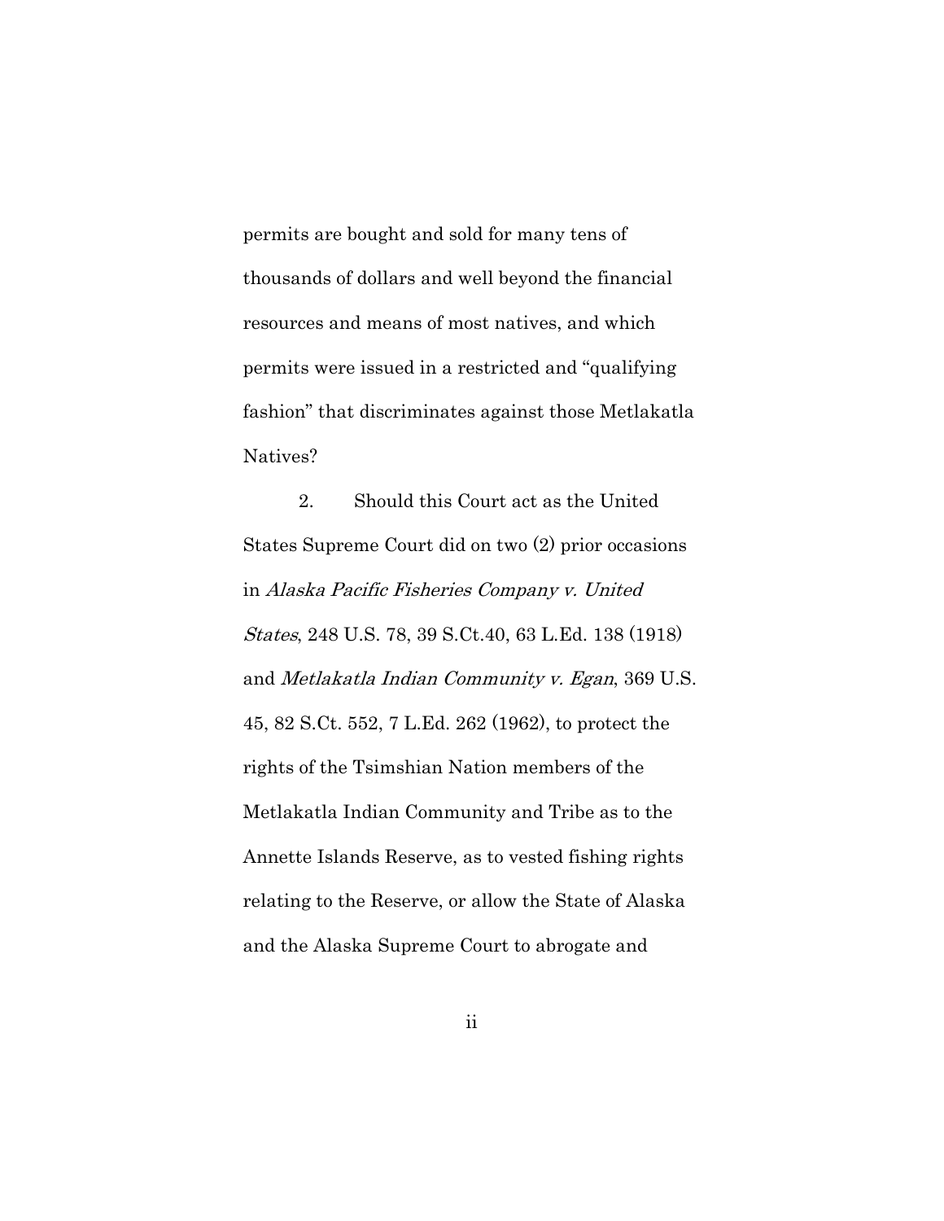permits are bought and sold for many tens of thousands of dollars and well beyond the financial resources and means of most natives, and which permits were issued in a restricted and "qualifying fashion" that discriminates against those Metlakatla Natives?

2. Should this Court act as the United States Supreme Court did on two (2) prior occasions in *Alaska Pacific Fisheries Company v. United States*, 248 U.S. 78, 39 S.Ct.40, 63 L.Ed. 138 (1918) and *Metlakatla Indian Community v. Egan*, 369 U.S. 45, 82 S.Ct. 552, 7 L.Ed. 262 (1962), to protect the rights of the Tsimshian Nation members of the Metlakatla Indian Community and Tribe as to the Annette Islands Reserve, as to vested fishing rights relating to the Reserve, or allow the State of Alaska and the Alaska Supreme Court to abrogate and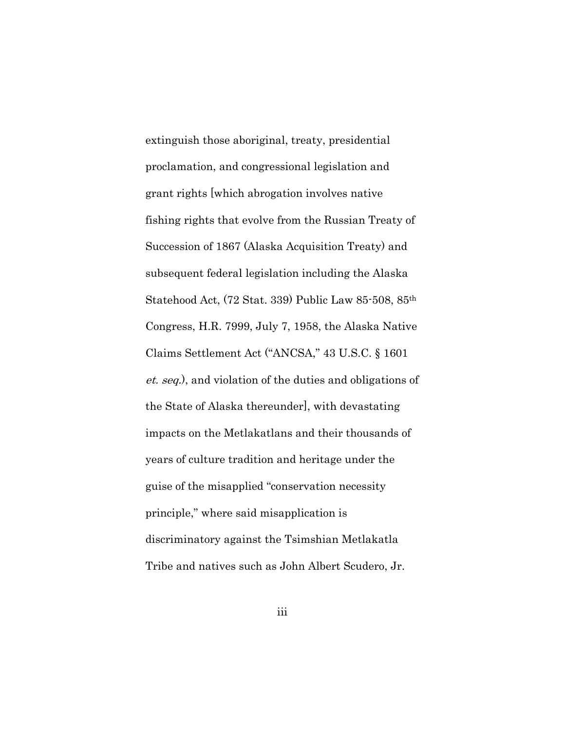extinguish those aboriginal, treaty, presidential proclamation, and congressional legislation and grant rights [which abrogation involves native fishing rights that evolve from the Russian Treaty of Succession of 1867 (Alaska Acquisition Treaty) and subsequent federal legislation including the Alaska Statehood Act, (72 Stat. 339) Public Law 85-508, 85th Congress, H.R. 7999, July 7, 1958, the Alaska Native Claims Settlement Act ("ANCSA," 43 U.S.C. § 1601 *et. seq.*), and violation of the duties and obligations of the State of Alaska thereunder], with devastating impacts on the Metlakatlans and their thousands of years of culture tradition and heritage under the guise of the misapplied "conservation necessity principle," where said misapplication is discriminatory against the Tsimshian Metlakatla Tribe and natives such as John Albert Scudero, Jr.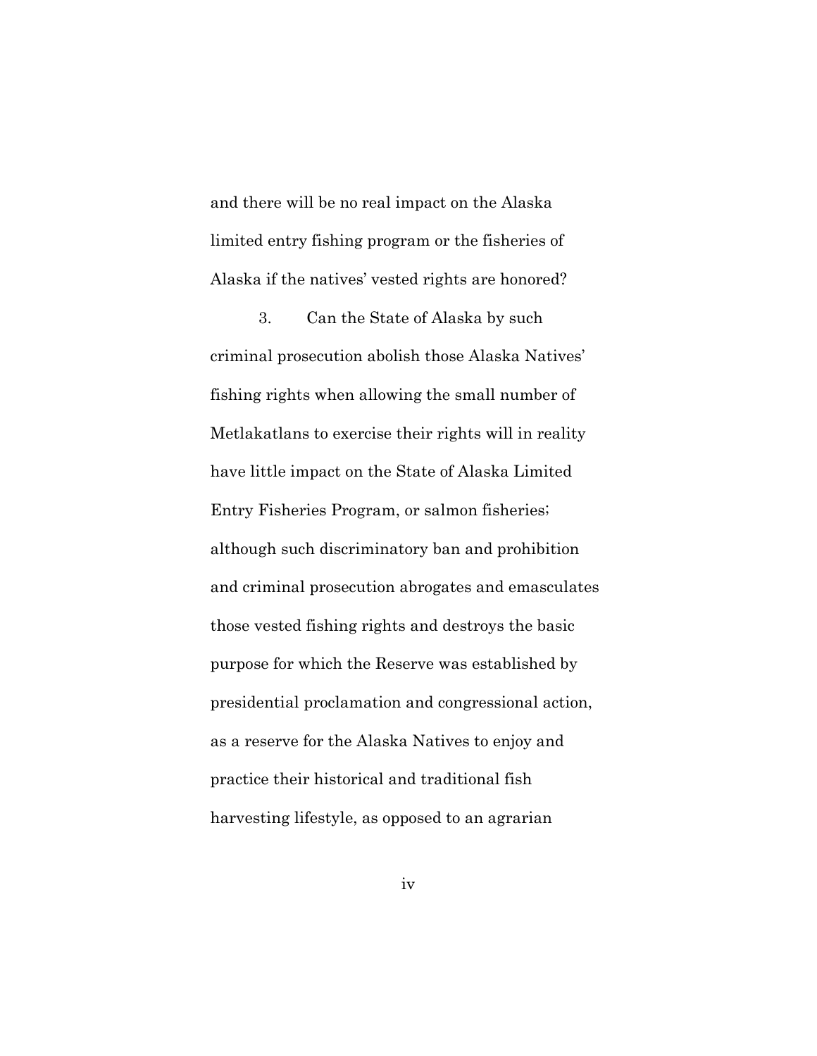and there will be no real impact on the Alaska limited entry fishing program or the fisheries of Alaska if the natives' vested rights are honored?

3. Can the State of Alaska by such criminal prosecution abolish those Alaska Natives' fishing rights when allowing the small number of Metlakatlans to exercise their rights will in reality have little impact on the State of Alaska Limited Entry Fisheries Program, or salmon fisheries; although such discriminatory ban and prohibition and criminal prosecution abrogates and emasculates those vested fishing rights and destroys the basic purpose for which the Reserve was established by presidential proclamation and congressional action, as a reserve for the Alaska Natives to enjoy and practice their historical and traditional fish harvesting lifestyle, as opposed to an agrarian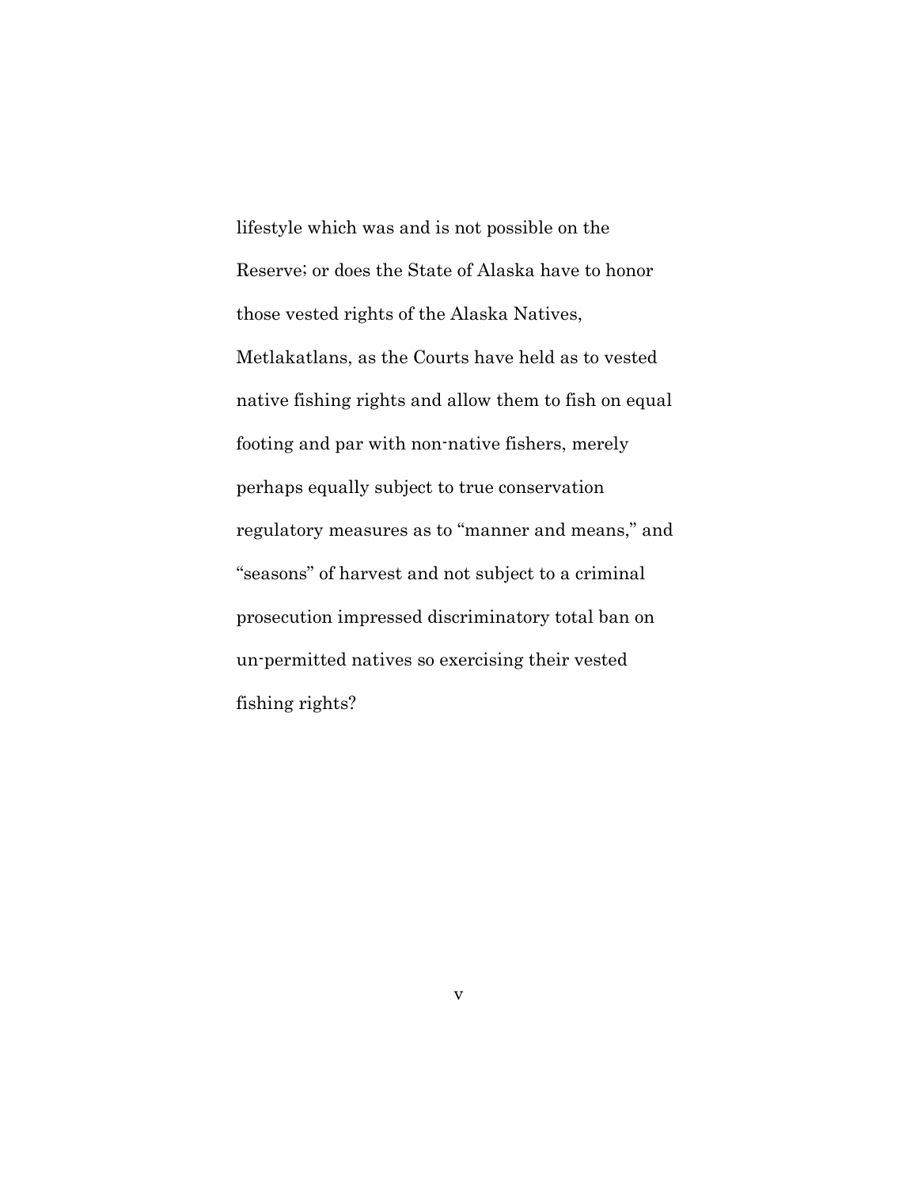lifestyle which was and is not possible on the Reserve; or does the State of Alaska have to honor those vested rights of the Alaska Natives, Metlakatlans, as the Courts have held as to vested native fishing rights and allow them to fish on equal footing and par with non-native fishers, merely perhaps equally subject to true conservation regulatory measures as to "manner and means," and "seasons" of harvest and not subject to a criminal prosecution impressed discriminatory total ban on un-permitted natives so exercising their vested fishing rights?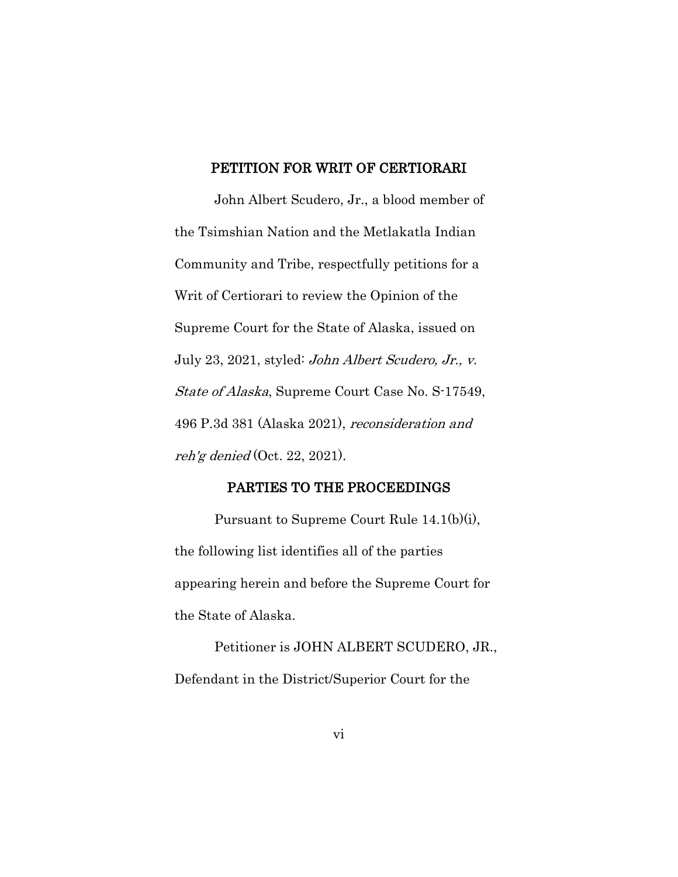## PETITION FOR WRIT OF CERTIORARI

John Albert Scudero, Jr., a blood member of the Tsimshian Nation and the Metlakatla Indian Community and Tribe, respectfully petitions for a Writ of Certiorari to review the Opinion of the Supreme Court for the State of Alaska, issued on July 23, 2021, styled: *John Albert Scudero, Jr., v. State of Alaska*, Supreme Court Case No. S-17549, 496 P.3d 381 (Alaska 2021), *reconsideration and reh'g denied* (Oct. 22, 2021).

## PARTIES TO THE PROCEEDINGS

Pursuant to Supreme Court Rule 14.1(b)(i), the following list identifies all of the parties appearing herein and before the Supreme Court for the State of Alaska.

Petitioner is JOHN ALBERT SCUDERO, JR., Defendant in the District/Superior Court for the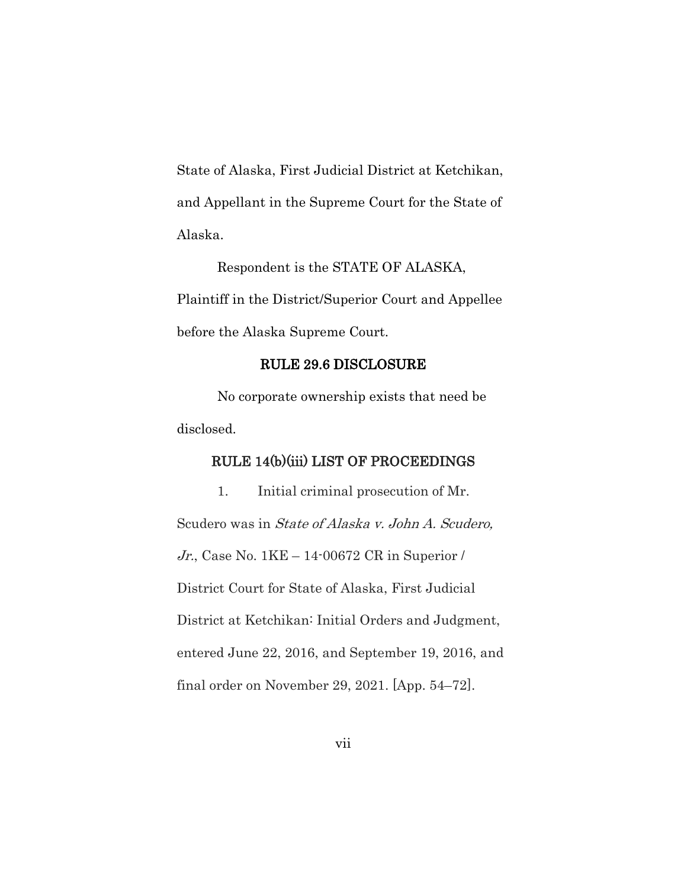State of Alaska, First Judicial District at Ketchikan, and Appellant in the Supreme Court for the State of Alaska.

Respondent is the STATE OF ALASKA, Plaintiff in the District/Superior Court and Appellee before the Alaska Supreme Court.

## RULE 29.6 DISCLOSURE

No corporate ownership exists that need be disclosed.

## RULE 14(b)(iii) LIST OF PROCEEDINGS

1. Initial criminal prosecution of Mr. Scudero was in *State of Alaska v. John A. Scudero, Jr.*, Case No. 1KE – 14-00672 CR in Superior / District Court for State of Alaska, First Judicial District at Ketchikan: Initial Orders and Judgment, entered June 22, 2016, and September 19, 2016, and final order on November 29, 2021. [App. 54–72].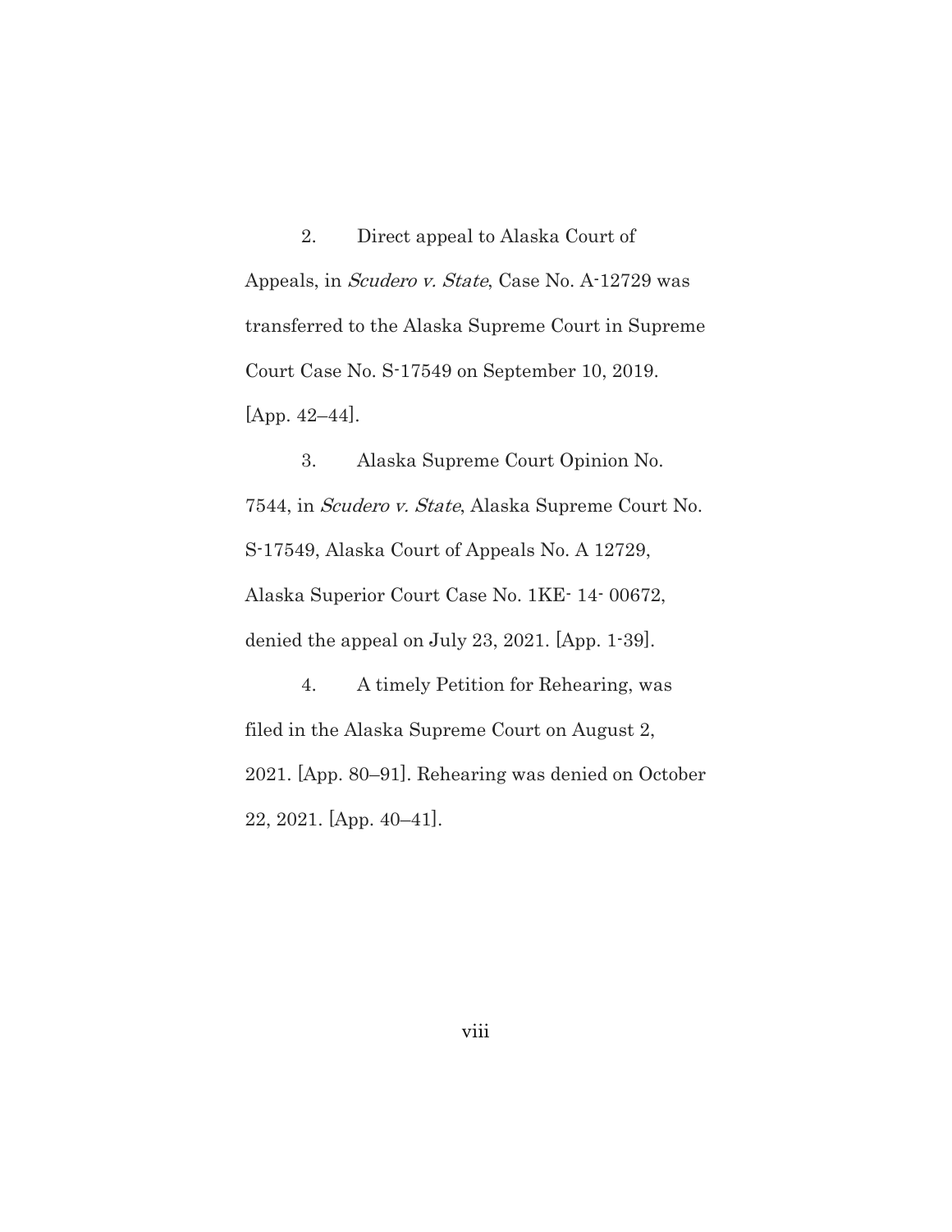2. Direct appeal to Alaska Court of Appeals, in *Scudero v. State*, Case No. A-12729 was transferred to the Alaska Supreme Court in Supreme Court Case No. S-17549 on September 10, 2019. [App. 42–44].

3. Alaska Supreme Court Opinion No. 7544, in *Scudero v. State*, Alaska Supreme Court No. S-17549, Alaska Court of Appeals No. A 12729, Alaska Superior Court Case No. 1KE- 14- 00672, denied the appeal on July 23, 2021. [App. 1-39].

4. A timely Petition for Rehearing, was filed in the Alaska Supreme Court on August 2, 2021. [App. 80–91]. Rehearing was denied on October 22, 2021. [App. 40–41].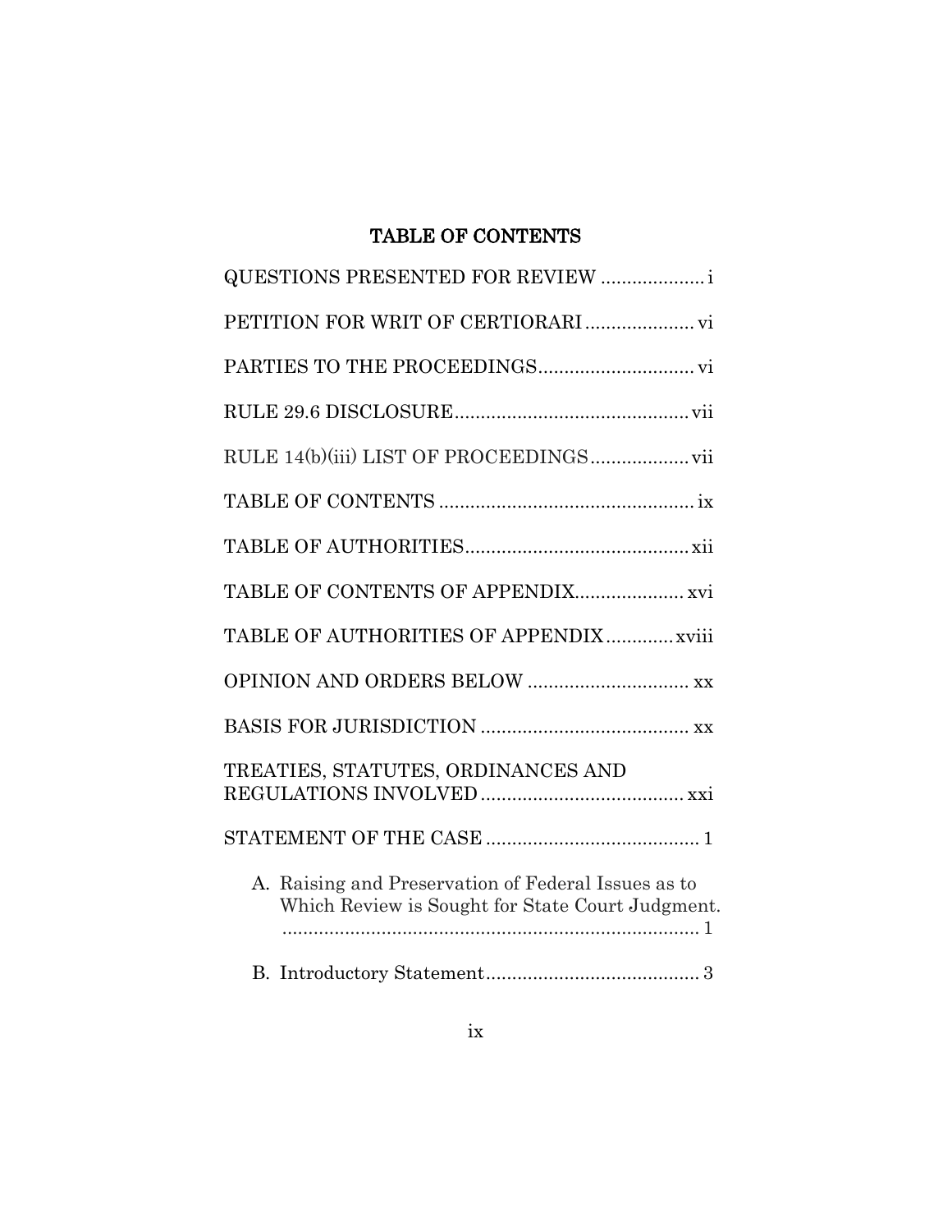# TABLE OF CONTENTS

QUESTIONS PRESENTED FOR REVIEW .................... i

PETITION FOR WRIT OF CERTIORARI ..................... vi

PARTIES TO THE PROCEEDINGS.............................. vi

RULE 29.6 DISCLOSURE............................................. vii

RULE 14(b)(iii) LIST OF PROCEEDINGS................... vii

TABLE OF CONTENTS ................................................. ix

TABLE OF AUTHORITIES........................................... xii

TABLE OF CONTENTS OF APPENDIX..................... xvi

TABLE OF AUTHORITIES OF APPENDIX............. xviii

OPINION AND ORDERS BELOW ............................... xx

BASIS FOR JURISDICTION ........................................ xx

TREATIES, STATUTES, ORDINANCES AND REGULATIONS INVOLVED ....................................... xxi

STATEMENT OF THE CASE ......................................... 1

- A. Raising and Preservation of Federal Issues as to Which Review is Sought for State Court Judgment. ................................................................................. 1
- B. Introductory Statement......................................... 3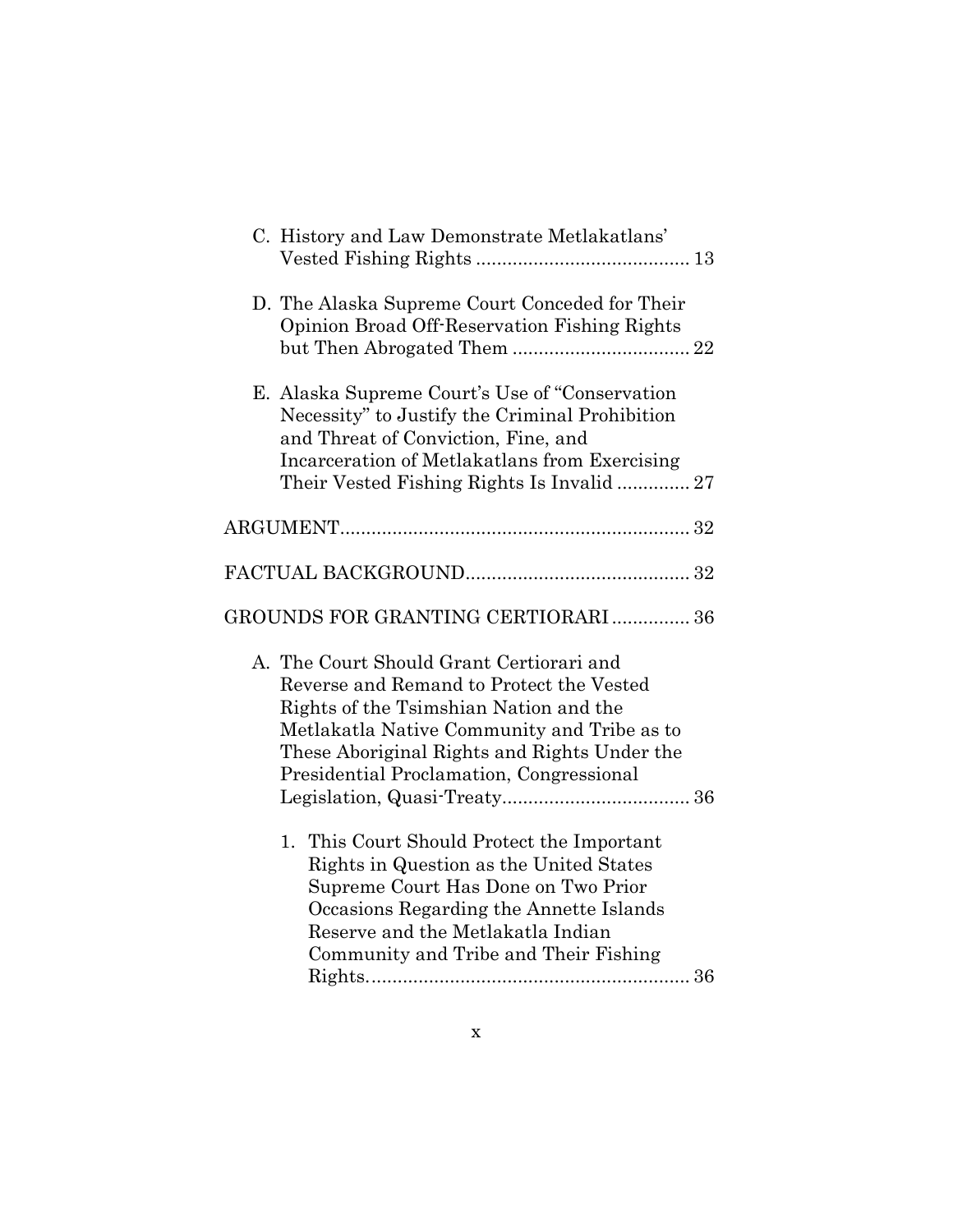C. History and Law Demonstrate Metlakatlans' Vested Fishing Rights ........................................ 13

D. The Alaska Supreme Court Conceded for Their Opinion Broad Off-Reservation Fishing Rights but Then Abrogated Them ................................. 22

E. Alaska Supreme Court's Use of "Conservation Necessity" to Justify the Criminal Prohibition and Threat of Conviction, Fine, and Incarceration of Metlakatlans from Exercising Their Vested Fishing Rights Is Invalid ............. 27

ARGUMENT.................................................................. 32

FACTUAL BACKGROUND.......................................... 32

GROUNDS FOR GRANTING CERTIORARI ............... 36

A. The Court Should Grant Certiorari and Reverse and Remand to Protect the Vested Rights of the Tsimshian Nation and the Metlakatla Native Community and Tribe as to These Aboriginal Rights and Rights Under the Presidential Proclamation, Congressional Legislation, Quasi-Treaty.................................... 36

1. This Court Should Protect the Important Rights in Question as the United States Supreme Court Has Done on Two Prior Occasions Regarding the Annette Islands Reserve and the Metlakatla Indian Community and Tribe and Their Fishing Rights............................................................ 36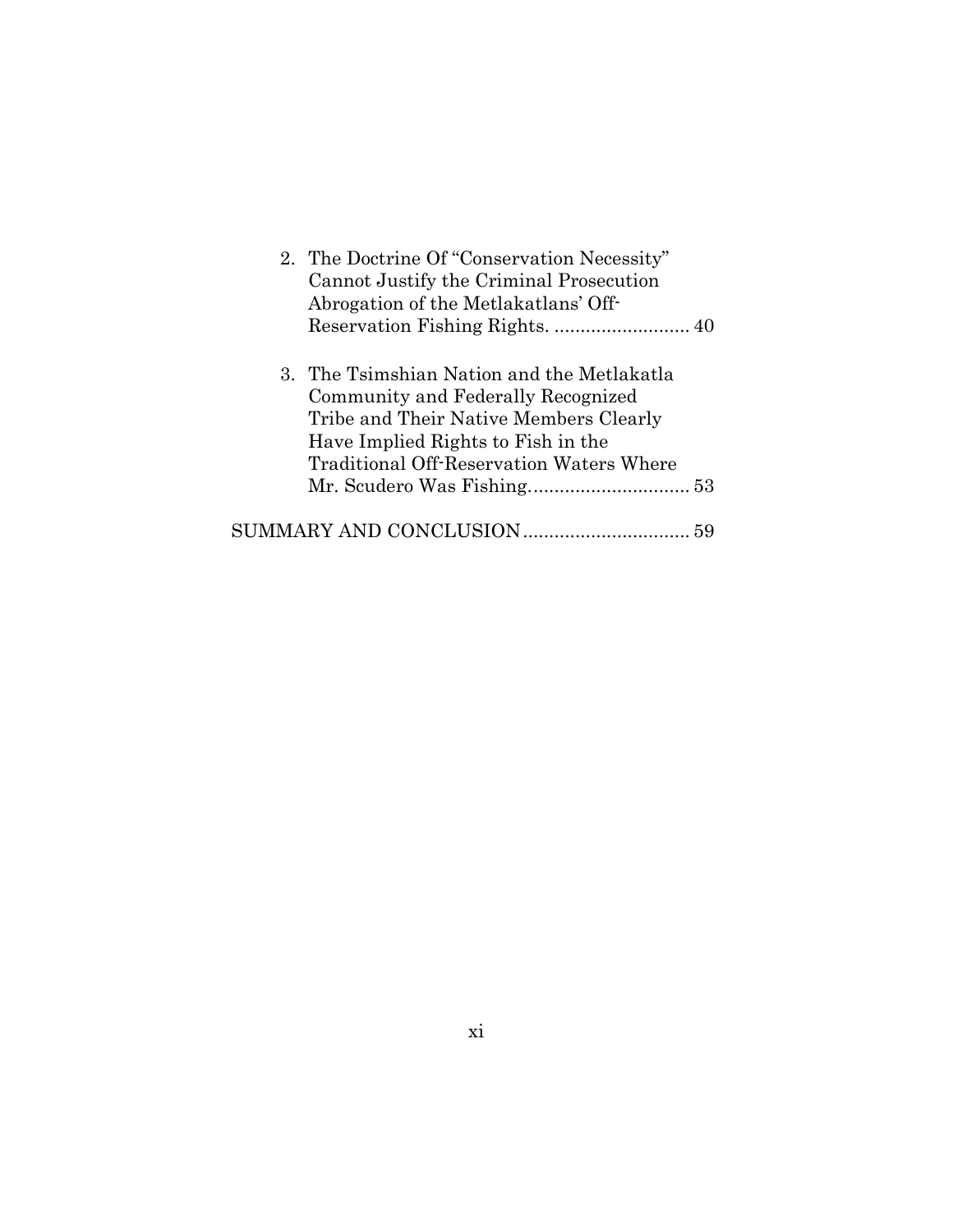2. The Doctrine Of "Conservation Necessity" Cannot Justify the Criminal Prosecution Abrogation of the Metlakatlans' Off-Reservation Fishing Rights. .......................... 40

3. The Tsimshian Nation and the Metlakatla Community and Federally Recognized Tribe and Their Native Members Clearly Have Implied Rights to Fish in the Traditional Off-Reservation Waters Where Mr. Scudero Was Fishing............................... 53

SUMMARY AND CONCLUSION................................ 59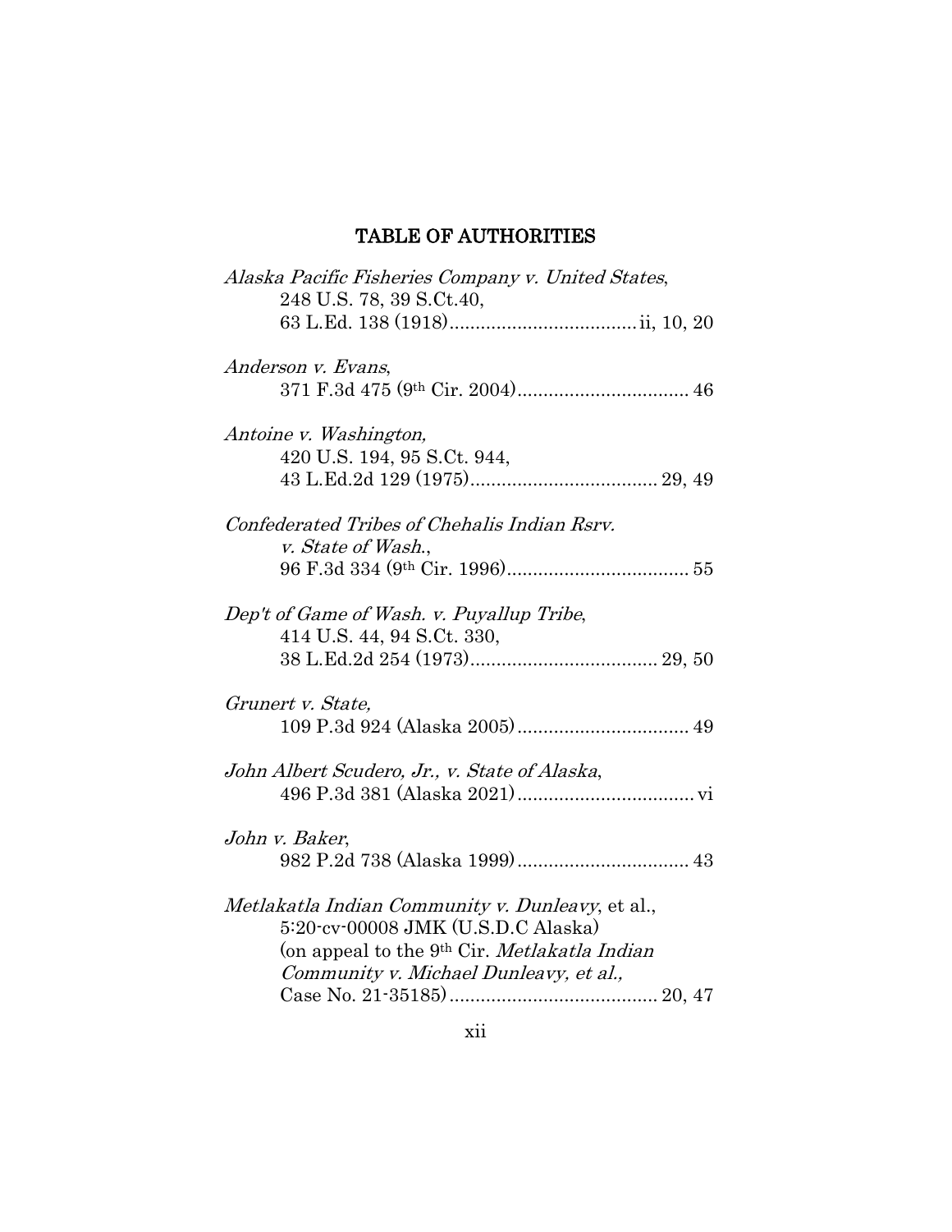## TABLE OF AUTHORITIES

*Alaska Pacific Fisheries Company v. United States*, 248 U.S. 78, 39 S.Ct.40, 63 L.Ed. 138 (1918) .................................... ii, 10, 20

*Anderson v. Evans*, 371 F.3d 475 (9th Cir. 2004) ................................ 46

*Antoine v. Washington,* 420 U.S. 194, 95 S.Ct. 944, 43 L.Ed.2d 129 (1975) .................................... 29, 49

*Confederated Tribes of Chehalis Indian Rsrv. v. State of Wash.*, 96 F.3d 334 (9th Cir. 1996) .................................. 55

*Dep't of Game of Wash. v. Puyallup Tribe*, 414 U.S. 44, 94 S.Ct. 330, 38 L.Ed.2d 254 (1973) .................................... 29, 50

*Grunert v. State,* 109 P.3d 924 (Alaska 2005) ................................. 49

*John Albert Scudero, Jr., v. State of Alaska*, 496 P.3d 381 (Alaska 2021) .................................. vi

*John v. Baker*, 982 P.2d 738 (Alaska 1999) ................................. 43

*Metlakatla Indian Community v. Dunleavy*, et al., 5:20-cv-00008 JMK (U.S.D.C Alaska) (on appeal to the 9th Cir. *Metlakatla Indian Community v. Michael Dunleavy, et al.,* Case No. 21-35185) ........................................ 20, 47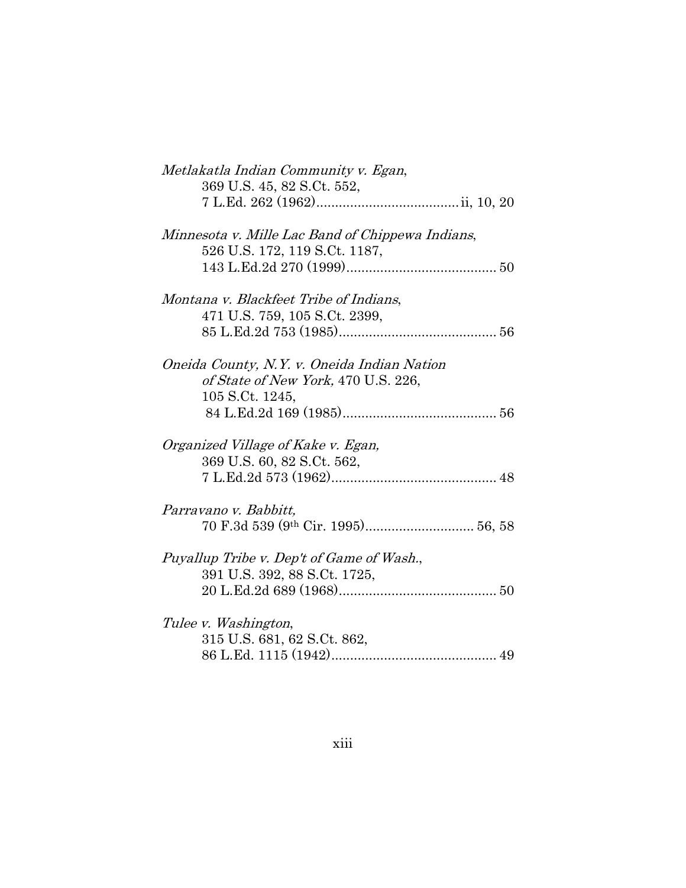*Metlakatla Indian Community v. Egan*,
369 U.S. 45, 82 S.Ct. 552,
7 L.Ed. 262 (1962)....................................ii, 10, 20

*Minnesota v. Mille Lac Band of Chippewa Indians*,
526 U.S. 172, 119 S.Ct. 1187,
143 L.Ed.2d 270 (1999)........................................ 50

*Montana v. Blackfeet Tribe of Indians*,
471 U.S. 759, 105 S.Ct. 2399,
85 L.Ed.2d 753 (1985).......................................... 56

*Oneida County, N.Y. v. Oneida Indian Nation of State of New York,* 470 U.S. 226,
105 S.Ct. 1245,
84 L.Ed.2d 169 (1985).......................................... 56

*Organized Village of Kake v. Egan,*
369 U.S. 60, 82 S.Ct. 562,
7 L.Ed.2d 573 (1962)............................................ 48

*Parravano v. Babbitt,*
70 F.3d 539 (9th Cir. 1995)............................. 56, 58

*Puyallup Tribe v. Dep't of Game of Wash.*,
391 U.S. 392, 88 S.Ct. 1725,
20 L.Ed.2d 689 (1968).......................................... 50

*Tulee v. Washington*,
315 U.S. 681, 62 S.Ct. 862,
86 L.Ed. 1115 (1942)............................................ 49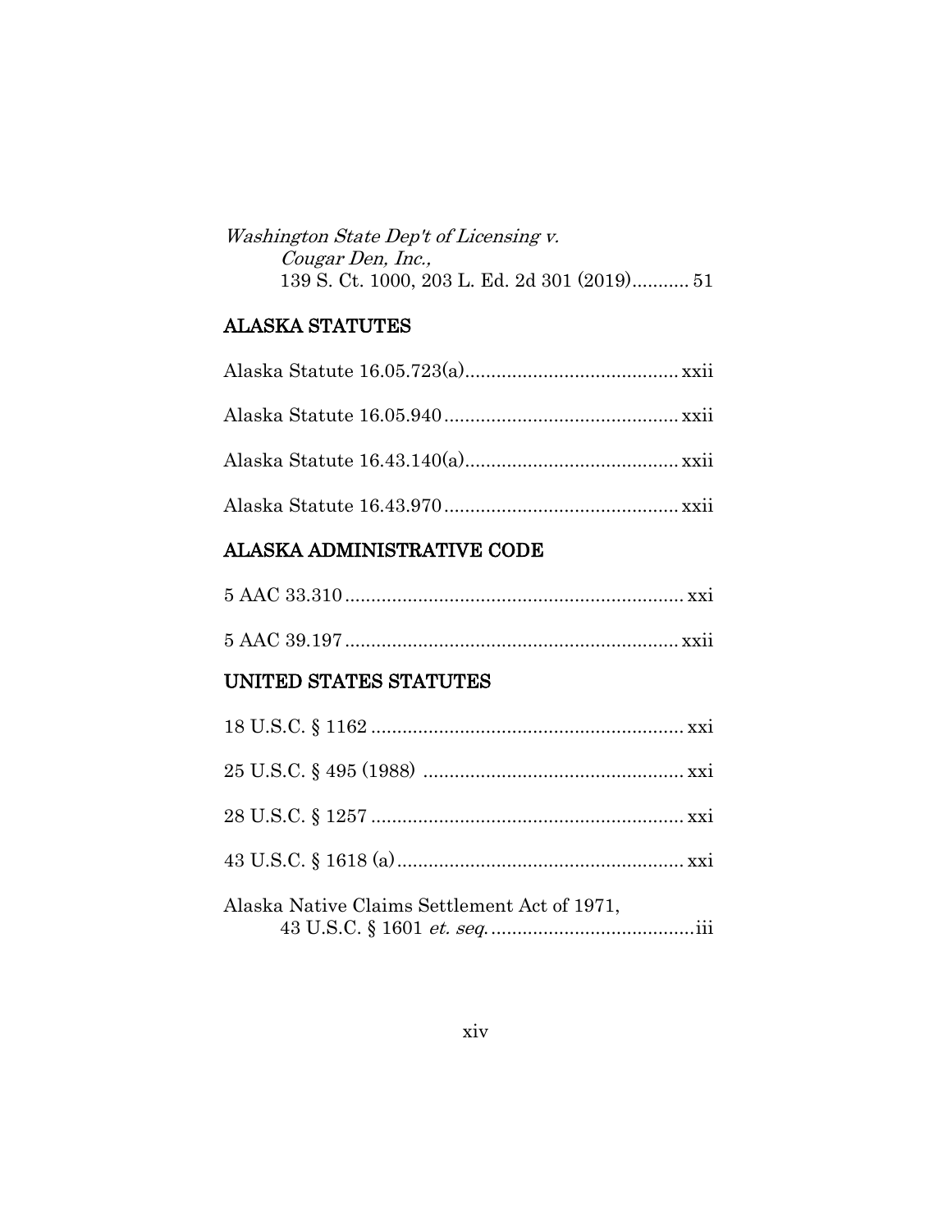*Washington State Dep't of Licensing v. Cougar Den, Inc.*, 139 S. Ct. 1000, 203 L. Ed. 2d 301 (2019)........... 51

## ALASKA STATUTES

Alaska Statute 16.05.723(a)......................................... xxii

Alaska Statute 16.05.940............................................. xxii

Alaska Statute 16.43.140(a)......................................... xxii

Alaska Statute 16.43.970............................................. xxii

## ALASKA ADMINISTRATIVE CODE

5 AAC 33.310................................................................. xxi

5 AAC 39.197................................................................ xxii

## UNITED STATES STATUTES

18 U.S.C. § 1162............................................................ xxi

25 U.S.C. § 495 (1988) .................................................. xxi

28 U.S.C. § 1257............................................................ xxi

43 U.S.C. § 1618 (a)....................................................... xxi

Alaska Native Claims Settlement Act of 1971, 43 U.S.C. § 1601 *et. seq.*.......................................iii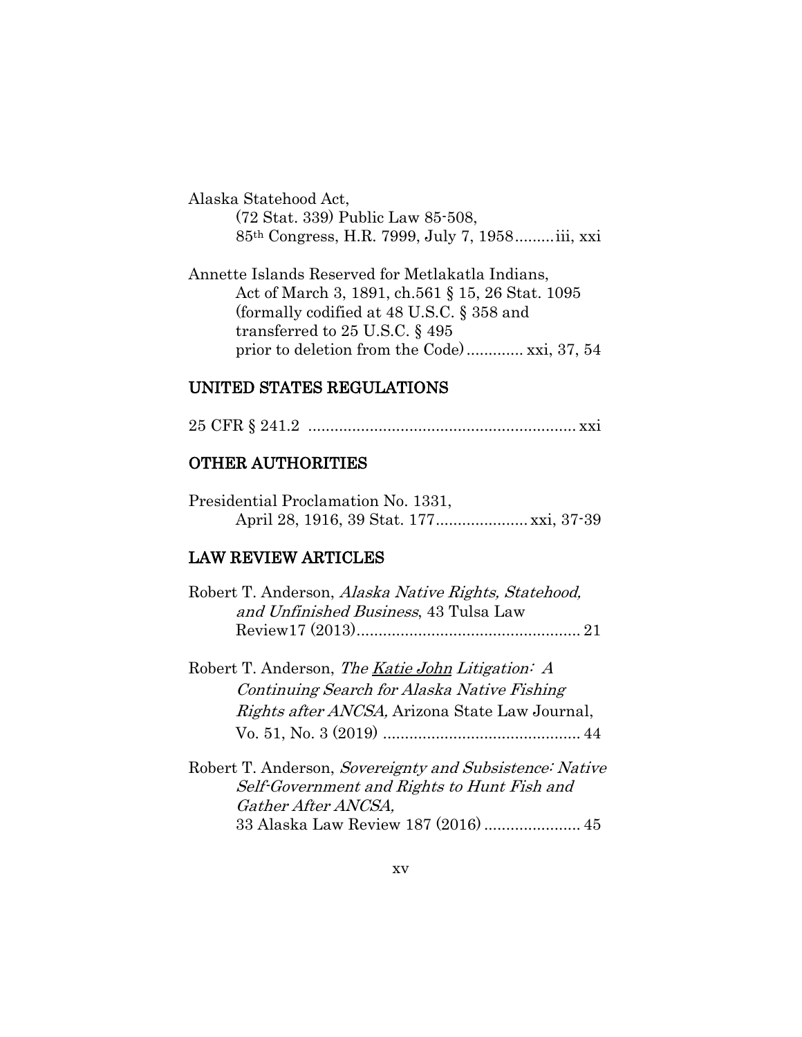Alaska Statehood Act,
(72 Stat. 339) Public Law 85-508,
85th Congress, H.R. 7999, July 7, 1958.........iii, xxi

Annette Islands Reserved for Metlakatla Indians,
Act of March 3, 1891, ch.561 § 15, 26 Stat. 1095
(formally codified at 48 U.S.C. § 358 and
transferred to 25 U.S.C. § 495
prior to deletion from the Code)............ xxi, 37, 54

## UNITED STATES REGULATIONS

25 CFR § 241.2 ............................................................ xxi

## OTHER AUTHORITIES

Presidential Proclamation No. 1331,
April 28, 1916, 39 Stat. 177..................... xxi, 37-39

## LAW REVIEW ARTICLES

Robert T. Anderson, *Alaska Native Rights, Statehood, and Unfinished Business*, 43 Tulsa Law Review17 (2013)................................................... 21

Robert T. Anderson, *The Katie John Litigation: A Continuing Search for Alaska Native Fishing Rights after ANCSA,* Arizona State Law Journal, Vo. 51, No. 3 (2019) ............................................. 44

Robert T. Anderson, *Sovereignty and Subsistence: Native Self-Government and Rights to Hunt Fish and Gather After ANCSA,*
33 Alaska Law Review 187 (2016)...................... 45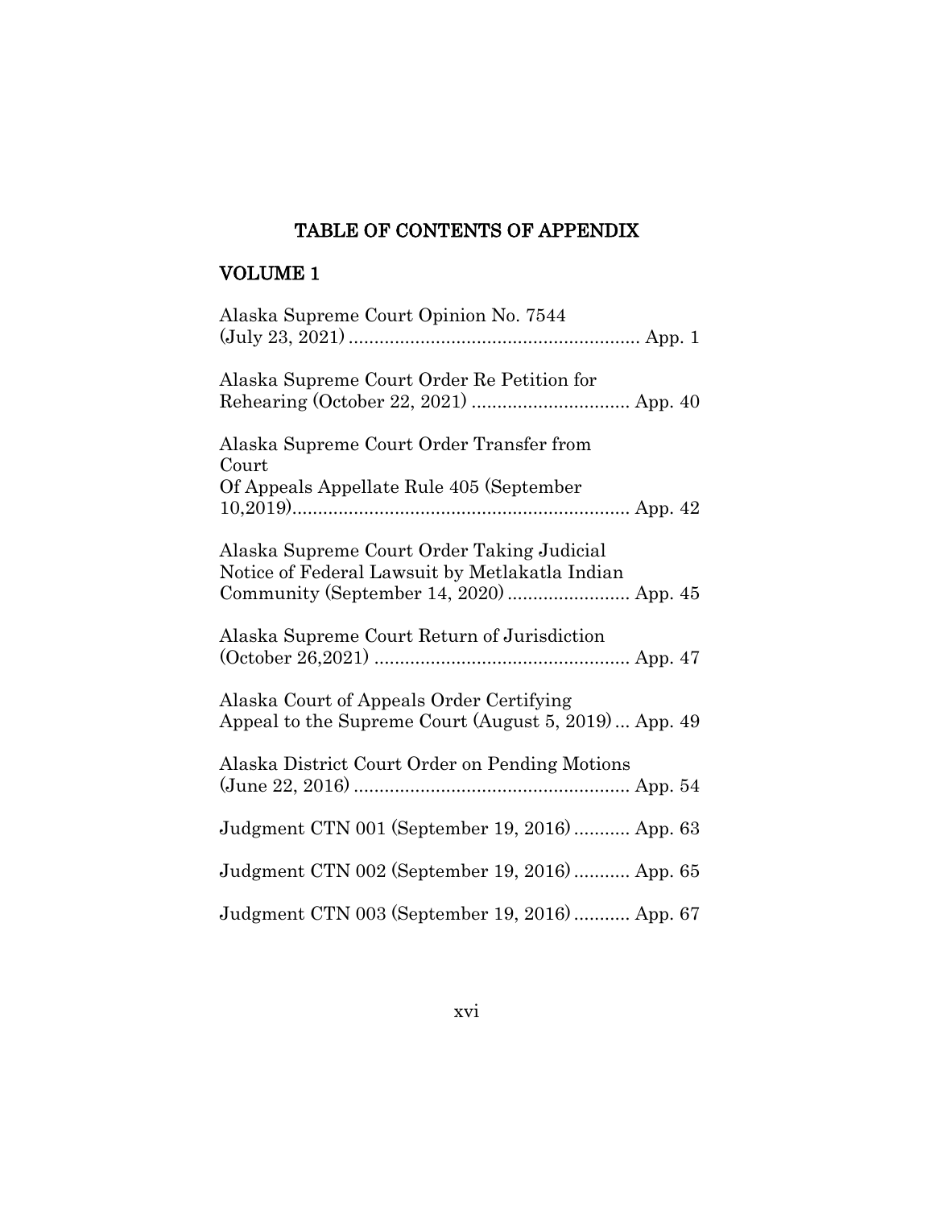## TABLE OF CONTENTS OF APPENDIX

### VOLUME 1

Alaska Supreme Court Opinion No. 7544 (July 23, 2021) ........................................................ App. 1

Alaska Supreme Court Order Re Petition for Rehearing (October 22, 2021) .............................. App. 40

Alaska Supreme Court Order Transfer from Court
Of Appeals Appellate Rule 405 (September 10,2019)................................................................ App. 42

Alaska Supreme Court Order Taking Judicial Notice of Federal Lawsuit by Metlakatla Indian Community (September 14, 2020) ........................ App. 45

Alaska Supreme Court Return of Jurisdiction (October 26,2021) ................................................. App. 47

Alaska Court of Appeals Order Certifying Appeal to the Supreme Court (August 5, 2019) ... App. 49

Alaska District Court Order on Pending Motions (June 22, 2016) ..................................................... App. 54

Judgment CTN 001 (September 19, 2016) ........... App. 63

Judgment CTN 002 (September 19, 2016) ........... App. 65

Judgment CTN 003 (September 19, 2016) ........... App. 67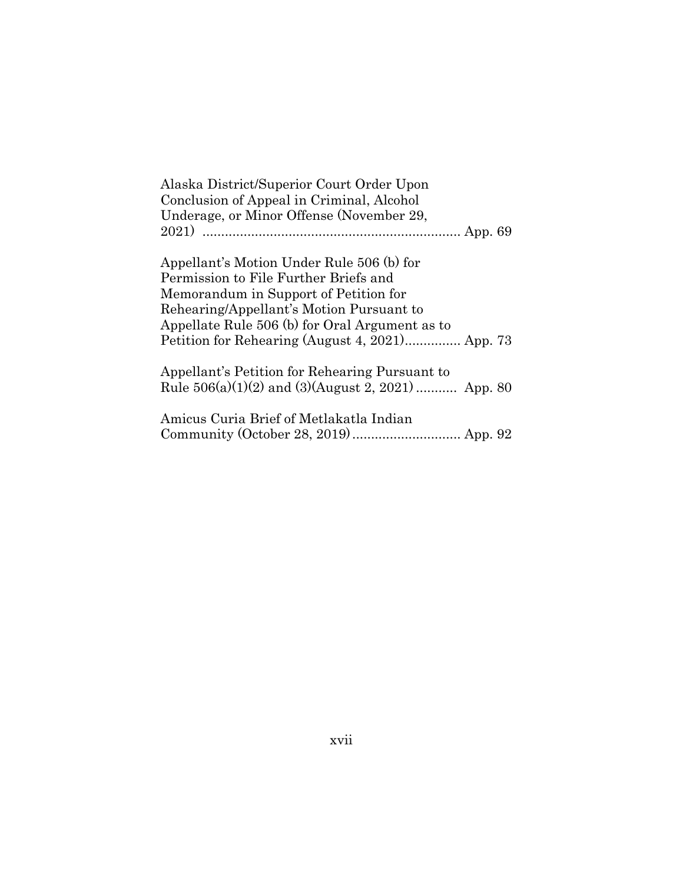Alaska District/Superior Court Order Upon Conclusion of Appeal in Criminal, Alcohol Underage, or Minor Offense (November 29, 2021) .................................................................... App. 69

Appellant's Motion Under Rule 506 (b) for Permission to File Further Briefs and Memorandum in Support of Petition for Rehearing/Appellant's Motion Pursuant to Appellate Rule 506 (b) for Oral Argument as to Petition for Rehearing (August 4, 2021)............... App. 73

Appellant's Petition for Rehearing Pursuant to Rule 506(a)(1)(2) and (3)(August 2, 2021) ........... App. 80

Amicus Curia Brief of Metlakatla Indian Community (October 28, 2019)............................. App. 92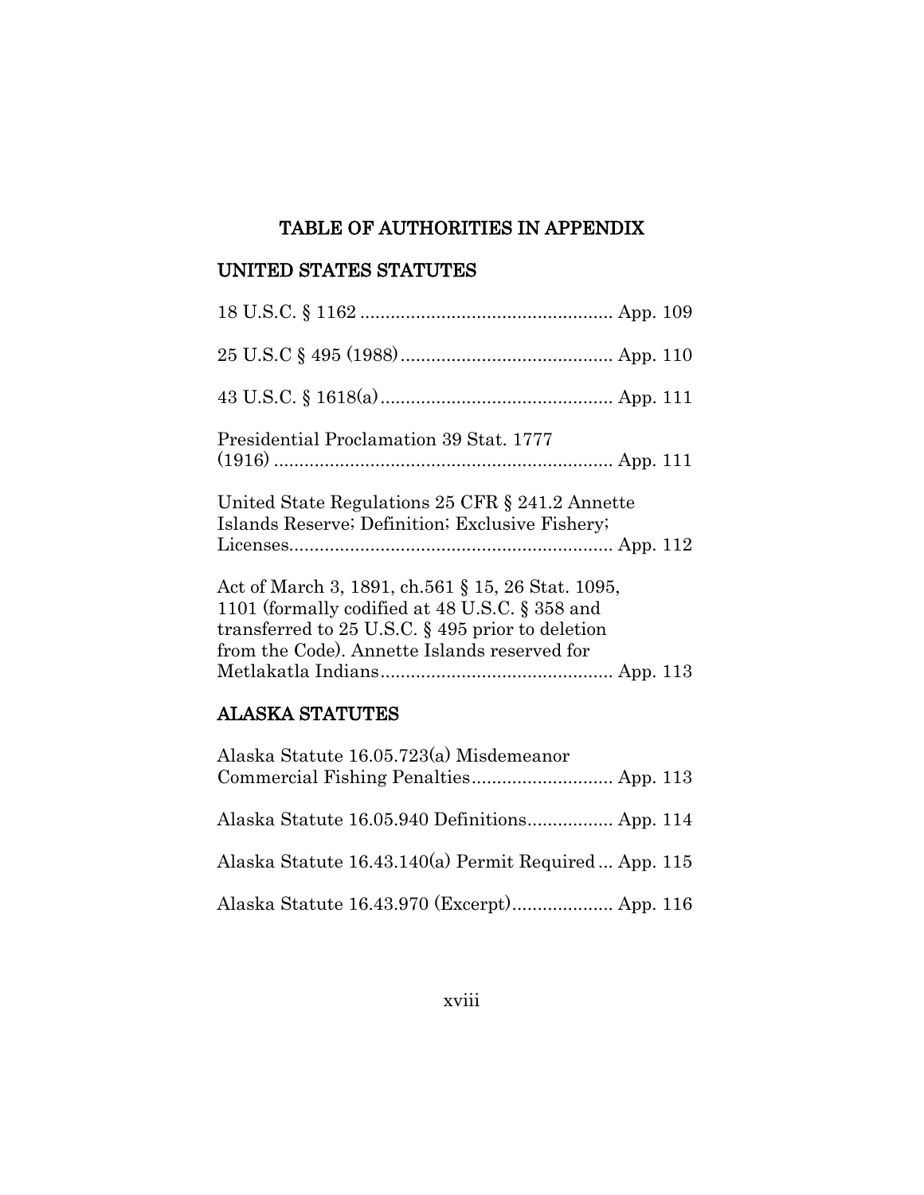# TABLE OF AUTHORITIES IN APPENDIX

## UNITED STATES STATUTES

18 U.S.C. § 1162 .................................................. App. 109

25 U.S.C § 495 (1988).......................................... App. 110

43 U.S.C. § 1618(a).............................................. App. 111

Presidential Proclamation 39 Stat. 1777 (1916) .................................................................. App. 111

United State Regulations 25 CFR § 241.2 Annette Islands Reserve; Definition; Exclusive Fishery; Licenses............................................................... App. 112

Act of March 3, 1891, ch.561 § 15, 26 Stat. 1095, 1101 (formally codified at 48 U.S.C. § 358 and transferred to 25 U.S.C. § 495 prior to deletion from the Code). Annette Islands reserved for Metlakatla Indians.............................................. App. 113

## ALASKA STATUTES

Alaska Statute 16.05.723(a) Misdemeanor Commercial Fishing Penalties............................ App. 113

Alaska Statute 16.05.940 Definitions................. App. 114

Alaska Statute 16.43.140(a) Permit Required ... App. 115

Alaska Statute 16.43.970 (Excerpt).................... App. 116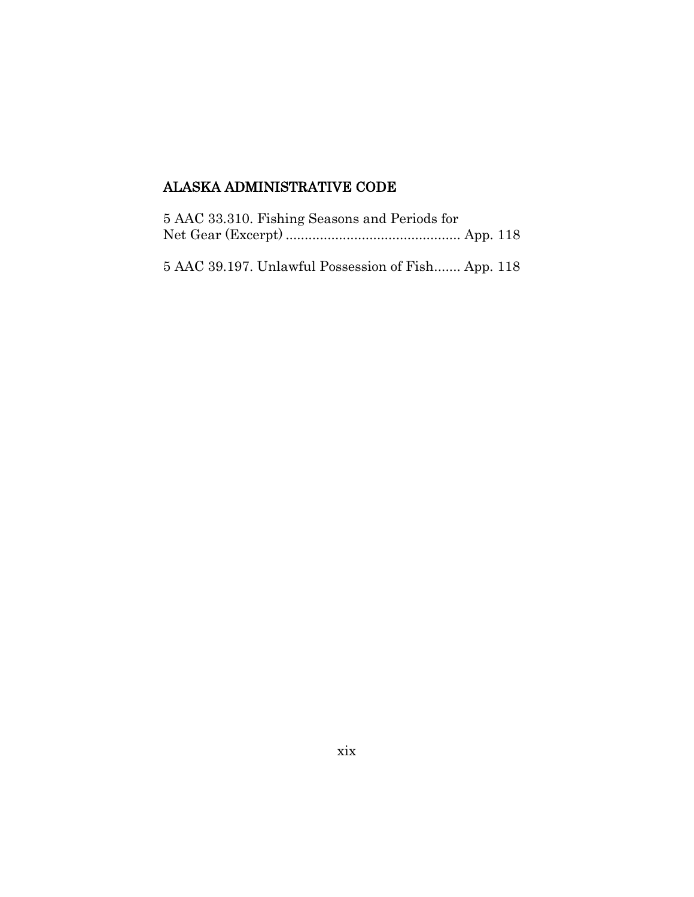## ALASKA ADMINISTRATIVE CODE

5 AAC 33.310. Fishing Seasons and Periods for Net Gear (Excerpt) ............................................. App. 118

5 AAC 39.197. Unlawful Possession of Fish....... App. 118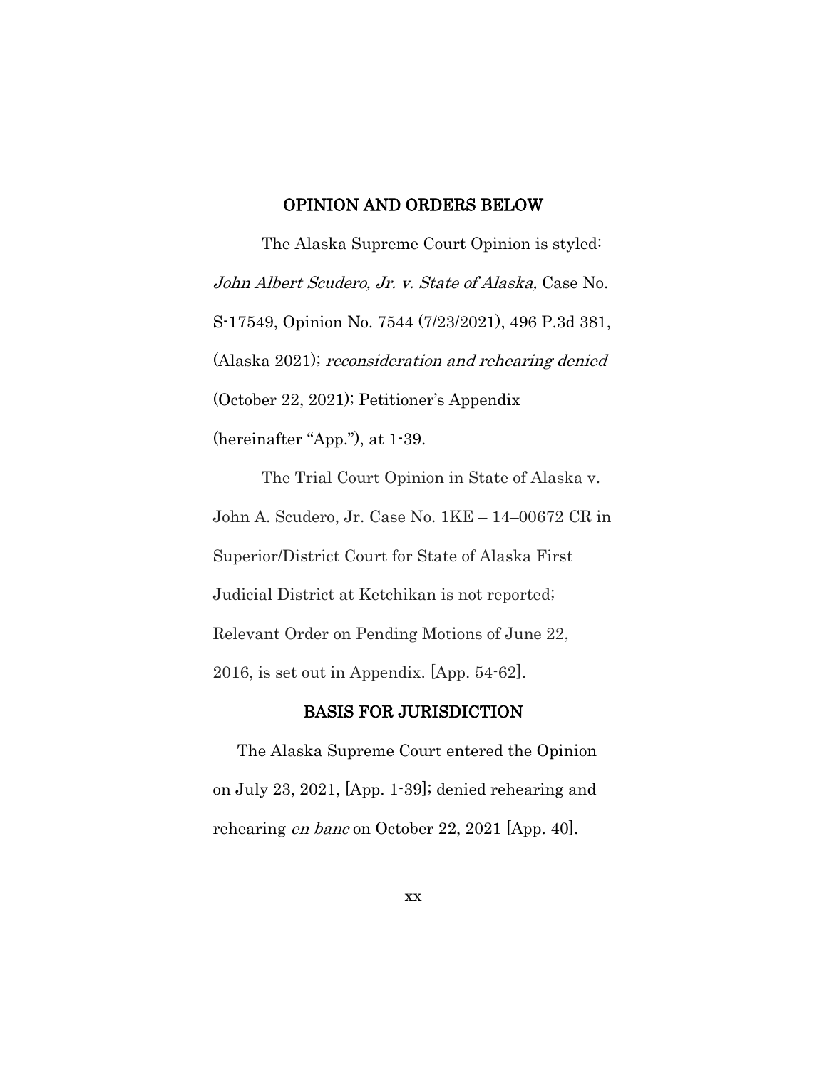## OPINION AND ORDERS BELOW

The Alaska Supreme Court Opinion is styled: *John Albert Scudero, Jr. v. State of Alaska,* Case No. S-17549, Opinion No. 7544 (7/23/2021), 496 P.3d 381, (Alaska 2021); *reconsideration and rehearing denied* (October 22, 2021); Petitioner's Appendix (hereinafter "App."), at 1-39.

The Trial Court Opinion in State of Alaska v. John A. Scudero, Jr. Case No. 1KE – 14–00672 CR in Superior/District Court for State of Alaska First Judicial District at Ketchikan is not reported; Relevant Order on Pending Motions of June 22, 2016, is set out in Appendix. [App. 54-62].

## BASIS FOR JURISDICTION

The Alaska Supreme Court entered the Opinion on July 23, 2021, [App. 1-39]; denied rehearing and rehearing *en banc* on October 22, 2021 [App. 40].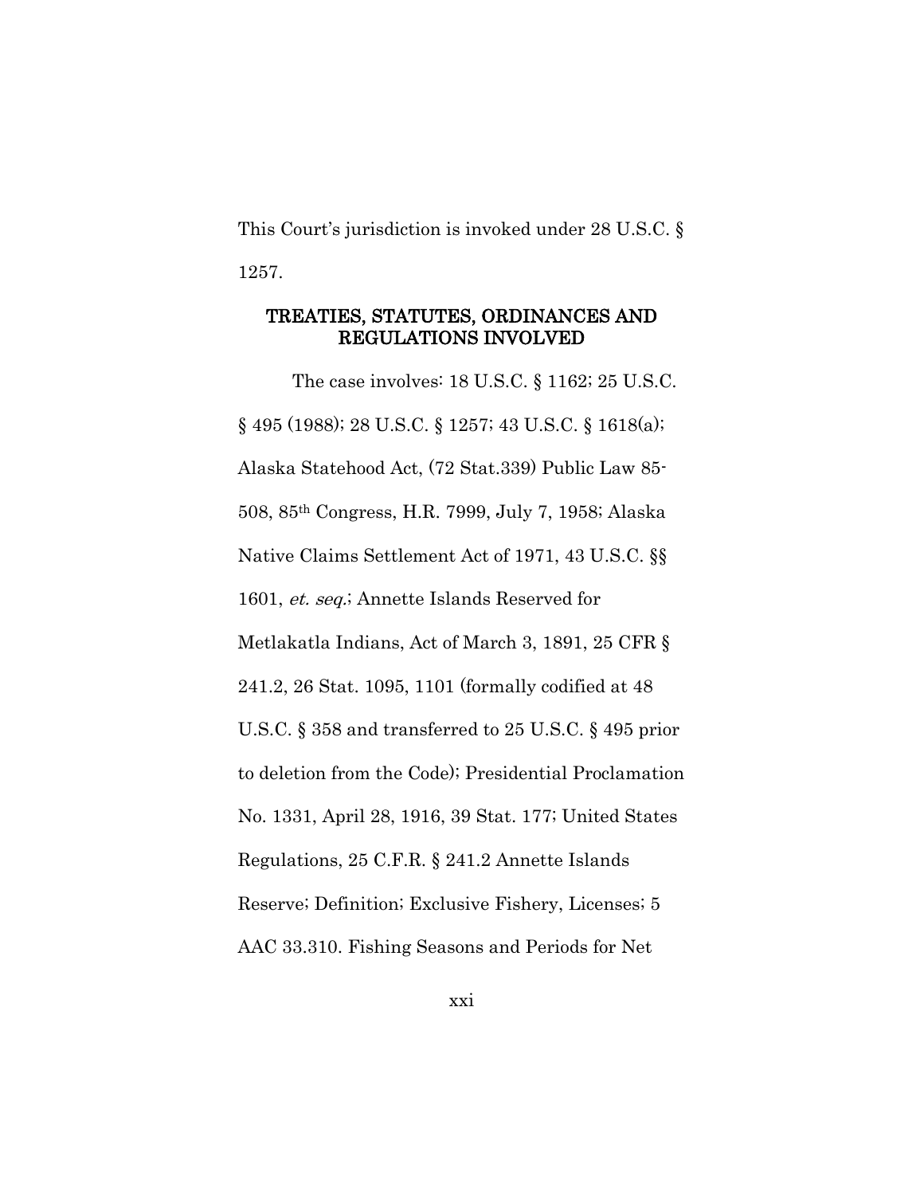This Court's jurisdiction is invoked under 28 U.S.C. § 1257.

## TREATIES, STATUTES, ORDINANCES AND REGULATIONS INVOLVED

The case involves: 18 U.S.C. § 1162; 25 U.S.C. § 495 (1988); 28 U.S.C. § 1257; 43 U.S.C. § 1618(a); Alaska Statehood Act, (72 Stat.339) Public Law 85-508, 85th Congress, H.R. 7999, July 7, 1958; Alaska Native Claims Settlement Act of 1971, 43 U.S.C. §§ 1601, *et. seq.*; Annette Islands Reserved for Metlakatla Indians, Act of March 3, 1891, 25 CFR § 241.2, 26 Stat. 1095, 1101 (formally codified at 48 U.S.C. § 358 and transferred to 25 U.S.C. § 495 prior to deletion from the Code); Presidential Proclamation No. 1331, April 28, 1916, 39 Stat. 177; United States Regulations, 25 C.F.R. § 241.2 Annette Islands Reserve; Definition; Exclusive Fishery, Licenses; 5 AAC 33.310. Fishing Seasons and Periods for Net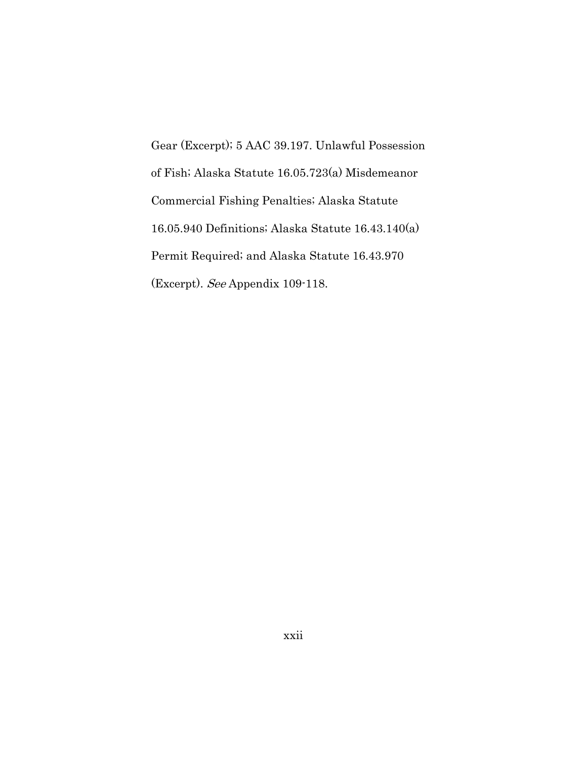Gear (Excerpt); 5 AAC 39.197. Unlawful Possession of Fish; Alaska Statute 16.05.723(a) Misdemeanor Commercial Fishing Penalties; Alaska Statute 16.05.940 Definitions; Alaska Statute 16.43.140(a) Permit Required; and Alaska Statute 16.43.970 (Excerpt). *See* Appendix 109-118.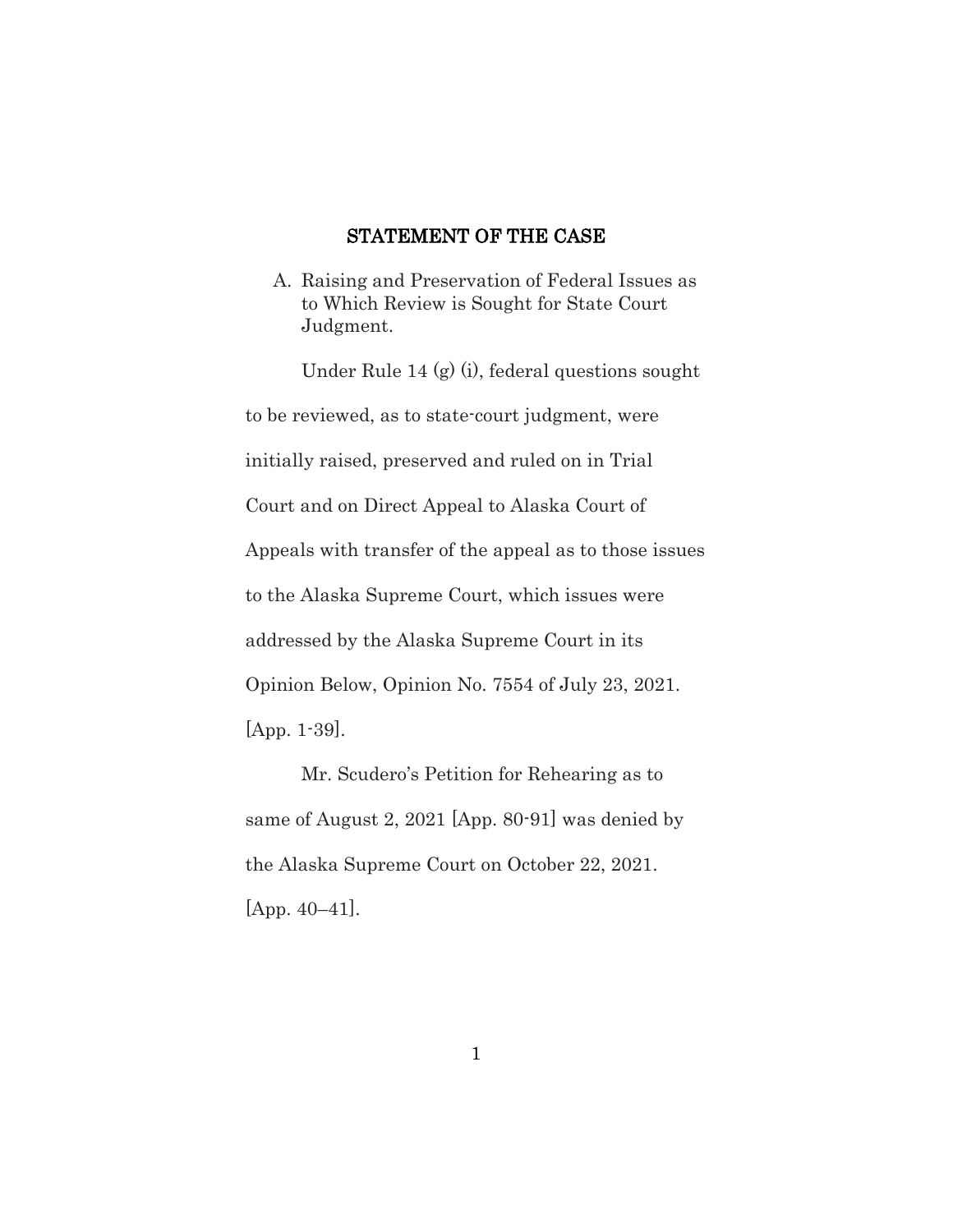## STATEMENT OF THE CASE

A. Raising and Preservation of Federal Issues as to Which Review is Sought for State Court Judgment.

Under Rule 14 (g) (i), federal questions sought to be reviewed, as to state-court judgment, were initially raised, preserved and ruled on in Trial Court and on Direct Appeal to Alaska Court of Appeals with transfer of the appeal as to those issues to the Alaska Supreme Court, which issues were addressed by the Alaska Supreme Court in its Opinion Below, Opinion No. 7554 of July 23, 2021. [App. 1-39].

Mr. Scudero's Petition for Rehearing as to same of August 2, 2021 [App. 80-91] was denied by the Alaska Supreme Court on October 22, 2021. [App. 40–41].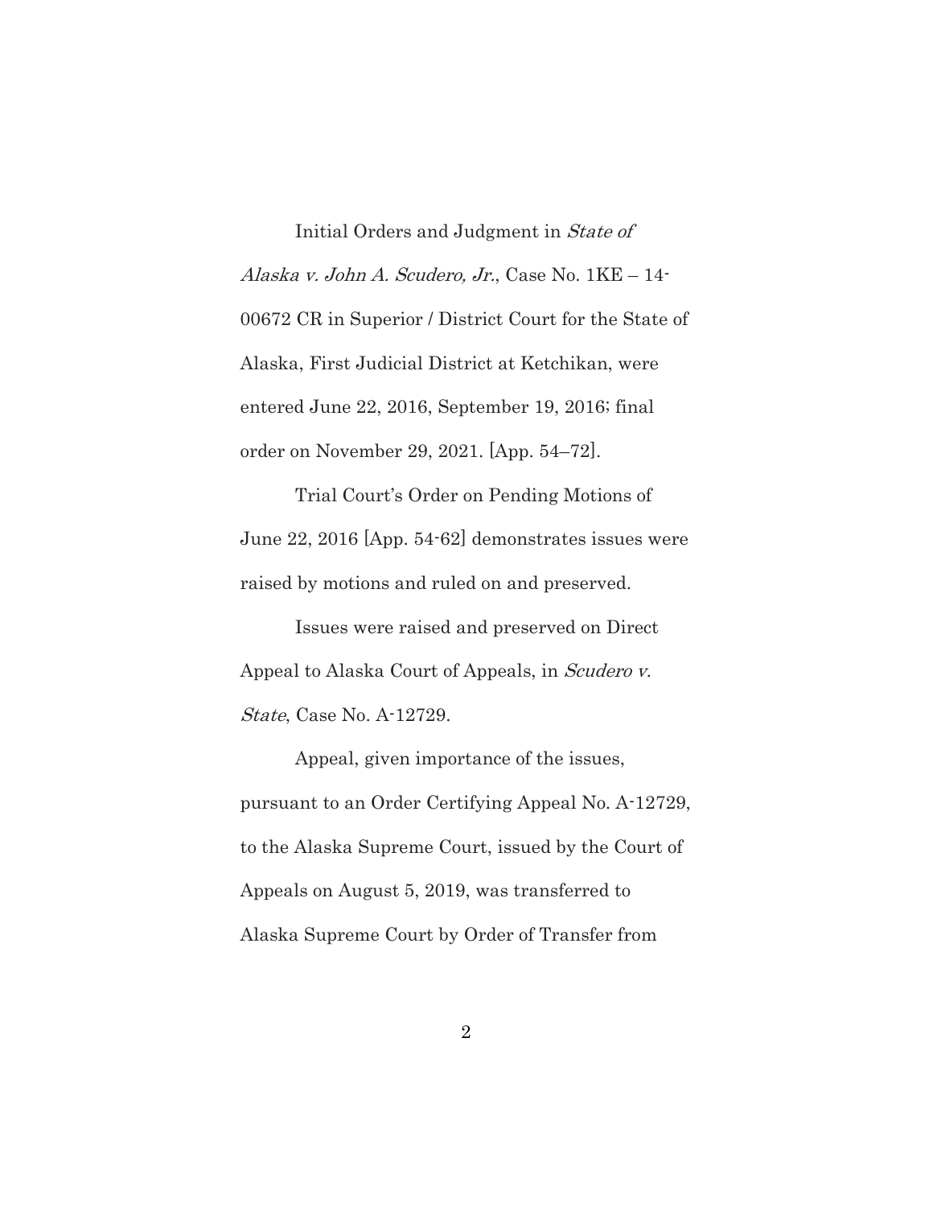Initial Orders and Judgment in *State of Alaska v. John A. Scudero, Jr.*, Case No. 1KE – 14-00672 CR in Superior / District Court for the State of Alaska, First Judicial District at Ketchikan, were entered June 22, 2016, September 19, 2016; final order on November 29, 2021. [App. 54–72].

Trial Court's Order on Pending Motions of June 22, 2016 [App. 54-62] demonstrates issues were raised by motions and ruled on and preserved.

Issues were raised and preserved on Direct Appeal to Alaska Court of Appeals, in *Scudero v. State*, Case No. A-12729.

Appeal, given importance of the issues, pursuant to an Order Certifying Appeal No. A-12729, to the Alaska Supreme Court, issued by the Court of Appeals on August 5, 2019, was transferred to Alaska Supreme Court by Order of Transfer from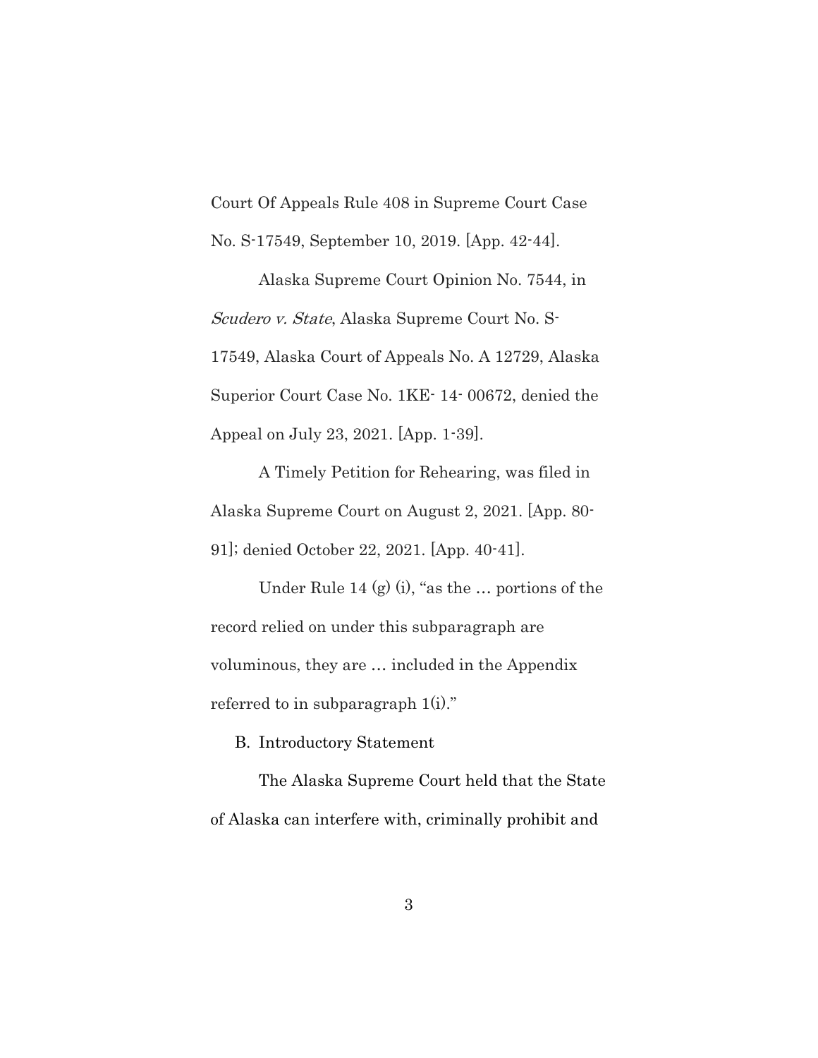Court Of Appeals Rule 408 in Supreme Court Case No. S-17549, September 10, 2019. [App. 42-44].

Alaska Supreme Court Opinion No. 7544, in *Scudero v. State*, Alaska Supreme Court No. S-17549, Alaska Court of Appeals No. A 12729, Alaska Superior Court Case No. 1KE- 14- 00672, denied the Appeal on July 23, 2021. [App. 1-39].

A Timely Petition for Rehearing, was filed in Alaska Supreme Court on August 2, 2021. [App. 80-91]; denied October 22, 2021. [App. 40-41].

Under Rule 14 (g) (i), "as the … portions of the record relied on under this subparagraph are voluminous, they are … included in the Appendix referred to in subparagraph 1(i)."

B. Introductory Statement

The Alaska Supreme Court held that the State of Alaska can interfere with, criminally prohibit and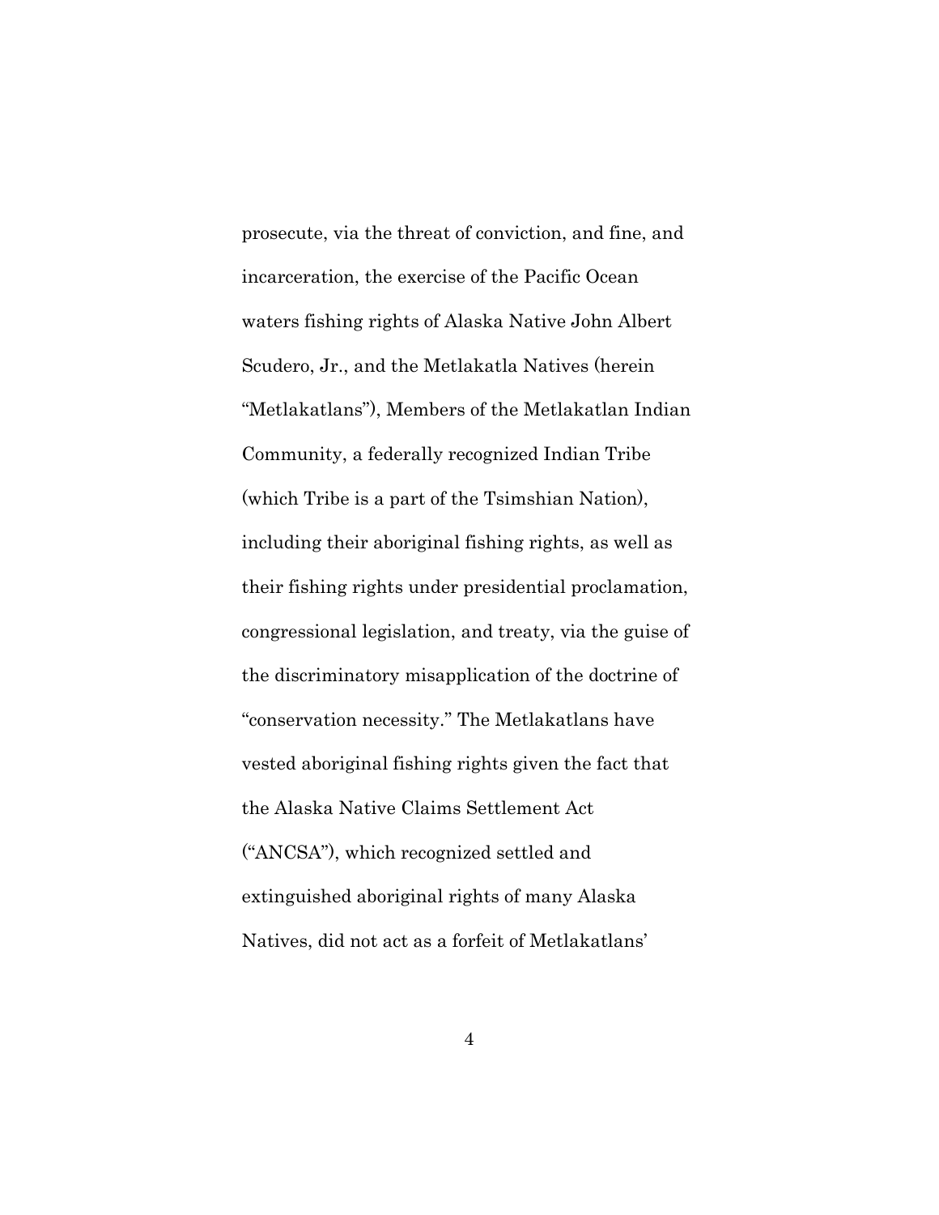prosecute, via the threat of conviction, and fine, and incarceration, the exercise of the Pacific Ocean waters fishing rights of Alaska Native John Albert Scudero, Jr., and the Metlakatla Natives (herein "Metlakatlans"), Members of the Metlakatlan Indian Community, a federally recognized Indian Tribe (which Tribe is a part of the Tsimshian Nation), including their aboriginal fishing rights, as well as their fishing rights under presidential proclamation, congressional legislation, and treaty, via the guise of the discriminatory misapplication of the doctrine of "conservation necessity." The Metlakatlans have vested aboriginal fishing rights given the fact that the Alaska Native Claims Settlement Act ("ANCSA"), which recognized settled and extinguished aboriginal rights of many Alaska Natives, did not act as a forfeit of Metlakatlans'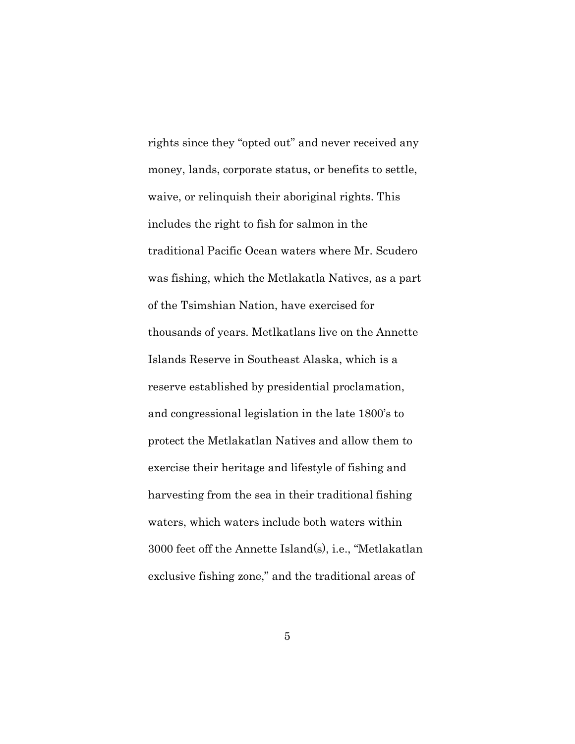rights since they "opted out" and never received any money, lands, corporate status, or benefits to settle, waive, or relinquish their aboriginal rights. This includes the right to fish for salmon in the traditional Pacific Ocean waters where Mr. Scudero was fishing, which the Metlakatla Natives, as a part of the Tsimshian Nation, have exercised for thousands of years. Metlkatlans live on the Annette Islands Reserve in Southeast Alaska, which is a reserve established by presidential proclamation, and congressional legislation in the late 1800's to protect the Metlakatlan Natives and allow them to exercise their heritage and lifestyle of fishing and harvesting from the sea in their traditional fishing waters, which waters include both waters within 3000 feet off the Annette Island(s), i.e., "Metlakatlan exclusive fishing zone," and the traditional areas of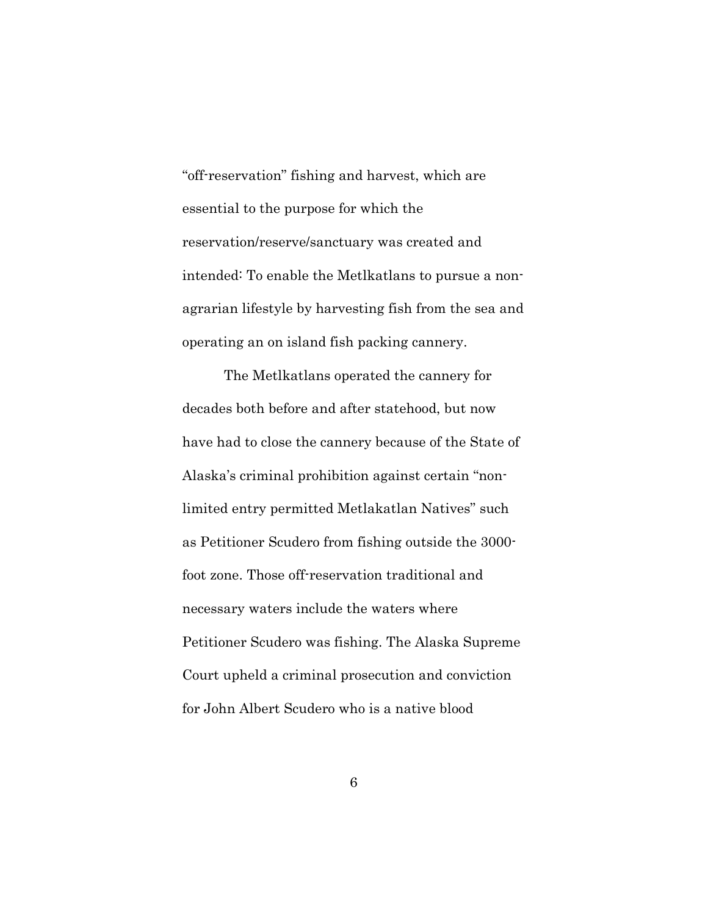"off-reservation" fishing and harvest, which are essential to the purpose for which the reservation/reserve/sanctuary was created and intended: To enable the Metlkatlans to pursue a non-agrarian lifestyle by harvesting fish from the sea and operating an on island fish packing cannery.

The Metlkatlans operated the cannery for decades both before and after statehood, but now have had to close the cannery because of the State of Alaska's criminal prohibition against certain "non-limited entry permitted Metlakatlan Natives" such as Petitioner Scudero from fishing outside the 3000-foot zone. Those off-reservation traditional and necessary waters include the waters where Petitioner Scudero was fishing. The Alaska Supreme Court upheld a criminal prosecution and conviction for John Albert Scudero who is a native blood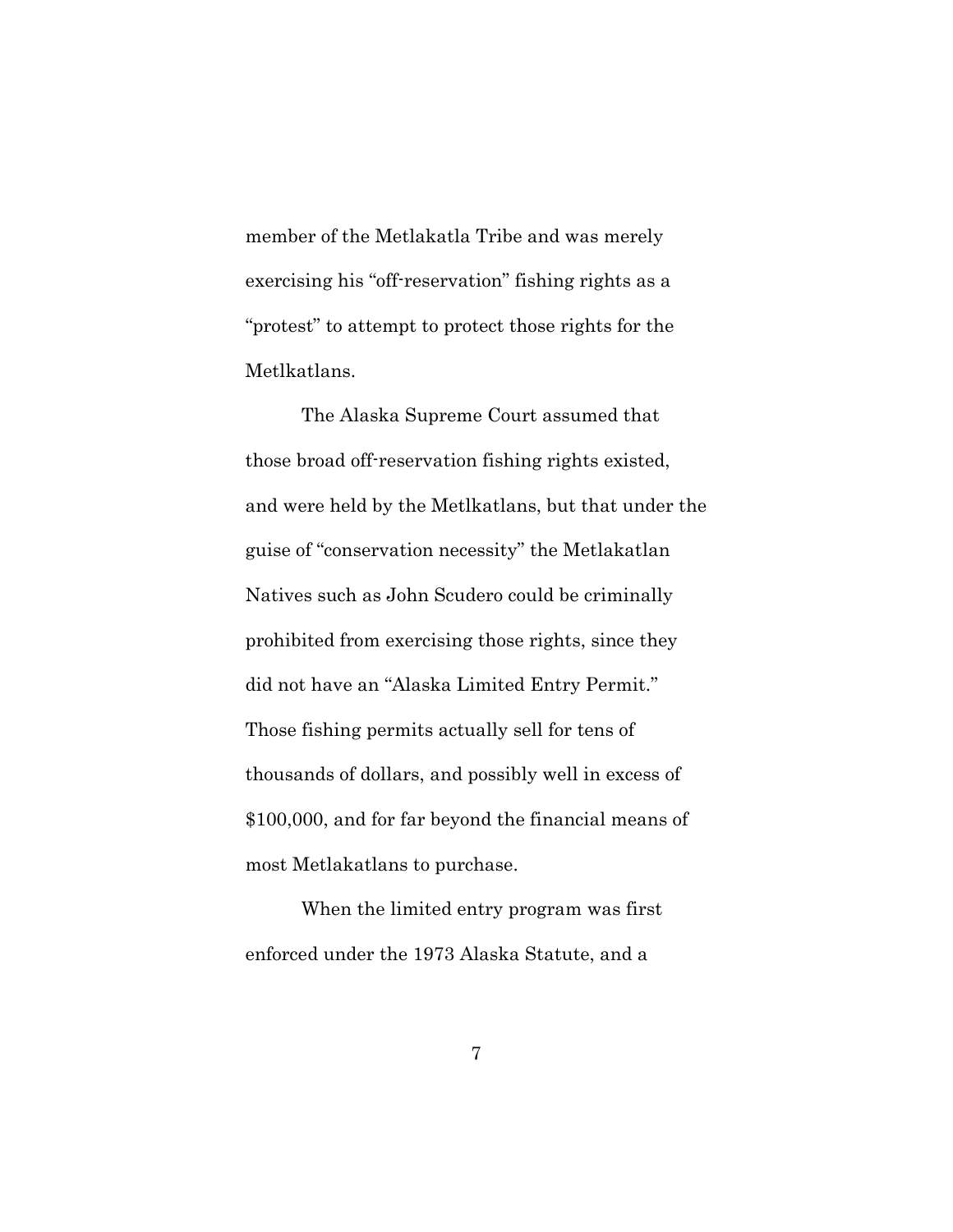member of the Metlakatla Tribe and was merely exercising his "off-reservation" fishing rights as a "protest" to attempt to protect those rights for the Metlkatlans.

The Alaska Supreme Court assumed that those broad off-reservation fishing rights existed, and were held by the Metlkatlans, but that under the guise of "conservation necessity" the Metlakatlan Natives such as John Scudero could be criminally prohibited from exercising those rights, since they did not have an "Alaska Limited Entry Permit." Those fishing permits actually sell for tens of thousands of dollars, and possibly well in excess of \$100,000, and for far beyond the financial means of most Metlakatlans to purchase.

When the limited entry program was first enforced under the 1973 Alaska Statute, and a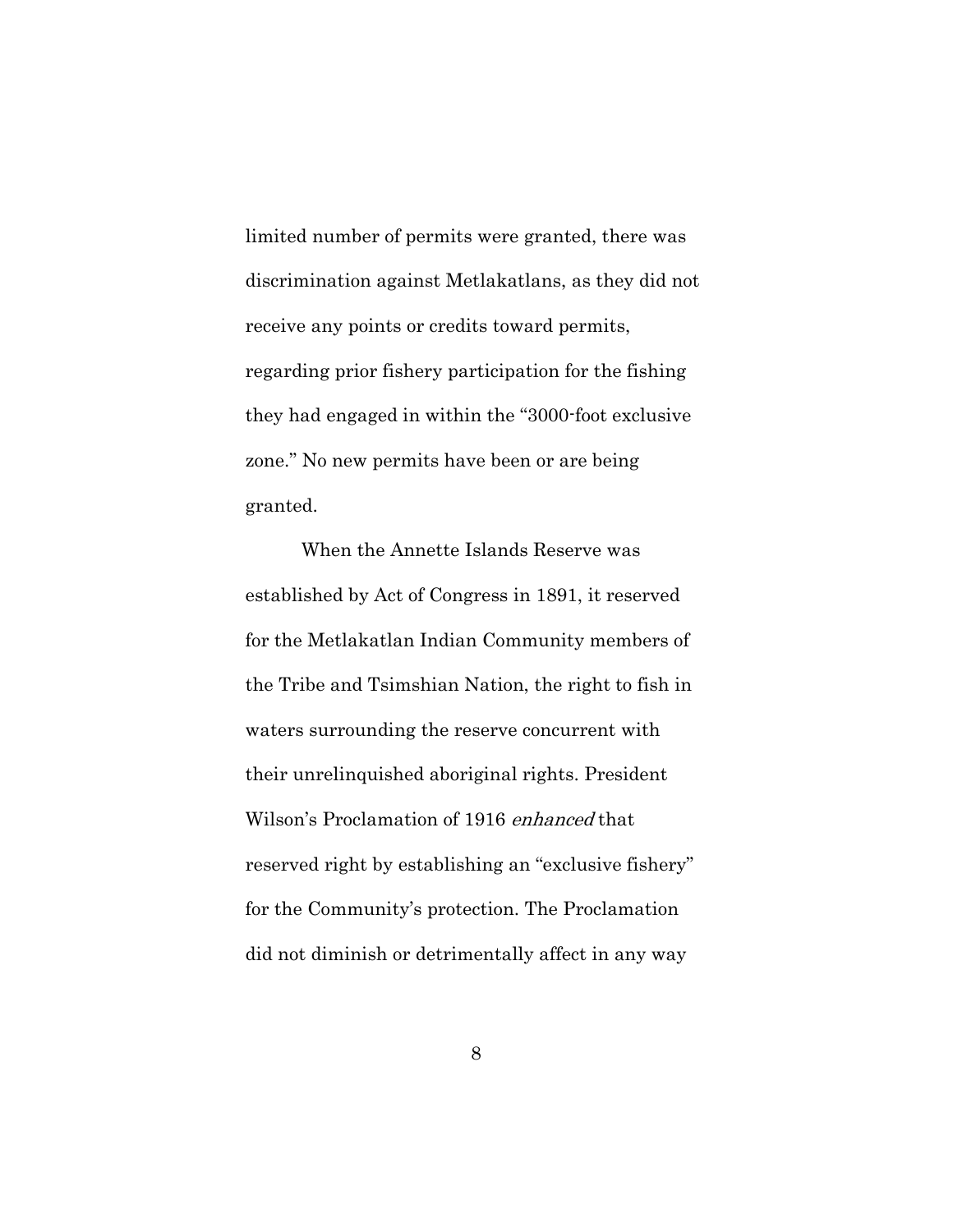limited number of permits were granted, there was discrimination against Metlakatlans, as they did not receive any points or credits toward permits, regarding prior fishery participation for the fishing they had engaged in within the "3000-foot exclusive zone." No new permits have been or are being granted.

When the Annette Islands Reserve was established by Act of Congress in 1891, it reserved for the Metlakatlan Indian Community members of the Tribe and Tsimshian Nation, the right to fish in waters surrounding the reserve concurrent with their unrelinquished aboriginal rights. President Wilson's Proclamation of 1916 *enhanced* that reserved right by establishing an "exclusive fishery" for the Community's protection. The Proclamation did not diminish or detrimentally affect in any way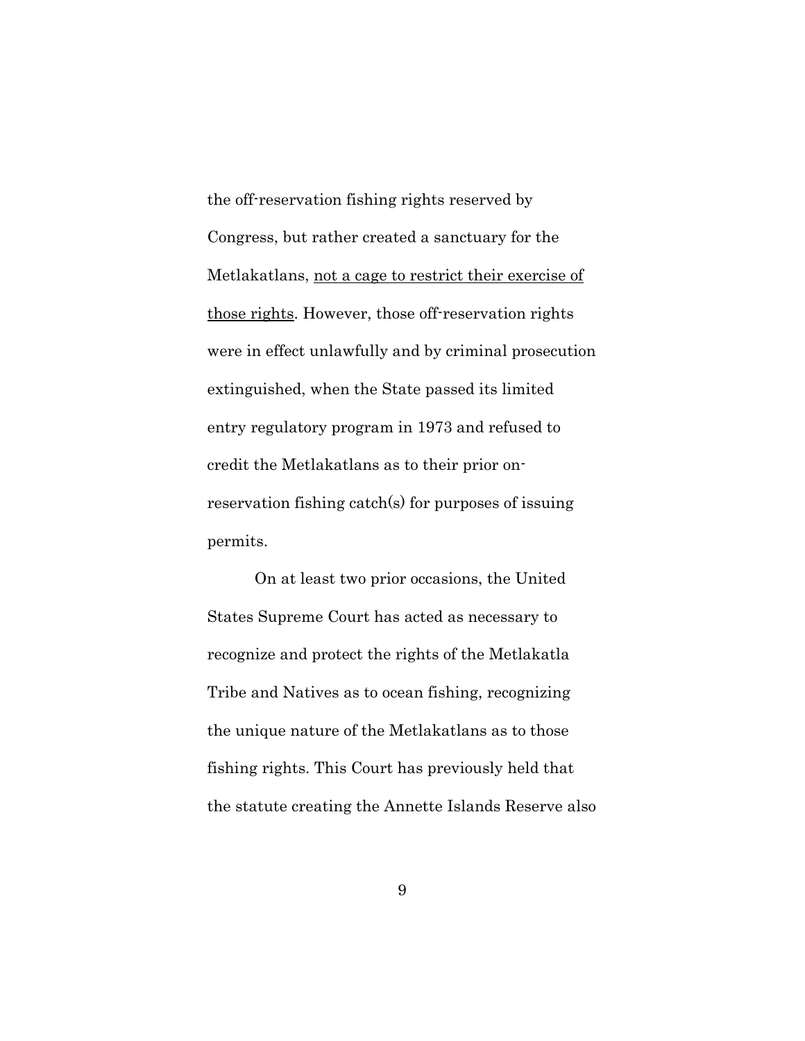the off-reservation fishing rights reserved by Congress, but rather created a sanctuary for the Metlakatlans, <u>not a cage to restrict their exercise of those rights</u>. However, those off-reservation rights were in effect unlawfully and by criminal prosecution extinguished, when the State passed its limited entry regulatory program in 1973 and refused to credit the Metlakatlans as to their prior on-reservation fishing catch(s) for purposes of issuing permits.

On at least two prior occasions, the United States Supreme Court has acted as necessary to recognize and protect the rights of the Metlakatla Tribe and Natives as to ocean fishing, recognizing the unique nature of the Metlakatlans as to those fishing rights. This Court has previously held that the statute creating the Annette Islands Reserve also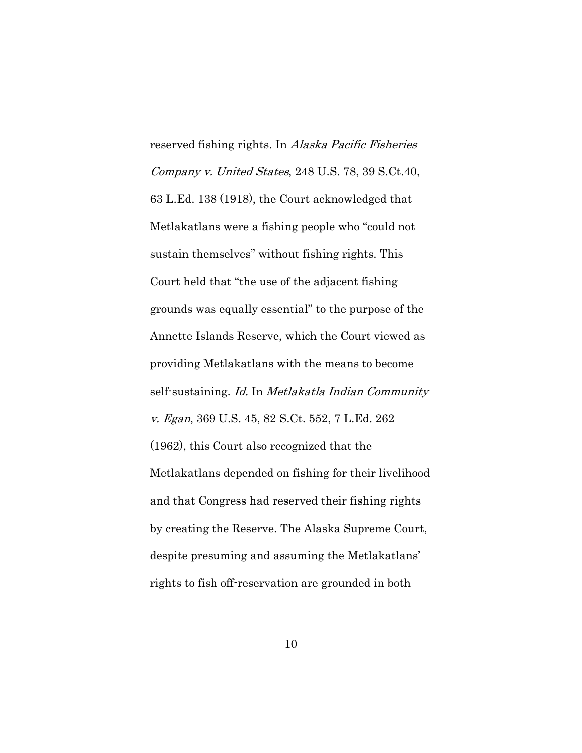reserved fishing rights. In *Alaska Pacific Fisheries Company v. United States*, 248 U.S. 78, 39 S.Ct.40, 63 L.Ed. 138 (1918), the Court acknowledged that Metlakatlans were a fishing people who "could not sustain themselves" without fishing rights. This Court held that "the use of the adjacent fishing grounds was equally essential" to the purpose of the Annette Islands Reserve, which the Court viewed as providing Metlakatlans with the means to become self-sustaining. *Id.* In *Metlakatla Indian Community v. Egan*, 369 U.S. 45, 82 S.Ct. 552, 7 L.Ed. 262 (1962), this Court also recognized that the Metlakatlans depended on fishing for their livelihood and that Congress had reserved their fishing rights by creating the Reserve. The Alaska Supreme Court, despite presuming and assuming the Metlakatlans' rights to fish off-reservation are grounded in both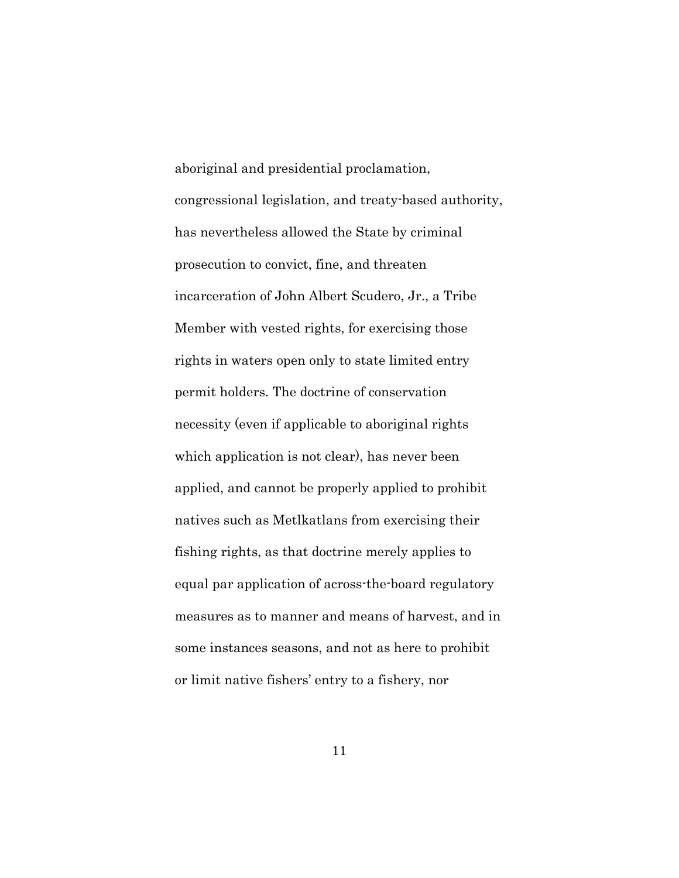aboriginal and presidential proclamation, congressional legislation, and treaty-based authority, has nevertheless allowed the State by criminal prosecution to convict, fine, and threaten incarceration of John Albert Scudero, Jr., a Tribe Member with vested rights, for exercising those rights in waters open only to state limited entry permit holders. The doctrine of conservation necessity (even if applicable to aboriginal rights which application is not clear), has never been applied, and cannot be properly applied to prohibit natives such as Metlkatlans from exercising their fishing rights, as that doctrine merely applies to equal par application of across-the-board regulatory measures as to manner and means of harvest, and in some instances seasons, and not as here to prohibit or limit native fishers' entry to a fishery, nor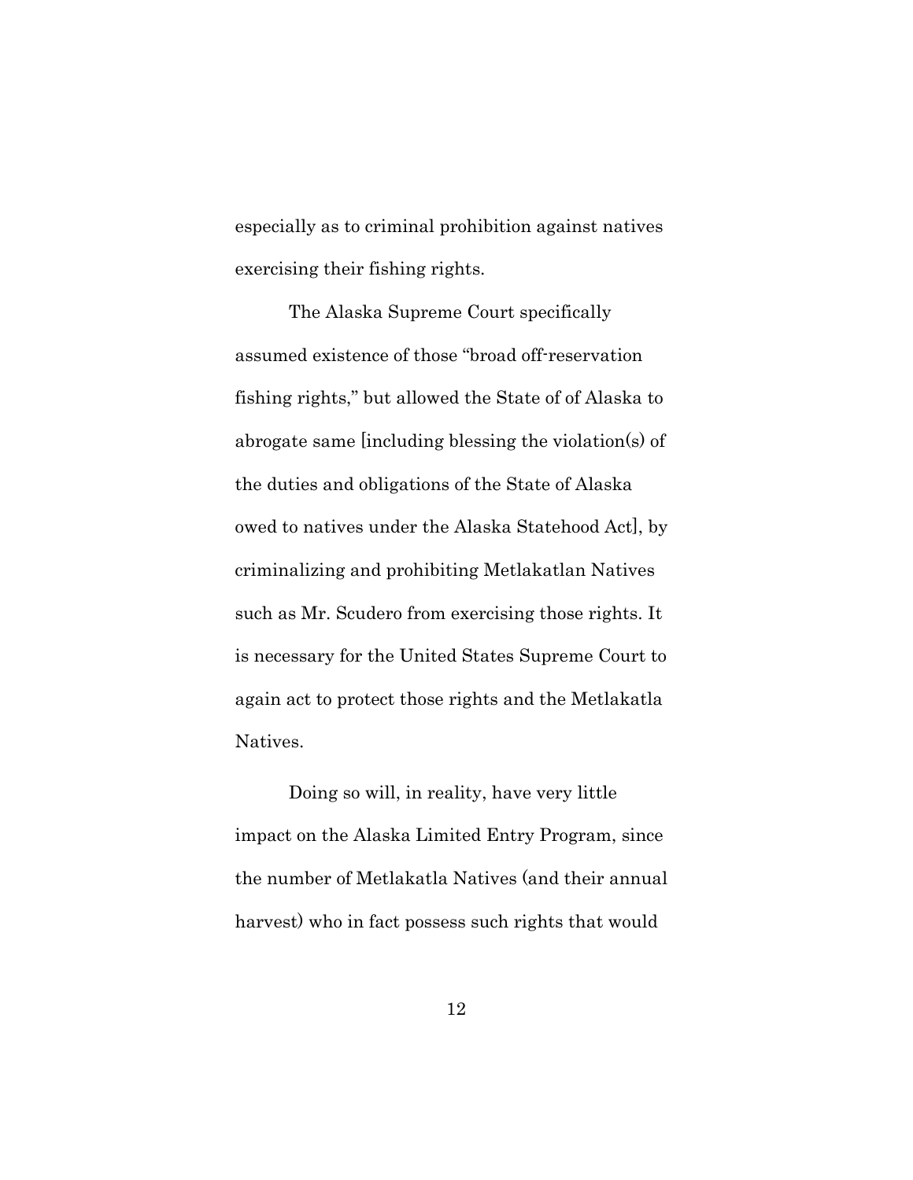especially as to criminal prohibition against natives exercising their fishing rights.

The Alaska Supreme Court specifically assumed existence of those "broad off-reservation fishing rights," but allowed the State of of Alaska to abrogate same [including blessing the violation(s) of the duties and obligations of the State of Alaska owed to natives under the Alaska Statehood Act], by criminalizing and prohibiting Metlakatlan Natives such as Mr. Scudero from exercising those rights. It is necessary for the United States Supreme Court to again act to protect those rights and the Metlakatla Natives.

Doing so will, in reality, have very little impact on the Alaska Limited Entry Program, since the number of Metlakatla Natives (and their annual harvest) who in fact possess such rights that would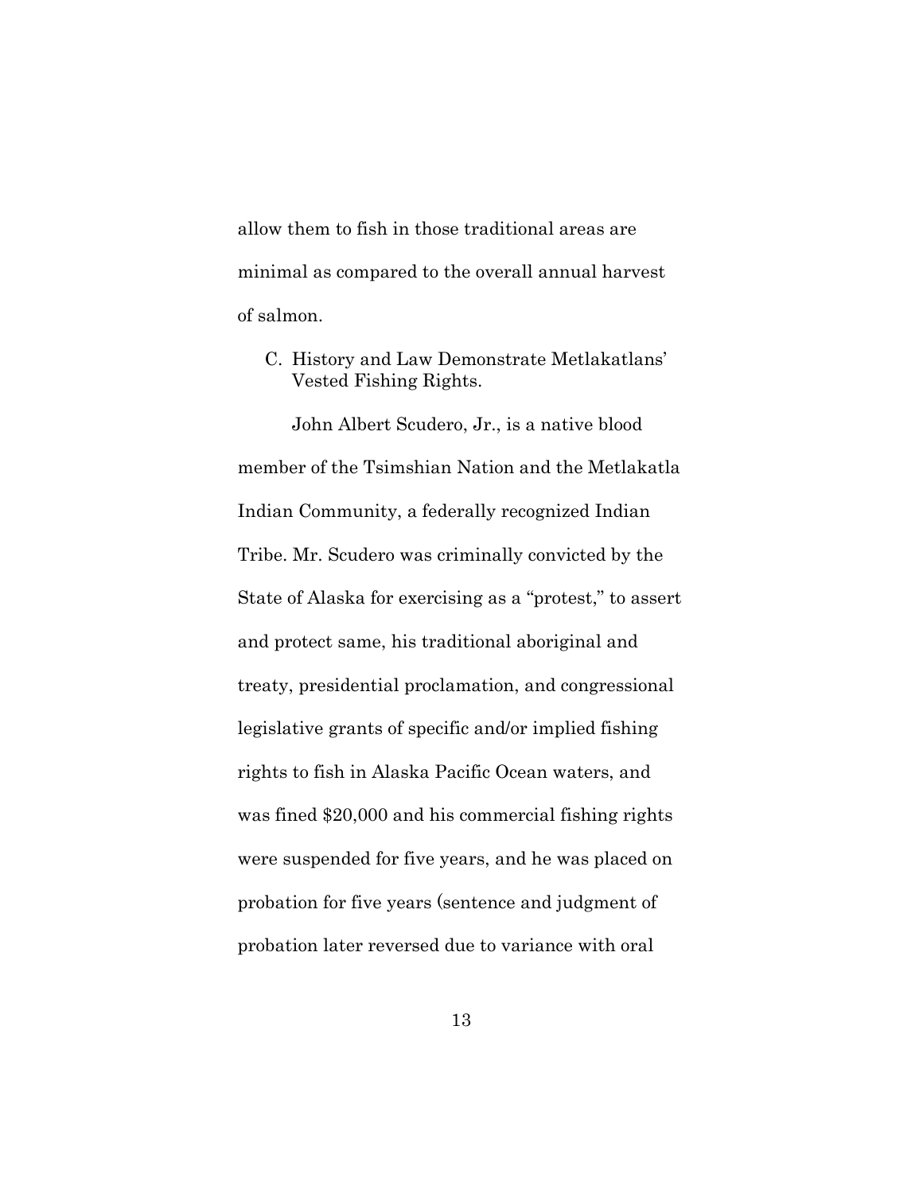allow them to fish in those traditional areas are minimal as compared to the overall annual harvest of salmon.

### C. History and Law Demonstrate Metlakatlans' Vested Fishing Rights.

John Albert Scudero, Jr., is a native blood member of the Tsimshian Nation and the Metlakatla Indian Community, a federally recognized Indian Tribe. Mr. Scudero was criminally convicted by the State of Alaska for exercising as a "protest," to assert and protect same, his traditional aboriginal and treaty, presidential proclamation, and congressional legislative grants of specific and/or implied fishing rights to fish in Alaska Pacific Ocean waters, and was fined $20,000 and his commercial fishing rights were suspended for five years, and he was placed on probation for five years (sentence and judgment of probation later reversed due to variance with oral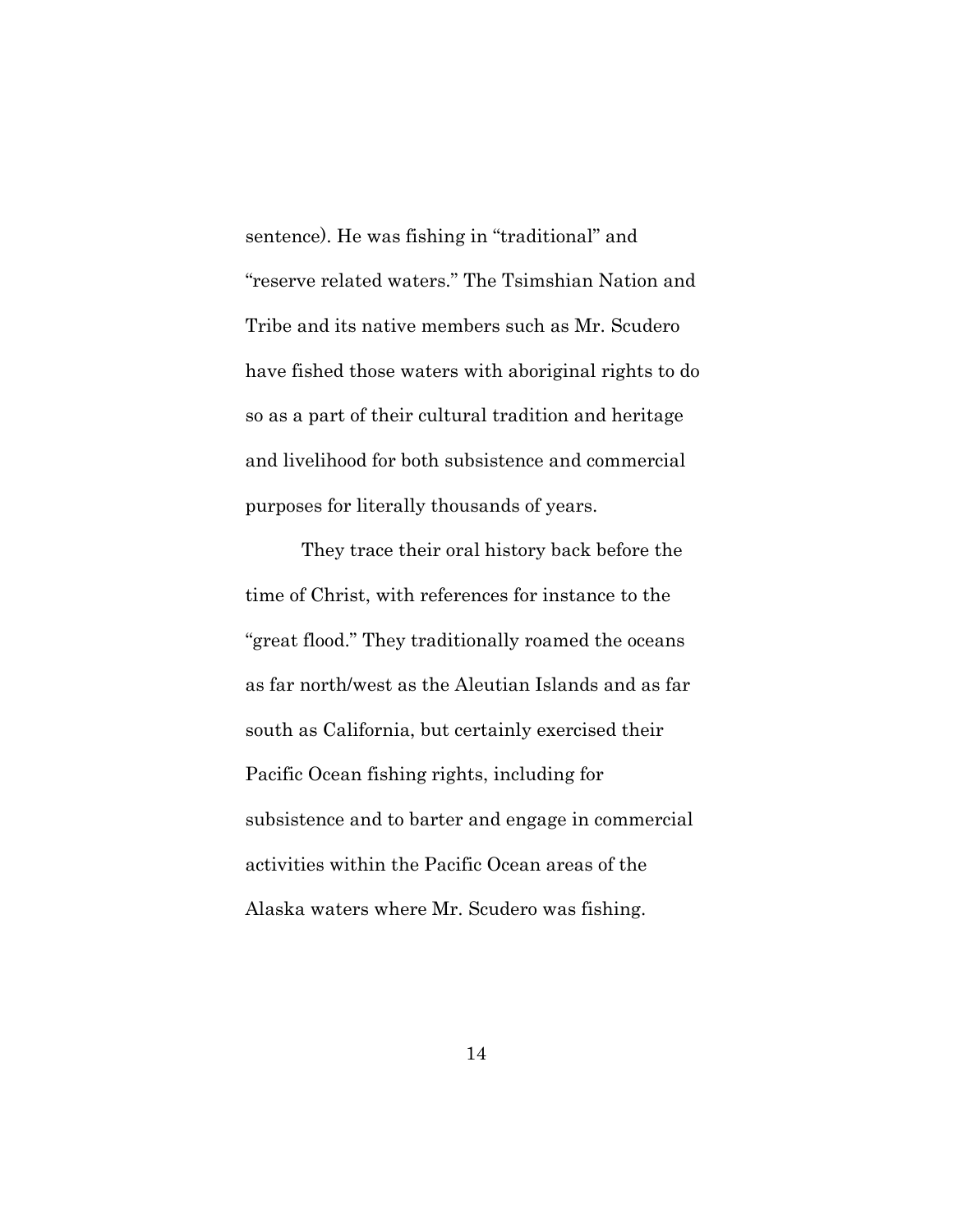sentence). He was fishing in "traditional" and "reserve related waters." The Tsimshian Nation and Tribe and its native members such as Mr. Scudero have fished those waters with aboriginal rights to do so as a part of their cultural tradition and heritage and livelihood for both subsistence and commercial purposes for literally thousands of years.

They trace their oral history back before the time of Christ, with references for instance to the "great flood." They traditionally roamed the oceans as far north/west as the Aleutian Islands and as far south as California, but certainly exercised their Pacific Ocean fishing rights, including for subsistence and to barter and engage in commercial activities within the Pacific Ocean areas of the Alaska waters where Mr. Scudero was fishing.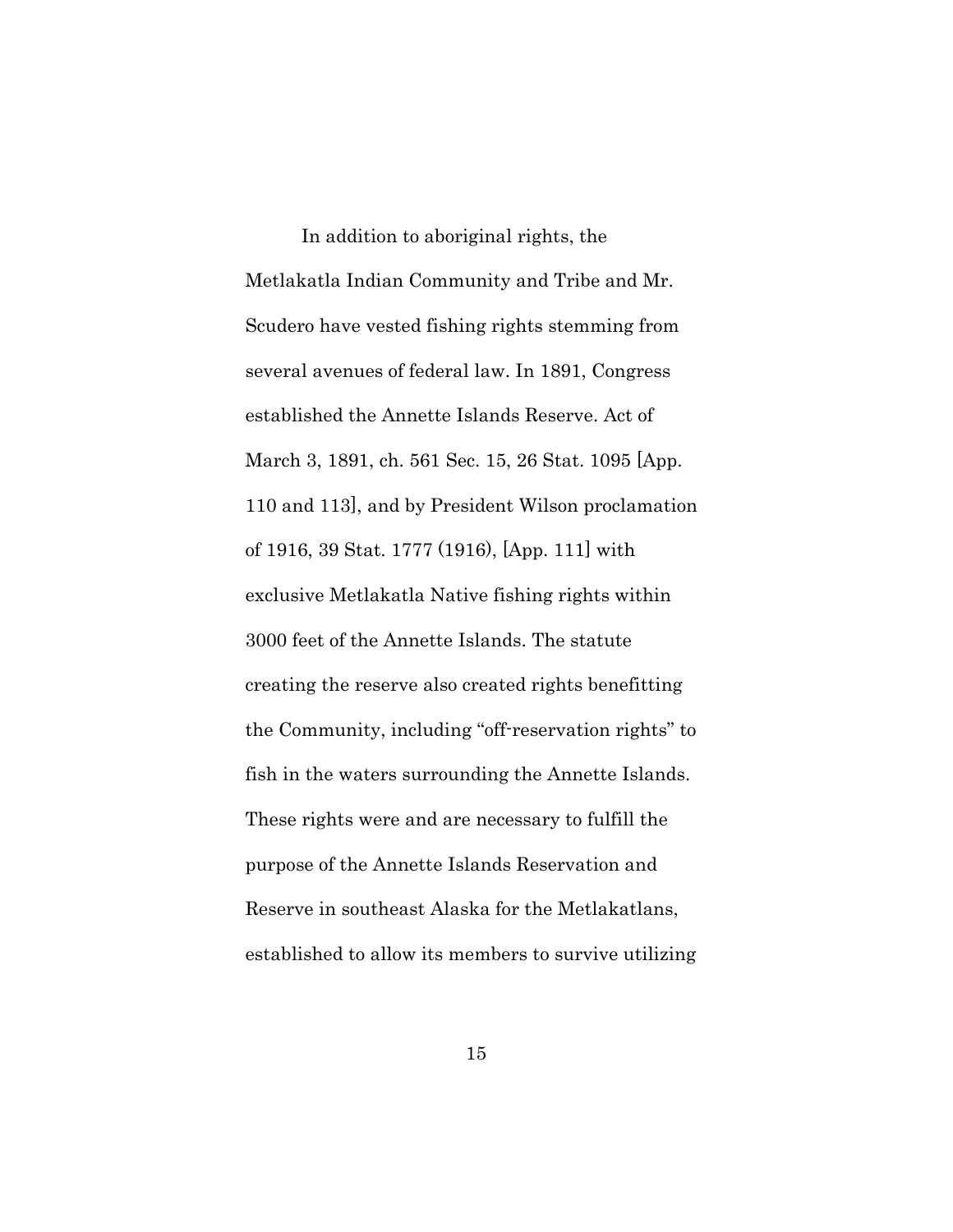In addition to aboriginal rights, the Metlakatla Indian Community and Tribe and Mr. Scudero have vested fishing rights stemming from several avenues of federal law. In 1891, Congress established the Annette Islands Reserve. Act of March 3, 1891, ch. 561 Sec. 15, 26 Stat. 1095 [App. 110 and 113], and by President Wilson proclamation of 1916, 39 Stat. 1777 (1916), [App. 111] with exclusive Metlakatla Native fishing rights within 3000 feet of the Annette Islands. The statute creating the reserve also created rights benefitting the Community, including "off-reservation rights" to fish in the waters surrounding the Annette Islands. These rights were and are necessary to fulfill the purpose of the Annette Islands Reservation and Reserve in southeast Alaska for the Metlakatlans, established to allow its members to survive utilizing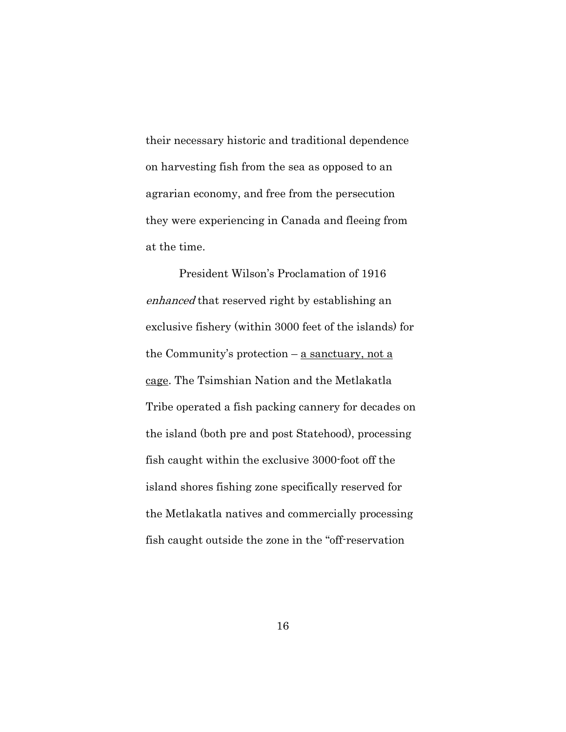their necessary historic and traditional dependence on harvesting fish from the sea as opposed to an agrarian economy, and free from the persecution they were experiencing in Canada and fleeing from at the time.

President Wilson's Proclamation of 1916 *enhanced* that reserved right by establishing an exclusive fishery (within 3000 feet of the islands) for the Community's protection – <u>a sanctuary, not a cage</u>. The Tsimshian Nation and the Metlakatla Tribe operated a fish packing cannery for decades on the island (both pre and post Statehood), processing fish caught within the exclusive 3000-foot off the island shores fishing zone specifically reserved for the Metlakatla natives and commercially processing fish caught outside the zone in the "off-reservation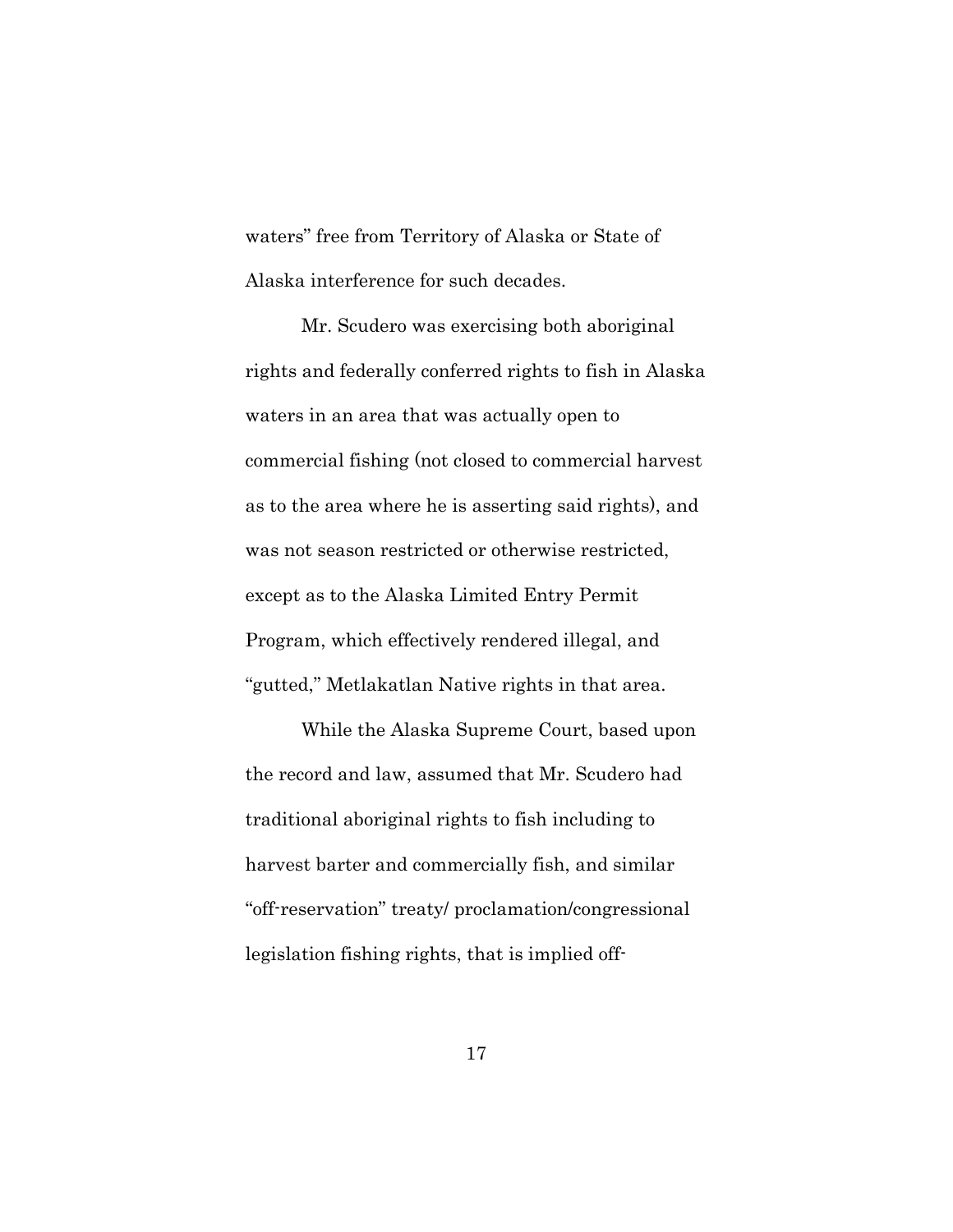waters" free from Territory of Alaska or State of Alaska interference for such decades.

Mr. Scudero was exercising both aboriginal rights and federally conferred rights to fish in Alaska waters in an area that was actually open to commercial fishing (not closed to commercial harvest as to the area where he is asserting said rights), and was not season restricted or otherwise restricted, except as to the Alaska Limited Entry Permit Program, which effectively rendered illegal, and "gutted," Metlakatlan Native rights in that area.

While the Alaska Supreme Court, based upon the record and law, assumed that Mr. Scudero had traditional aboriginal rights to fish including to harvest barter and commercially fish, and similar "off-reservation" treaty/ proclamation/congressional legislation fishing rights, that is implied off-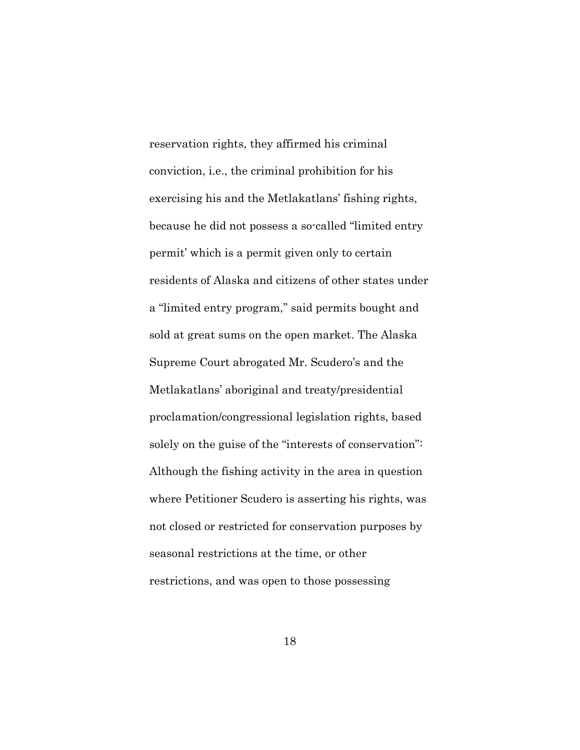reservation rights, they affirmed his criminal conviction, i.e., the criminal prohibition for his exercising his and the Metlakatlans' fishing rights, because he did not possess a so-called "limited entry permit' which is a permit given only to certain residents of Alaska and citizens of other states under a "limited entry program," said permits bought and sold at great sums on the open market. The Alaska Supreme Court abrogated Mr. Scudero's and the Metlakatlans' aboriginal and treaty/presidential proclamation/congressional legislation rights, based solely on the guise of the "interests of conservation": Although the fishing activity in the area in question where Petitioner Scudero is asserting his rights, was not closed or restricted for conservation purposes by seasonal restrictions at the time, or other restrictions, and was open to those possessing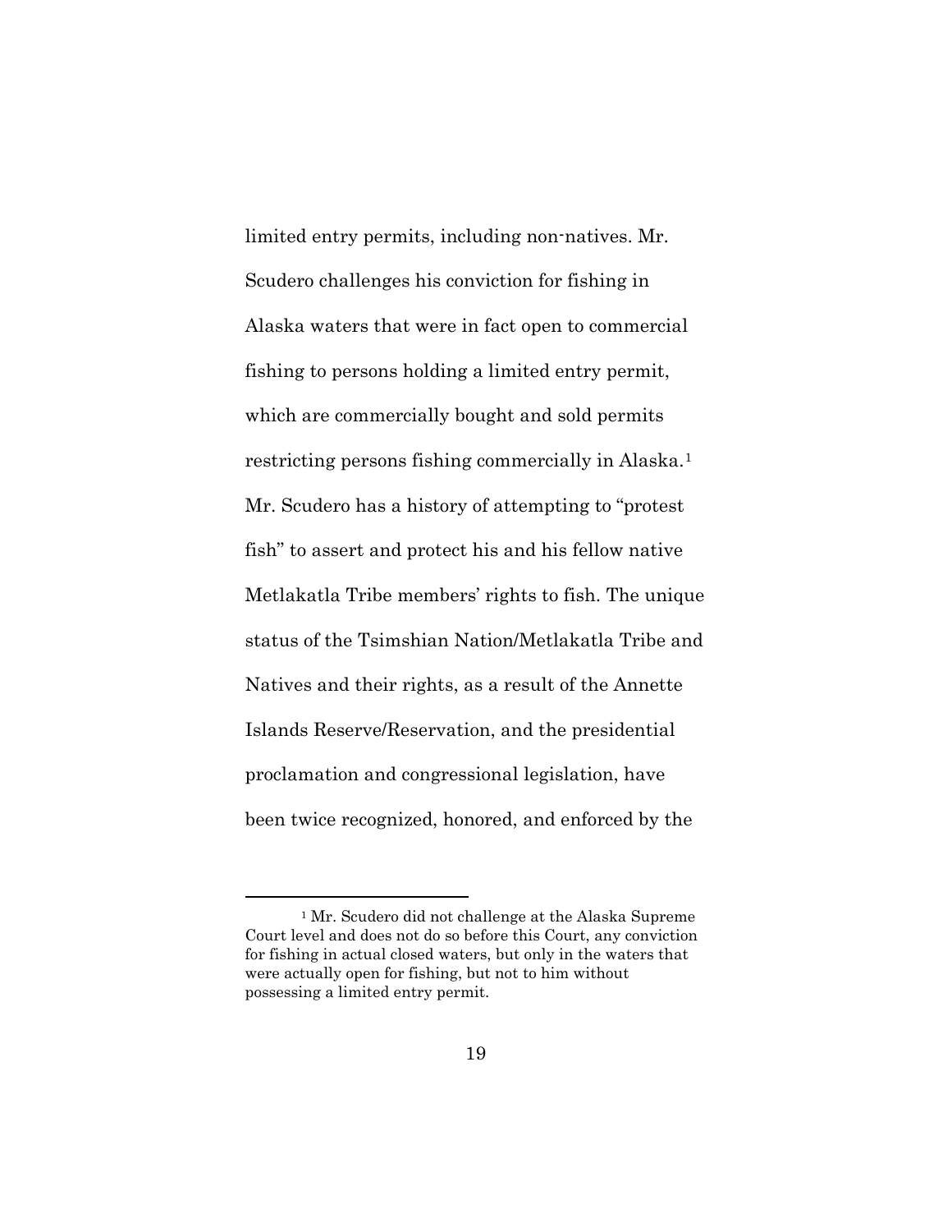limited entry permits, including non-natives. Mr. Scudero challenges his conviction for fishing in Alaska waters that were in fact open to commercial fishing to persons holding a limited entry permit, which are commercially bought and sold permits restricting persons fishing commercially in Alaska.[1] Mr. Scudero has a history of attempting to "protest fish" to assert and protect his and his fellow native Metlakatla Tribe members' rights to fish. The unique status of the Tsimshian Nation/Metlakatla Tribe and Natives and their rights, as a result of the Annette Islands Reserve/Reservation, and the presidential proclamation and congressional legislation, have been twice recognized, honored, and enforced by the

---

[1] Mr. Scudero did not challenge at the Alaska Supreme Court level and does not do so before this Court, any conviction for fishing in actual closed waters, but only in the waters that were actually open for fishing, but not to him without possessing a limited entry permit.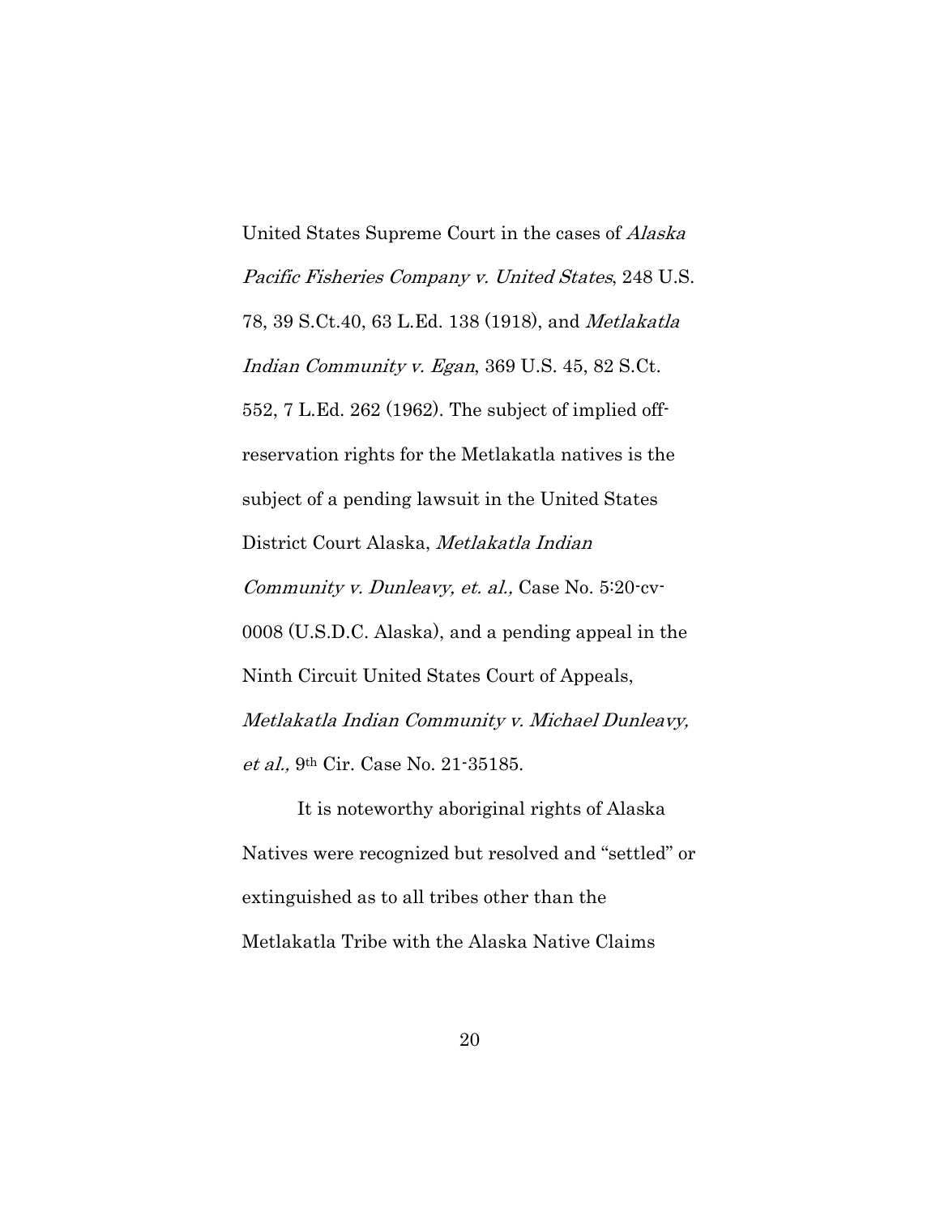United States Supreme Court in the cases of *Alaska Pacific Fisheries Company v. United States*, 248 U.S. 78, 39 S.Ct.40, 63 L.Ed. 138 (1918), and *Metlakatla Indian Community v. Egan*, 369 U.S. 45, 82 S.Ct. 552, 7 L.Ed. 262 (1962). The subject of implied off-reservation rights for the Metlakatla natives is the subject of a pending lawsuit in the United States District Court Alaska, *Metlakatla Indian Community v. Dunleavy, et. al.,* Case No. 5:20-cv-0008 (U.S.D.C. Alaska), and a pending appeal in the Ninth Circuit United States Court of Appeals, *Metlakatla Indian Community v. Michael Dunleavy, et al.,* 9th Cir. Case No. 21-35185.

It is noteworthy aboriginal rights of Alaska Natives were recognized but resolved and "settled" or extinguished as to all tribes other than the Metlakatla Tribe with the Alaska Native Claims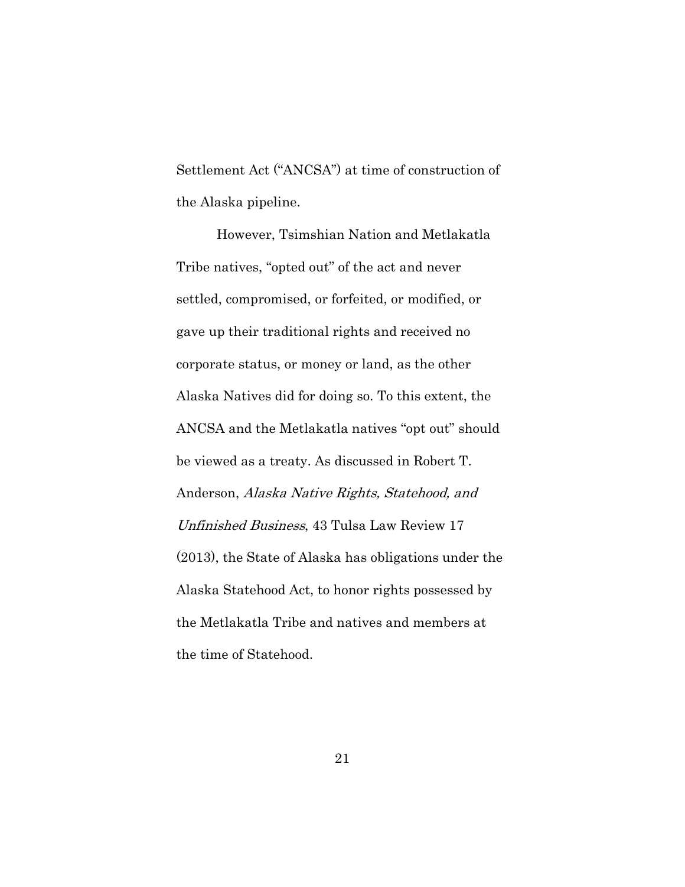Settlement Act ("ANCSA") at time of construction of the Alaska pipeline.

However, Tsimshian Nation and Metlakatla Tribe natives, "opted out" of the act and never settled, compromised, or forfeited, or modified, or gave up their traditional rights and received no corporate status, or money or land, as the other Alaska Natives did for doing so. To this extent, the ANCSA and the Metlakatla natives "opt out" should be viewed as a treaty. As discussed in Robert T. Anderson, *Alaska Native Rights, Statehood, and Unfinished Business*, 43 Tulsa Law Review 17 (2013), the State of Alaska has obligations under the Alaska Statehood Act, to honor rights possessed by the Metlakatla Tribe and natives and members at the time of Statehood.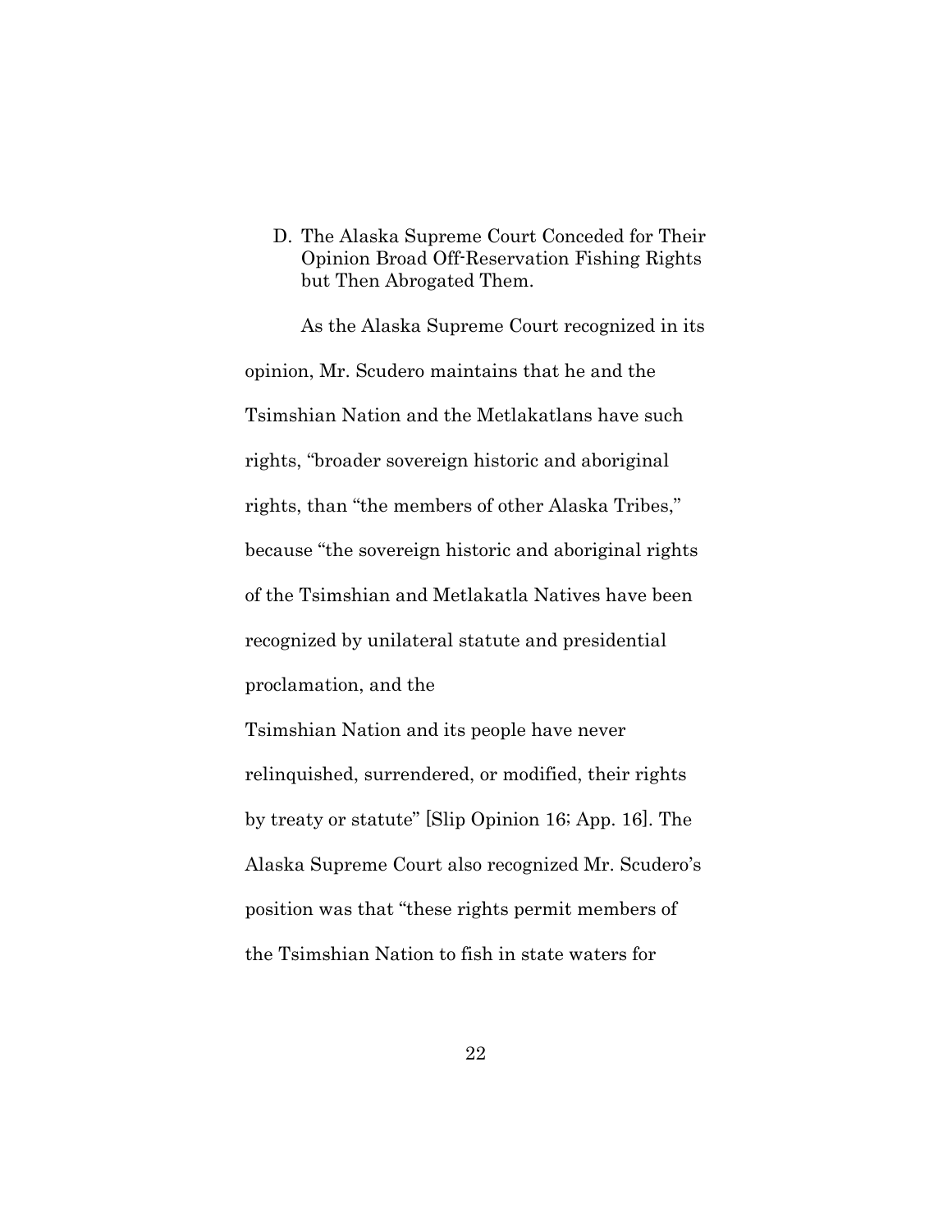D. The Alaska Supreme Court Conceded for Their Opinion Broad Off-Reservation Fishing Rights but Then Abrogated Them.

As the Alaska Supreme Court recognized in its opinion, Mr. Scudero maintains that he and the Tsimshian Nation and the Metlakatlans have such rights, "broader sovereign historic and aboriginal rights, than "the members of other Alaska Tribes," because "the sovereign historic and aboriginal rights of the Tsimshian and Metlakatla Natives have been recognized by unilateral statute and presidential proclamation, and the

Tsimshian Nation and its people have never relinquished, surrendered, or modified, their rights by treaty or statute" [Slip Opinion 16; App. 16]. The Alaska Supreme Court also recognized Mr. Scudero's position was that "these rights permit members of the Tsimshian Nation to fish in state waters for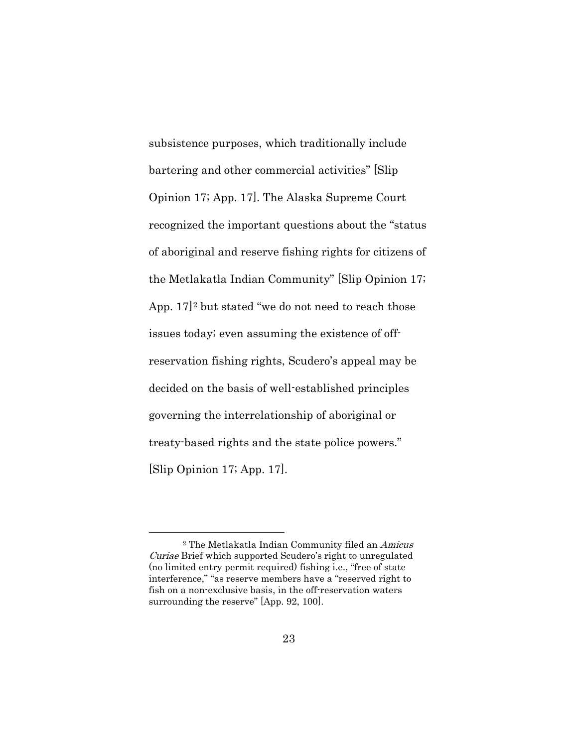subsistence purposes, which traditionally include bartering and other commercial activities" [Slip Opinion 17; App. 17]. The Alaska Supreme Court recognized the important questions about the "status of aboriginal and reserve fishing rights for citizens of the Metlakatla Indian Community" [Slip Opinion 17; App. 17][2] but stated "we do not need to reach those issues today; even assuming the existence of off-reservation fishing rights, Scudero's appeal may be decided on the basis of well-established principles governing the interrelationship of aboriginal or treaty-based rights and the state police powers." [Slip Opinion 17; App. 17].

---

[2] The Metlakatla Indian Community filed an *Amicus Curiae* Brief which supported Scudero's right to unregulated (no limited entry permit required) fishing i.e., "free of state interference," "as reserve members have a "reserved right to fish on a non-exclusive basis, in the off-reservation waters surrounding the reserve" [App. 92, 100].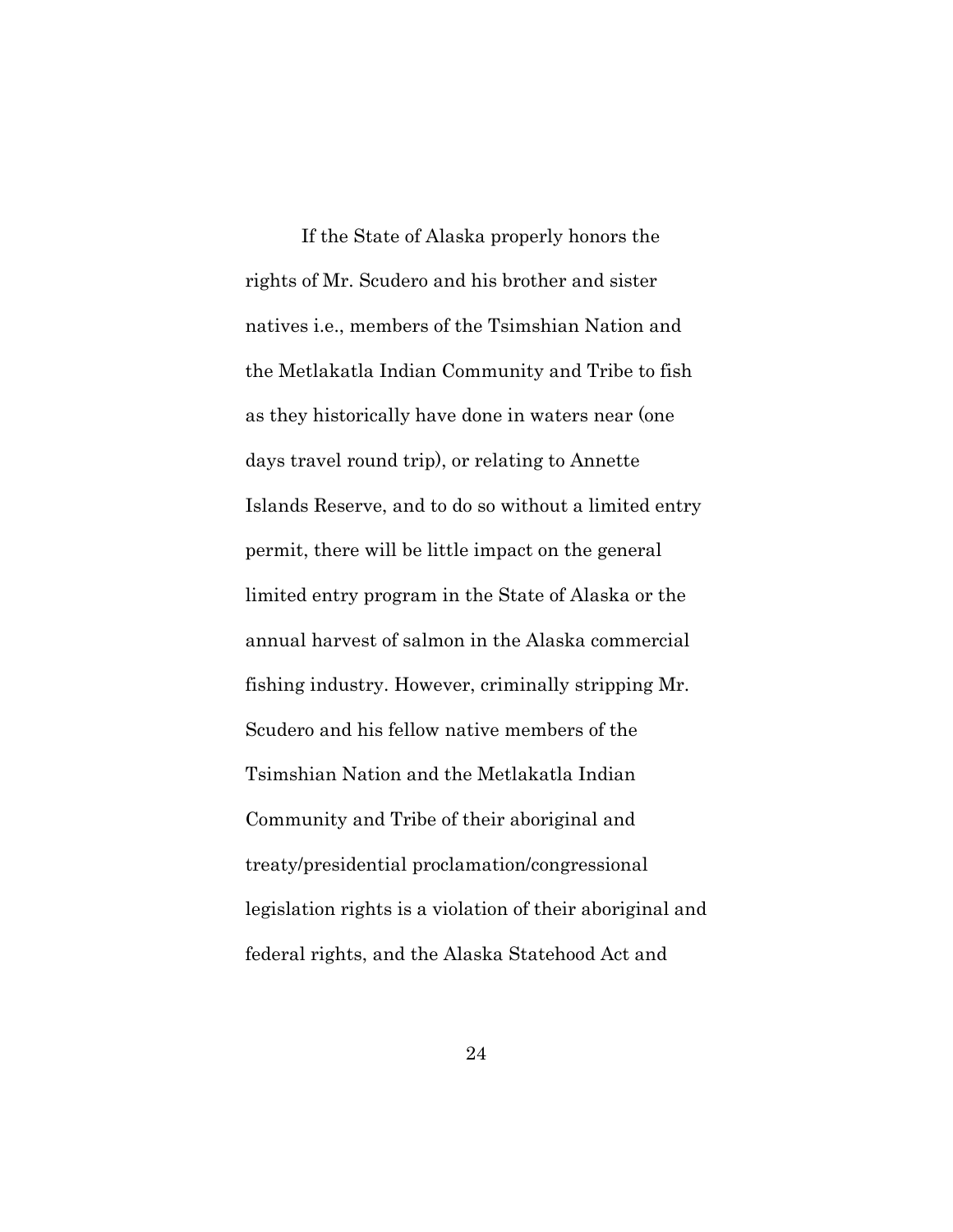If the State of Alaska properly honors the rights of Mr. Scudero and his brother and sister natives i.e., members of the Tsimshian Nation and the Metlakatla Indian Community and Tribe to fish as they historically have done in waters near (one days travel round trip), or relating to Annette Islands Reserve, and to do so without a limited entry permit, there will be little impact on the general limited entry program in the State of Alaska or the annual harvest of salmon in the Alaska commercial fishing industry. However, criminally stripping Mr. Scudero and his fellow native members of the Tsimshian Nation and the Metlakatla Indian Community and Tribe of their aboriginal and treaty/presidential proclamation/congressional legislation rights is a violation of their aboriginal and federal rights, and the Alaska Statehood Act and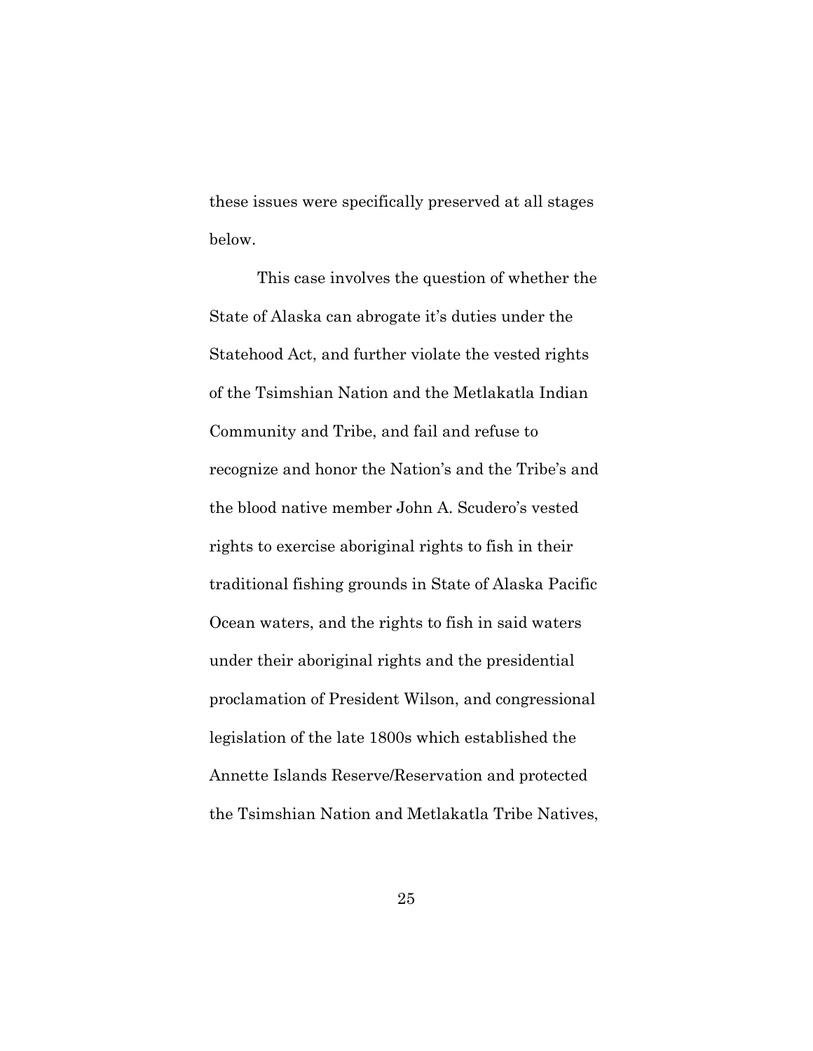these issues were specifically preserved at all stages below.

This case involves the question of whether the State of Alaska can abrogate it's duties under the Statehood Act, and further violate the vested rights of the Tsimshian Nation and the Metlakatla Indian Community and Tribe, and fail and refuse to recognize and honor the Nation's and the Tribe's and the blood native member John A. Scudero's vested rights to exercise aboriginal rights to fish in their traditional fishing grounds in State of Alaska Pacific Ocean waters, and the rights to fish in said waters under their aboriginal rights and the presidential proclamation of President Wilson, and congressional legislation of the late 1800s which established the Annette Islands Reserve/Reservation and protected the Tsimshian Nation and Metlakatla Tribe Natives,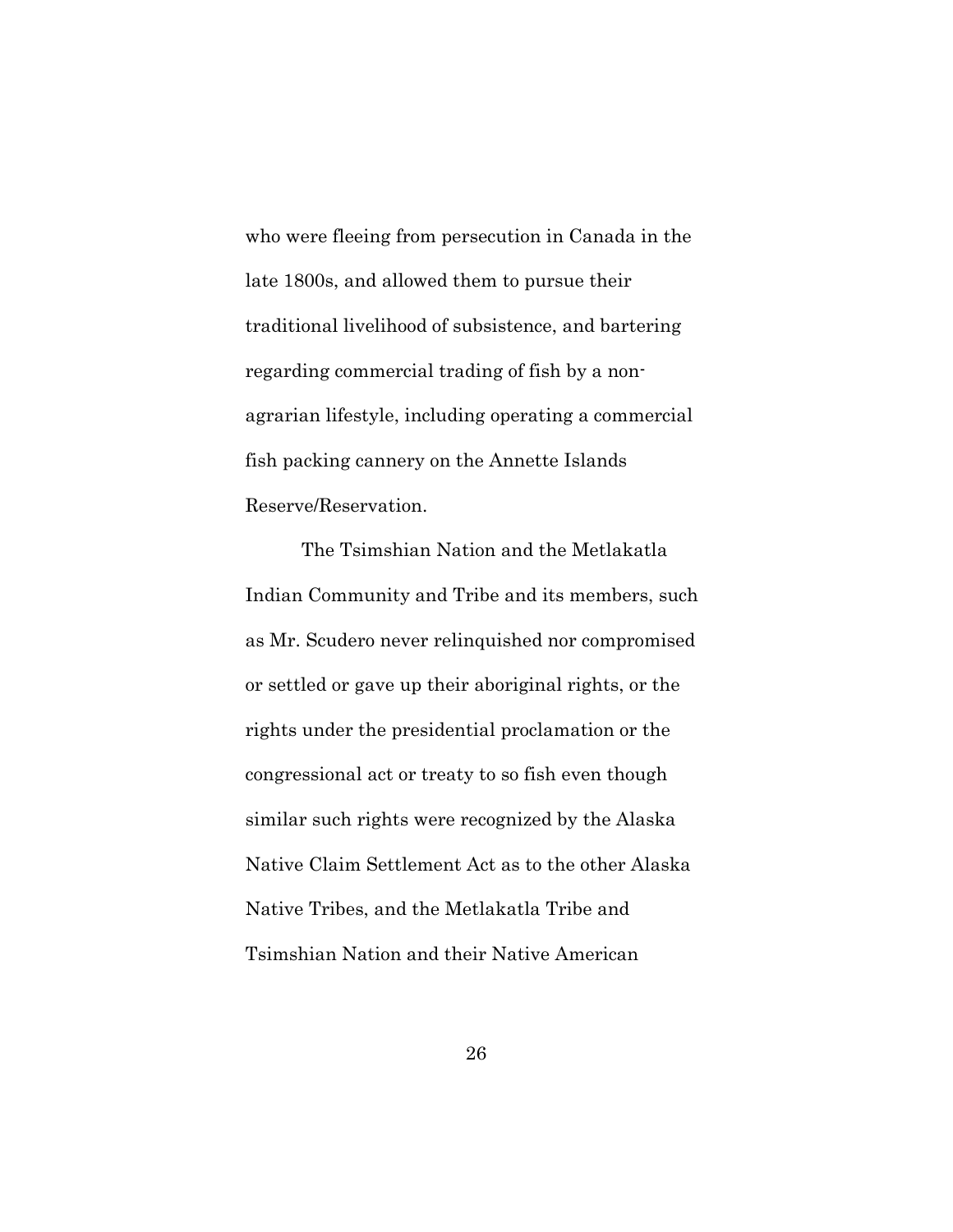who were fleeing from persecution in Canada in the late 1800s, and allowed them to pursue their traditional livelihood of subsistence, and bartering regarding commercial trading of fish by a non-agrarian lifestyle, including operating a commercial fish packing cannery on the Annette Islands Reserve/Reservation.

The Tsimshian Nation and the Metlakatla Indian Community and Tribe and its members, such as Mr. Scudero never relinquished nor compromised or settled or gave up their aboriginal rights, or the rights under the presidential proclamation or the congressional act or treaty to so fish even though similar such rights were recognized by the Alaska Native Claim Settlement Act as to the other Alaska Native Tribes, and the Metlakatla Tribe and Tsimshian Nation and their Native American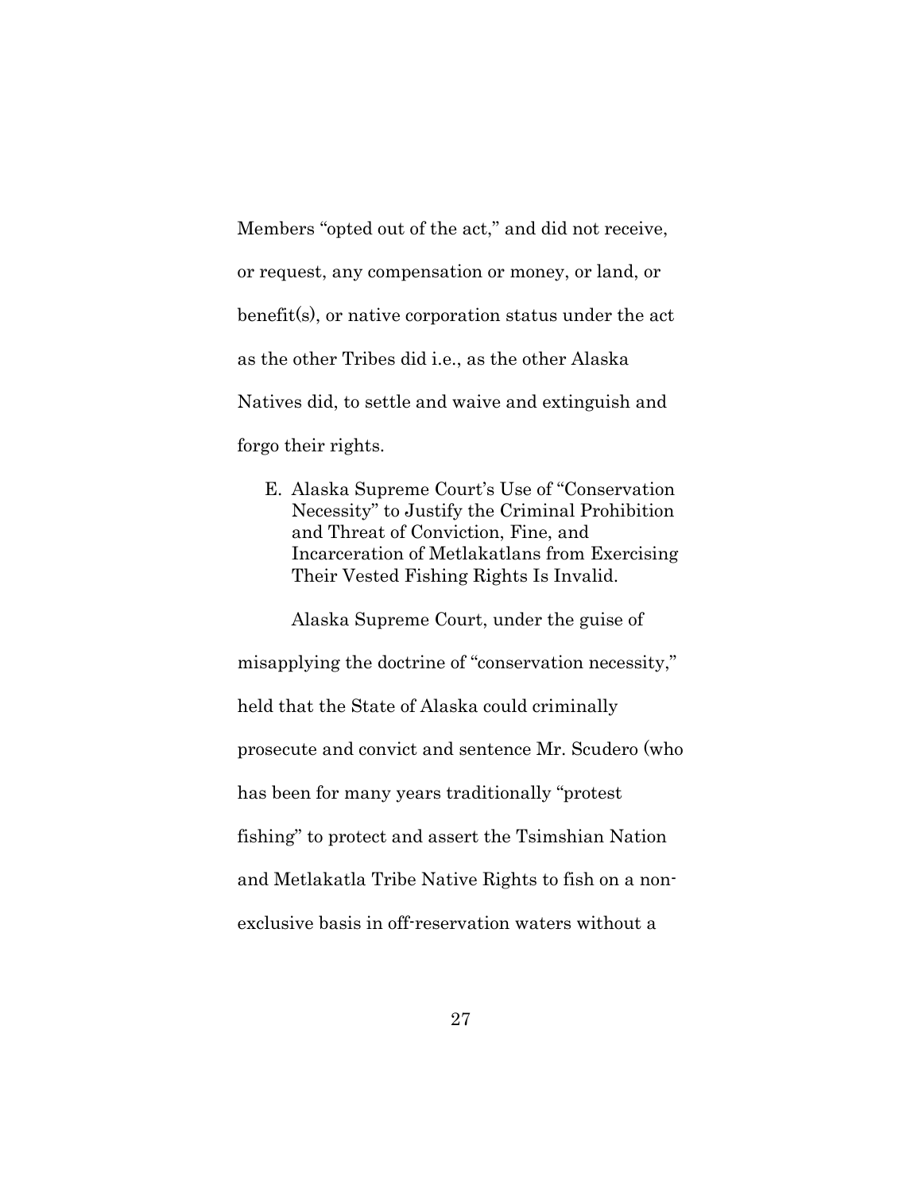Members "opted out of the act," and did not receive, or request, any compensation or money, or land, or benefit(s), or native corporation status under the act as the other Tribes did i.e., as the other Alaska Natives did, to settle and waive and extinguish and forgo their rights.

### E. Alaska Supreme Court's Use of "Conservation Necessity" to Justify the Criminal Prohibition and Threat of Conviction, Fine, and Incarceration of Metlakatlans from Exercising Their Vested Fishing Rights Is Invalid.

Alaska Supreme Court, under the guise of misapplying the doctrine of "conservation necessity," held that the State of Alaska could criminally prosecute and convict and sentence Mr. Scudero (who has been for many years traditionally "protest fishing" to protect and assert the Tsimshian Nation and Metlakatla Tribe Native Rights to fish on a non-exclusive basis in off-reservation waters without a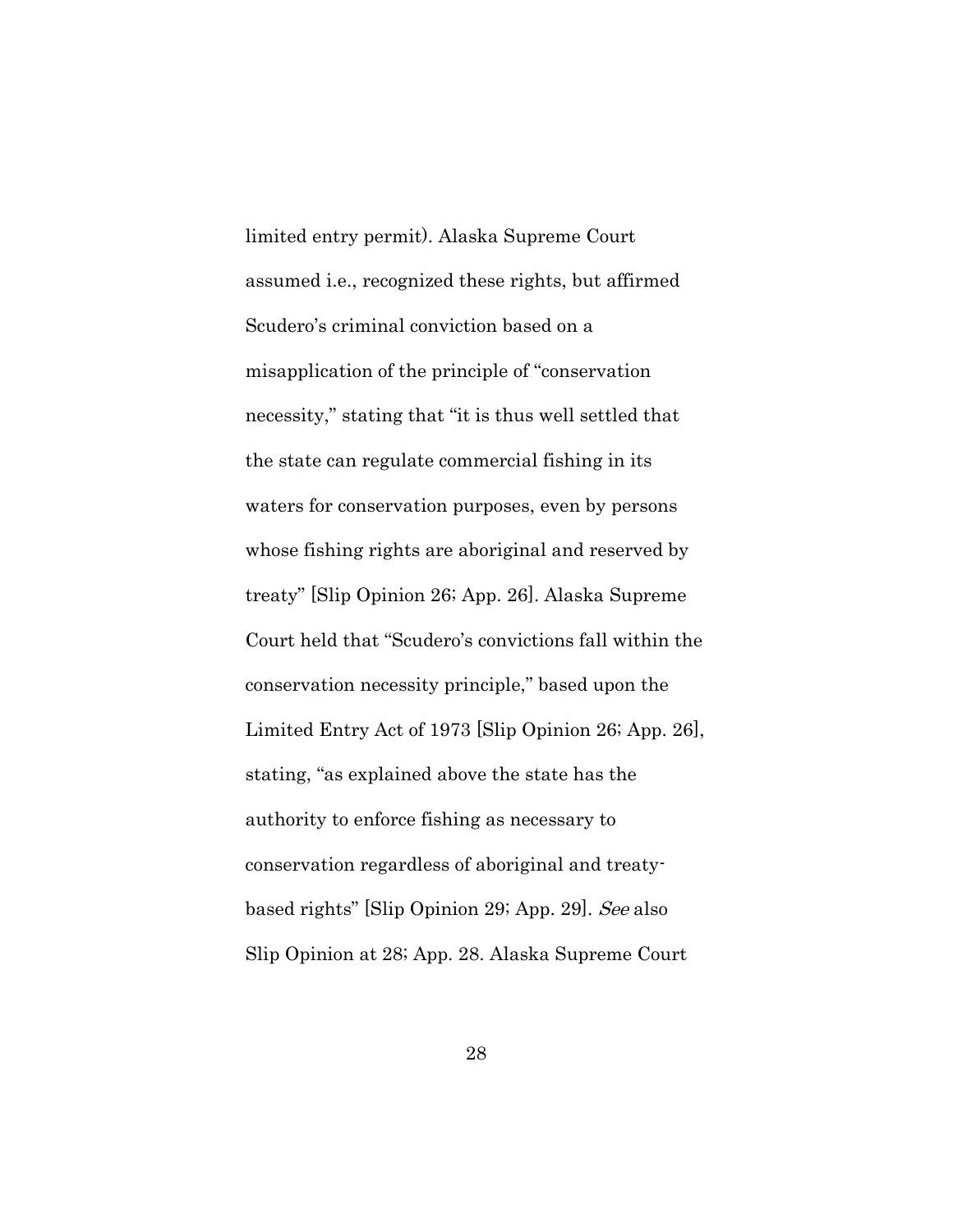limited entry permit). Alaska Supreme Court assumed i.e., recognized these rights, but affirmed Scudero's criminal conviction based on a misapplication of the principle of "conservation necessity," stating that "it is thus well settled that the state can regulate commercial fishing in its waters for conservation purposes, even by persons whose fishing rights are aboriginal and reserved by treaty" [Slip Opinion 26; App. 26]. Alaska Supreme Court held that "Scudero's convictions fall within the conservation necessity principle," based upon the Limited Entry Act of 1973 [Slip Opinion 26; App. 26], stating, "as explained above the state has the authority to enforce fishing as necessary to conservation regardless of aboriginal and treaty-based rights" [Slip Opinion 29; App. 29]. *See* also Slip Opinion at 28; App. 28. Alaska Supreme Court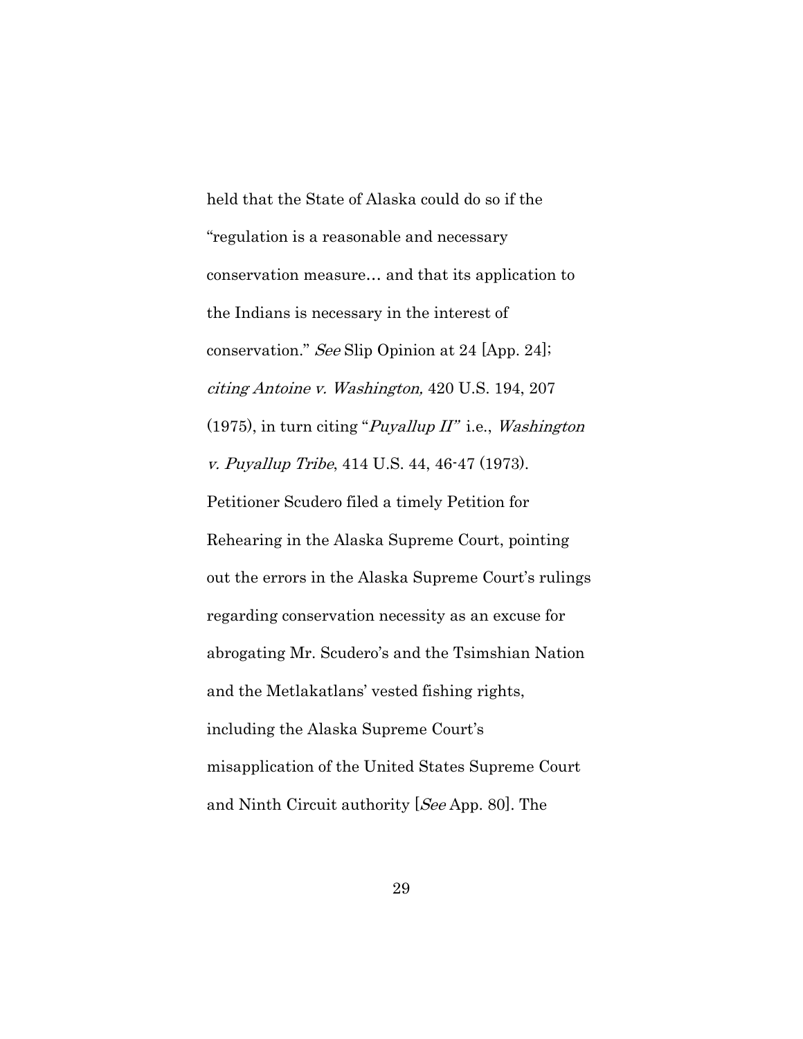held that the State of Alaska could do so if the "regulation is a reasonable and necessary conservation measure… and that its application to the Indians is necessary in the interest of conservation." *See* Slip Opinion at 24 [App. 24]; *citing Antoine v. Washington,* 420 U.S. 194, 207 (1975), in turn citing "*Puyallup II"* i.e., *Washington v. Puyallup Tribe*, 414 U.S. 44, 46-47 (1973). Petitioner Scudero filed a timely Petition for Rehearing in the Alaska Supreme Court, pointing out the errors in the Alaska Supreme Court's rulings regarding conservation necessity as an excuse for abrogating Mr. Scudero's and the Tsimshian Nation and the Metlakatlans' vested fishing rights, including the Alaska Supreme Court's misapplication of the United States Supreme Court and Ninth Circuit authority [*See* App. 80]. The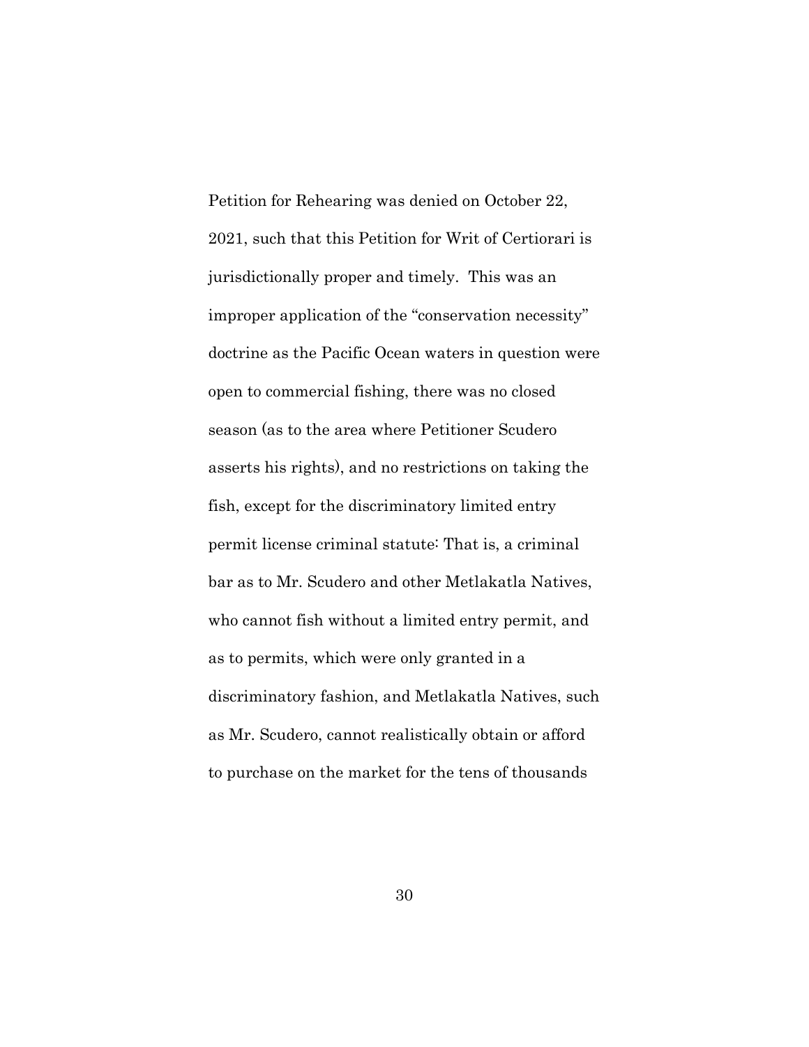Petition for Rehearing was denied on October 22, 2021, such that this Petition for Writ of Certiorari is jurisdictionally proper and timely. This was an improper application of the "conservation necessity" doctrine as the Pacific Ocean waters in question were open to commercial fishing, there was no closed season (as to the area where Petitioner Scudero asserts his rights), and no restrictions on taking the fish, except for the discriminatory limited entry permit license criminal statute: That is, a criminal bar as to Mr. Scudero and other Metlakatla Natives, who cannot fish without a limited entry permit, and as to permits, which were only granted in a discriminatory fashion, and Metlakatla Natives, such as Mr. Scudero, cannot realistically obtain or afford to purchase on the market for the tens of thousands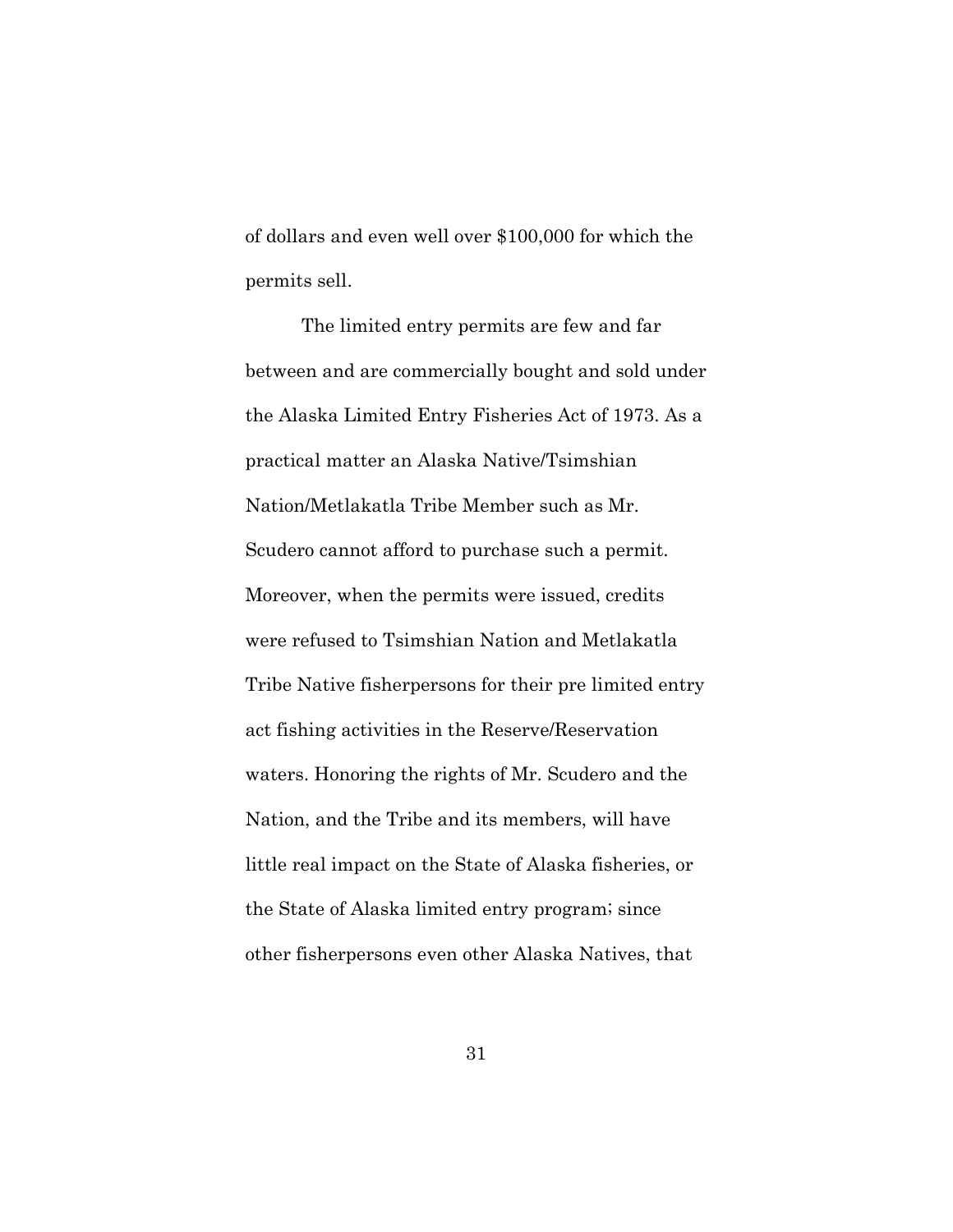of dollars and even well over $100,000 for which the permits sell.

The limited entry permits are few and far between and are commercially bought and sold under the Alaska Limited Entry Fisheries Act of 1973. As a practical matter an Alaska Native/Tsimshian Nation/Metlakatla Tribe Member such as Mr. Scudero cannot afford to purchase such a permit. Moreover, when the permits were issued, credits were refused to Tsimshian Nation and Metlakatla Tribe Native fisherpersons for their pre limited entry act fishing activities in the Reserve/Reservation waters. Honoring the rights of Mr. Scudero and the Nation, and the Tribe and its members, will have little real impact on the State of Alaska fisheries, or the State of Alaska limited entry program; since other fisherpersons even other Alaska Natives, that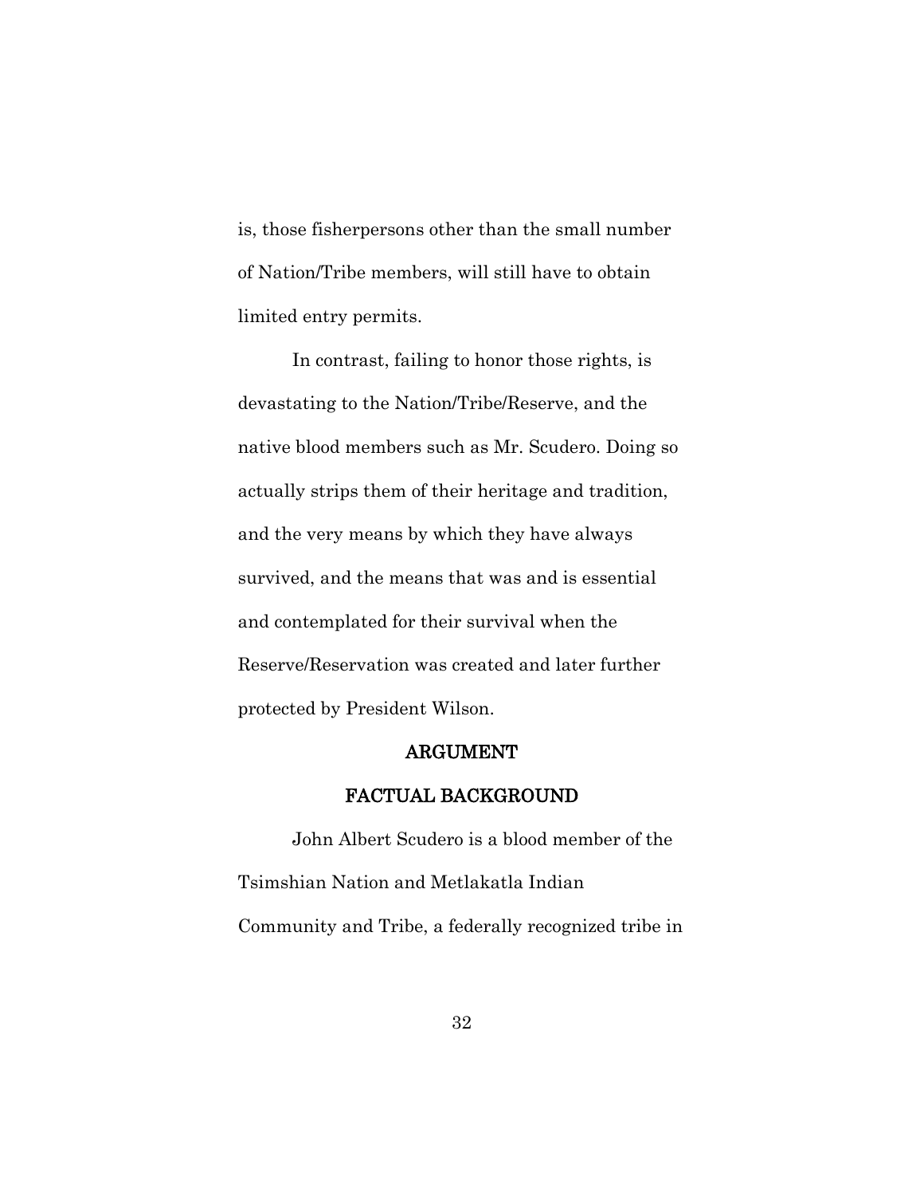is, those fisherpersons other than the small number of Nation/Tribe members, will still have to obtain limited entry permits.

In contrast, failing to honor those rights, is devastating to the Nation/Tribe/Reserve, and the native blood members such as Mr. Scudero. Doing so actually strips them of their heritage and tradition, and the very means by which they have always survived, and the means that was and is essential and contemplated for their survival when the Reserve/Reservation was created and later further protected by President Wilson.

## ARGUMENT

## FACTUAL BACKGROUND

John Albert Scudero is a blood member of the Tsimshian Nation and Metlakatla Indian Community and Tribe, a federally recognized tribe in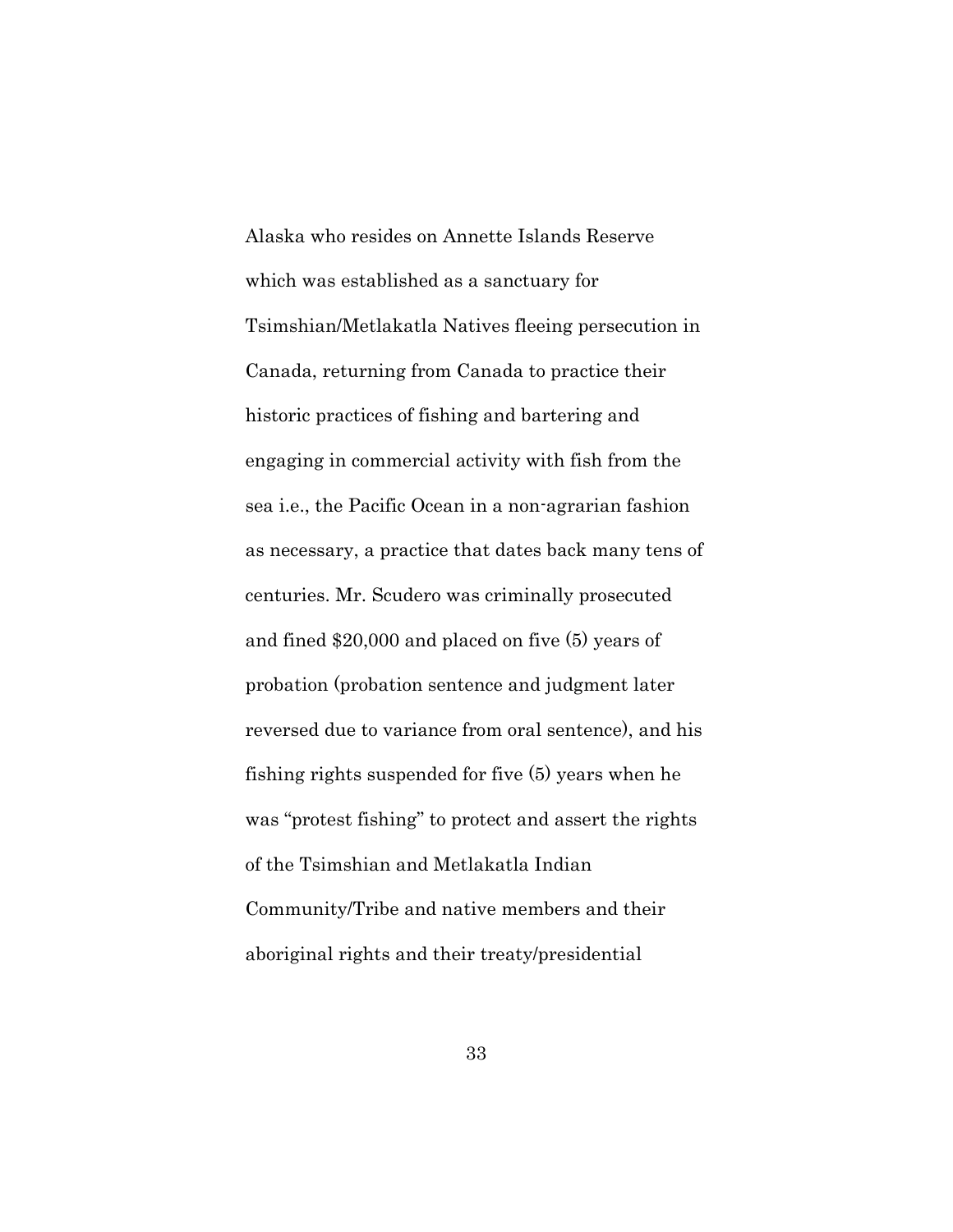Alaska who resides on Annette Islands Reserve which was established as a sanctuary for Tsimshian/Metlakatla Natives fleeing persecution in Canada, returning from Canada to practice their historic practices of fishing and bartering and engaging in commercial activity with fish from the sea i.e., the Pacific Ocean in a non-agrarian fashion as necessary, a practice that dates back many tens of centuries. Mr. Scudero was criminally prosecuted and fined $20,000 and placed on five (5) years of probation (probation sentence and judgment later reversed due to variance from oral sentence), and his fishing rights suspended for five (5) years when he was "protest fishing" to protect and assert the rights of the Tsimshian and Metlakatla Indian Community/Tribe and native members and their aboriginal rights and their treaty/presidential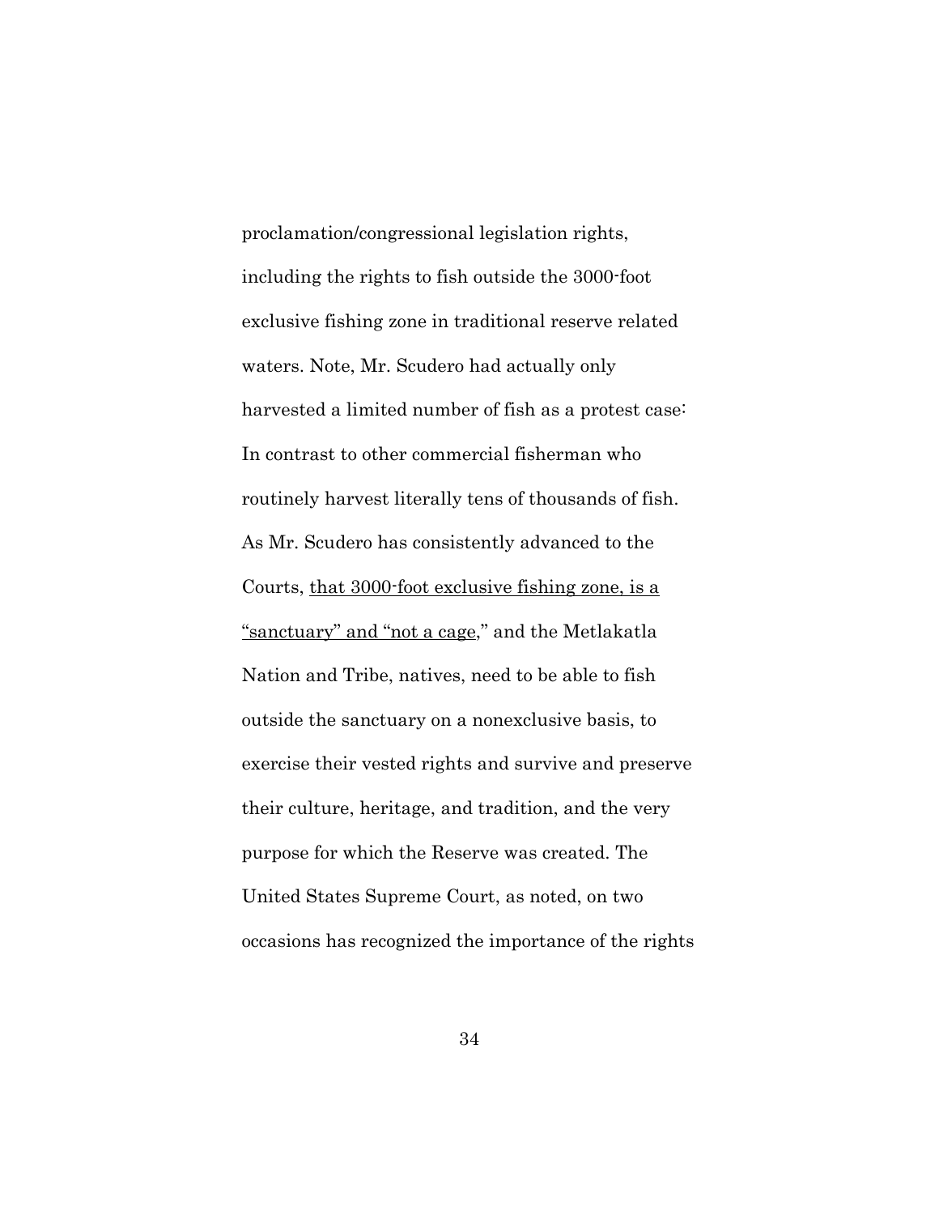proclamation/congressional legislation rights, including the rights to fish outside the 3000-foot exclusive fishing zone in traditional reserve related waters. Note, Mr. Scudero had actually only harvested a limited number of fish as a protest case: In contrast to other commercial fisherman who routinely harvest literally tens of thousands of fish. As Mr. Scudero has consistently advanced to the Courts, <u>that 3000-foot exclusive fishing zone, is a "sanctuary" and "not a cage</u>," and the Metlakatla Nation and Tribe, natives, need to be able to fish outside the sanctuary on a nonexclusive basis, to exercise their vested rights and survive and preserve their culture, heritage, and tradition, and the very purpose for which the Reserve was created. The United States Supreme Court, as noted, on two occasions has recognized the importance of the rights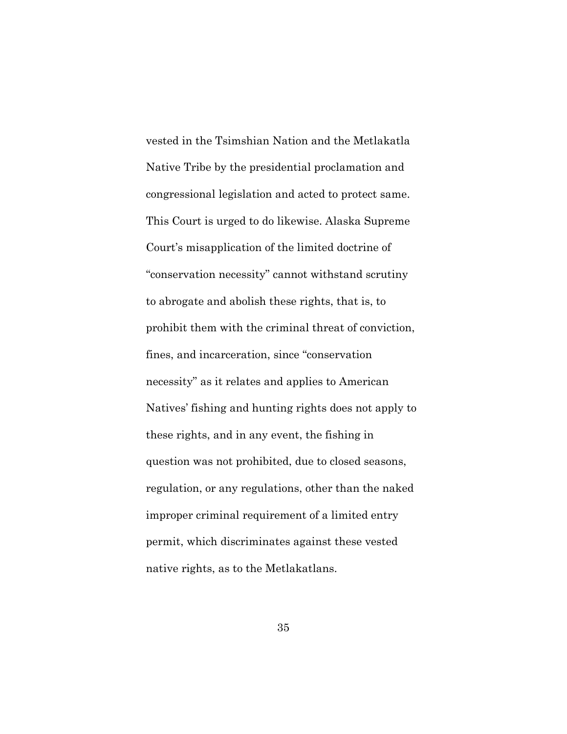vested in the Tsimshian Nation and the Metlakatla Native Tribe by the presidential proclamation and congressional legislation and acted to protect same. This Court is urged to do likewise. Alaska Supreme Court's misapplication of the limited doctrine of "conservation necessity" cannot withstand scrutiny to abrogate and abolish these rights, that is, to prohibit them with the criminal threat of conviction, fines, and incarceration, since "conservation necessity" as it relates and applies to American Natives' fishing and hunting rights does not apply to these rights, and in any event, the fishing in question was not prohibited, due to closed seasons, regulation, or any regulations, other than the naked improper criminal requirement of a limited entry permit, which discriminates against these vested native rights, as to the Metlakatlans.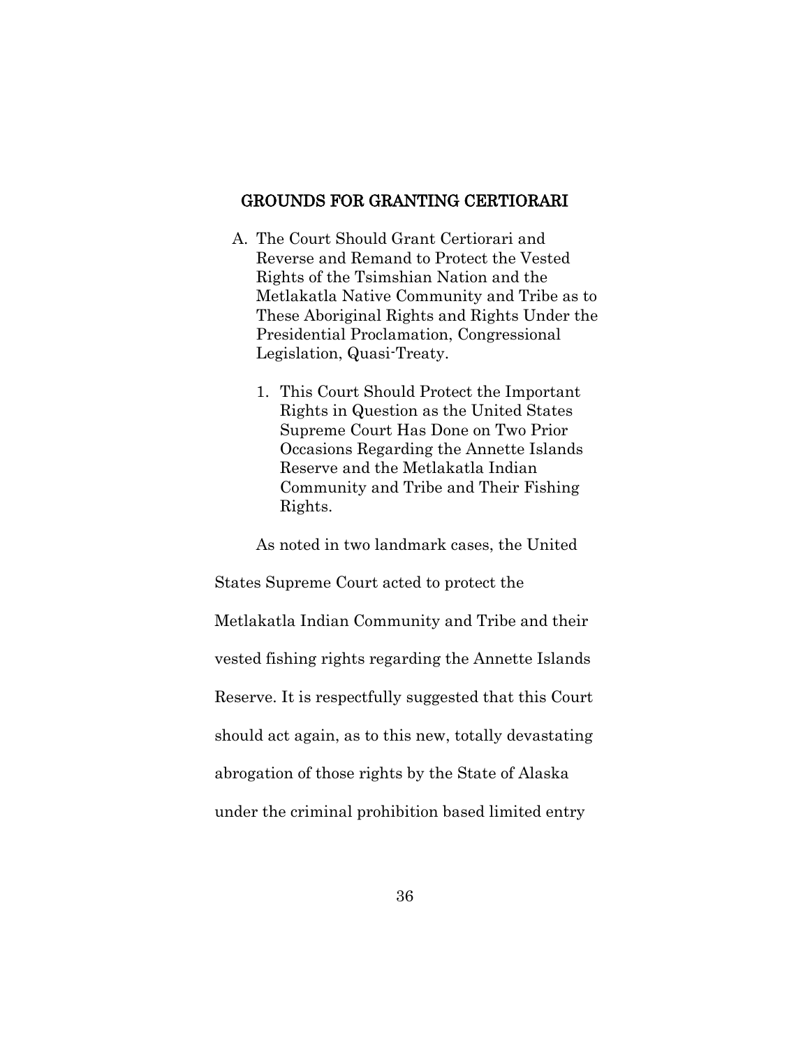## GROUNDS FOR GRANTING CERTIORARI

A. The Court Should Grant Certiorari and Reverse and Remand to Protect the Vested Rights of the Tsimshian Nation and the Metlakatla Native Community and Tribe as to These Aboriginal Rights and Rights Under the Presidential Proclamation, Congressional Legislation, Quasi-Treaty.

   1. This Court Should Protect the Important Rights in Question as the United States Supreme Court Has Done on Two Prior Occasions Regarding the Annette Islands Reserve and the Metlakatla Indian Community and Tribe and Their Fishing Rights.

As noted in two landmark cases, the United States Supreme Court acted to protect the Metlakatla Indian Community and Tribe and their vested fishing rights regarding the Annette Islands Reserve. It is respectfully suggested that this Court should act again, as to this new, totally devastating abrogation of those rights by the State of Alaska under the criminal prohibition based limited entry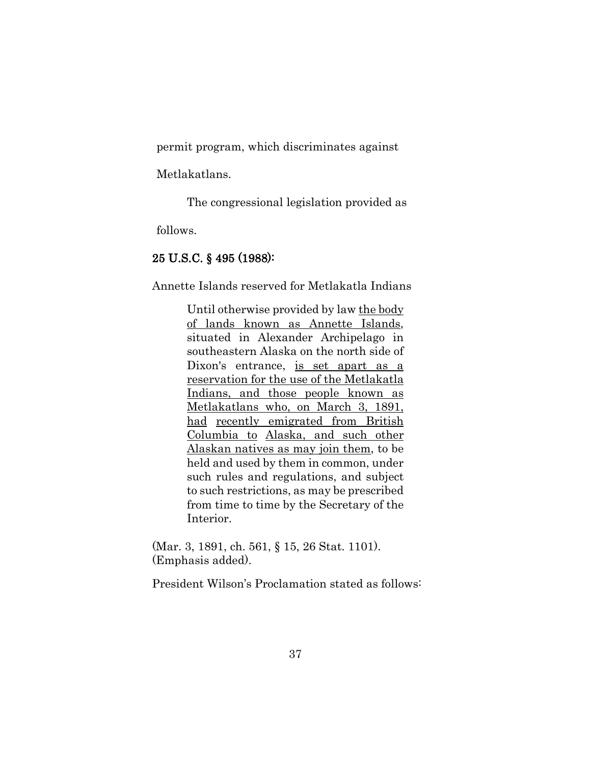permit program, which discriminates against Metlakatlans.

The congressional legislation provided as follows.

**25 U.S.C. § 495 (1988):**

Annette Islands reserved for Metlakatla Indians

> Until otherwise provided by law <u>the body of lands known as Annette Islands</u>, situated in Alexander Archipelago in southeastern Alaska on the north side of Dixon's entrance, <u>is set apart as a reservation for the use of the Metlakatla Indians, and those people known as Metlakatlans who, on March 3, 1891, had</u> <u>recently emigrated from British Columbia to</u> <u>Alaska, and such other Alaskan natives as may join them</u>, to be held and used by them in common, under such rules and regulations, and subject to such restrictions, as may be prescribed from time to time by the Secretary of the Interior.

(Mar. 3, 1891, ch. 561, § 15, 26 Stat. 1101). (Emphasis added).

President Wilson's Proclamation stated as follows: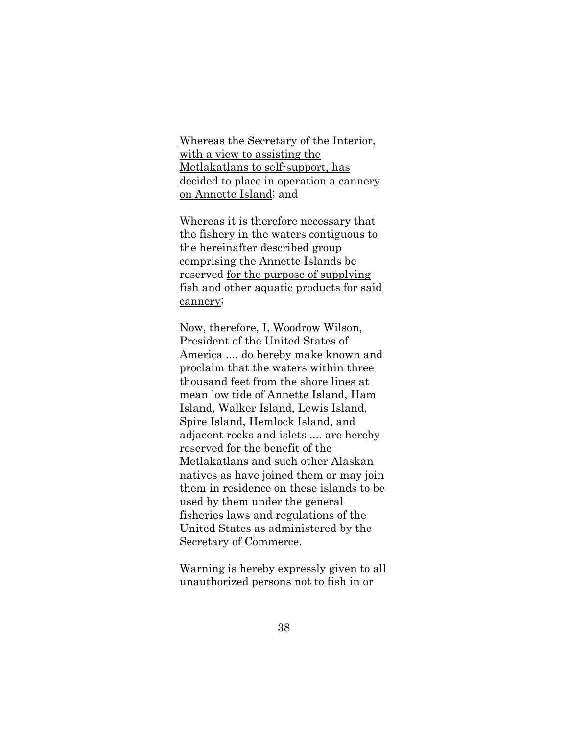<u>Whereas the Secretary of the Interior, with a view to assisting the Metlakatlans to self-support, has decided to place in operation a cannery on Annette Island</u>; and

Whereas it is therefore necessary that the fishery in the waters contiguous to the hereinafter described group comprising the Annette Islands be reserved <u>for the purpose of supplying fish and other aquatic products for said cannery</u>;

Now, therefore, I, Woodrow Wilson, President of the United States of America .... do hereby make known and proclaim that the waters within three thousand feet from the shore lines at mean low tide of Annette Island, Ham Island, Walker Island, Lewis Island, Spire Island, Hemlock Island, and adjacent rocks and islets .... are hereby reserved for the benefit of the Metlakatlans and such other Alaskan natives as have joined them or may join them in residence on these islands to be used by them under the general fisheries laws and regulations of the United States as administered by the Secretary of Commerce.

Warning is hereby expressly given to all unauthorized persons not to fish in or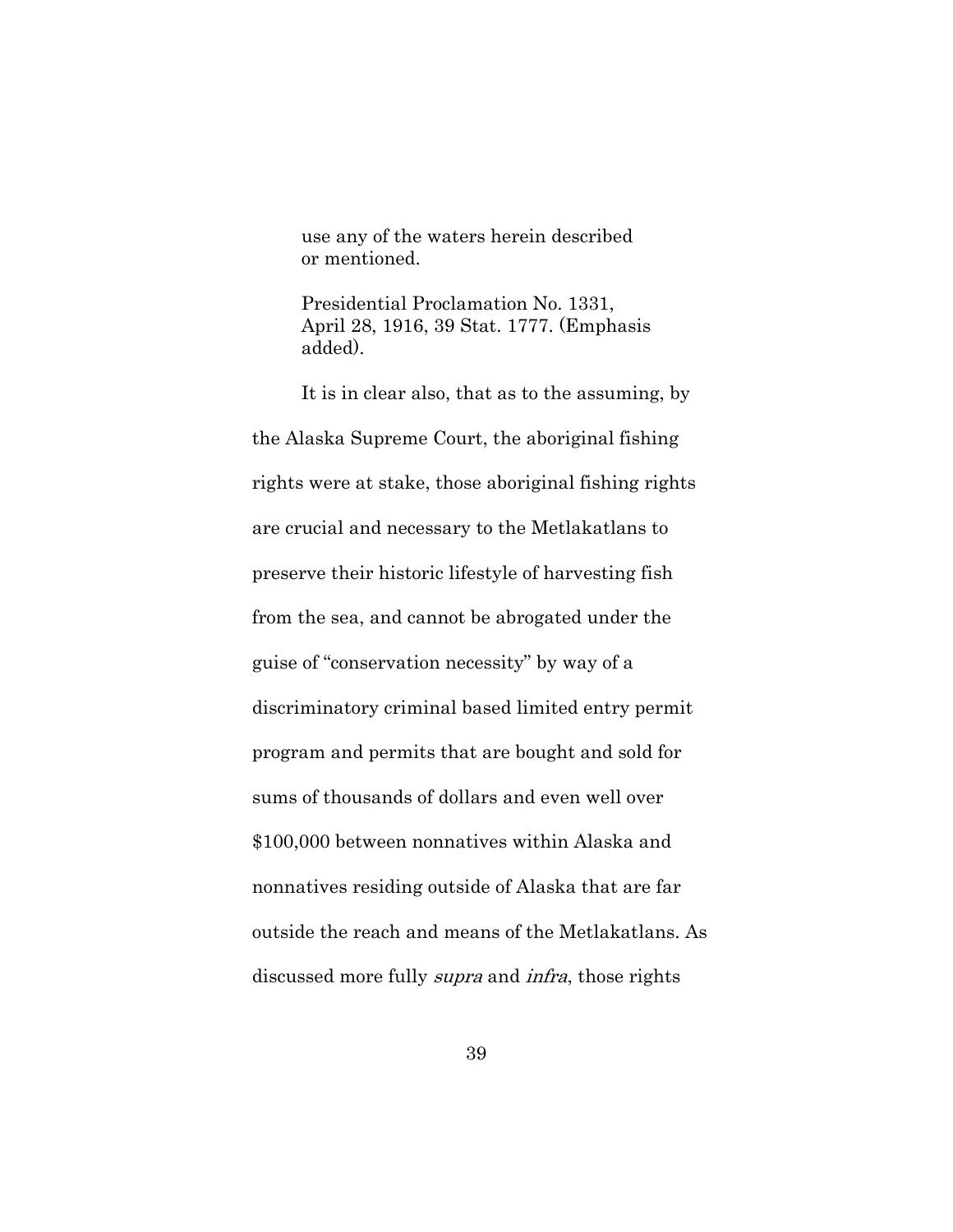> use any of the waters herein described or mentioned.
>
> Presidential Proclamation No. 1331, April 28, 1916, 39 Stat. 1777. (Emphasis added).

It is in clear also, that as to the assuming, by the Alaska Supreme Court, the aboriginal fishing rights were at stake, those aboriginal fishing rights are crucial and necessary to the Metlakatlans to preserve their historic lifestyle of harvesting fish from the sea, and cannot be abrogated under the guise of "conservation necessity" by way of a discriminatory criminal based limited entry permit program and permits that are bought and sold for sums of thousands of dollars and even well over $100,000 between nonnatives within Alaska and nonnatives residing outside of Alaska that are far outside the reach and means of the Metlakatlans. As discussed more fully *supra* and *infra*, those rights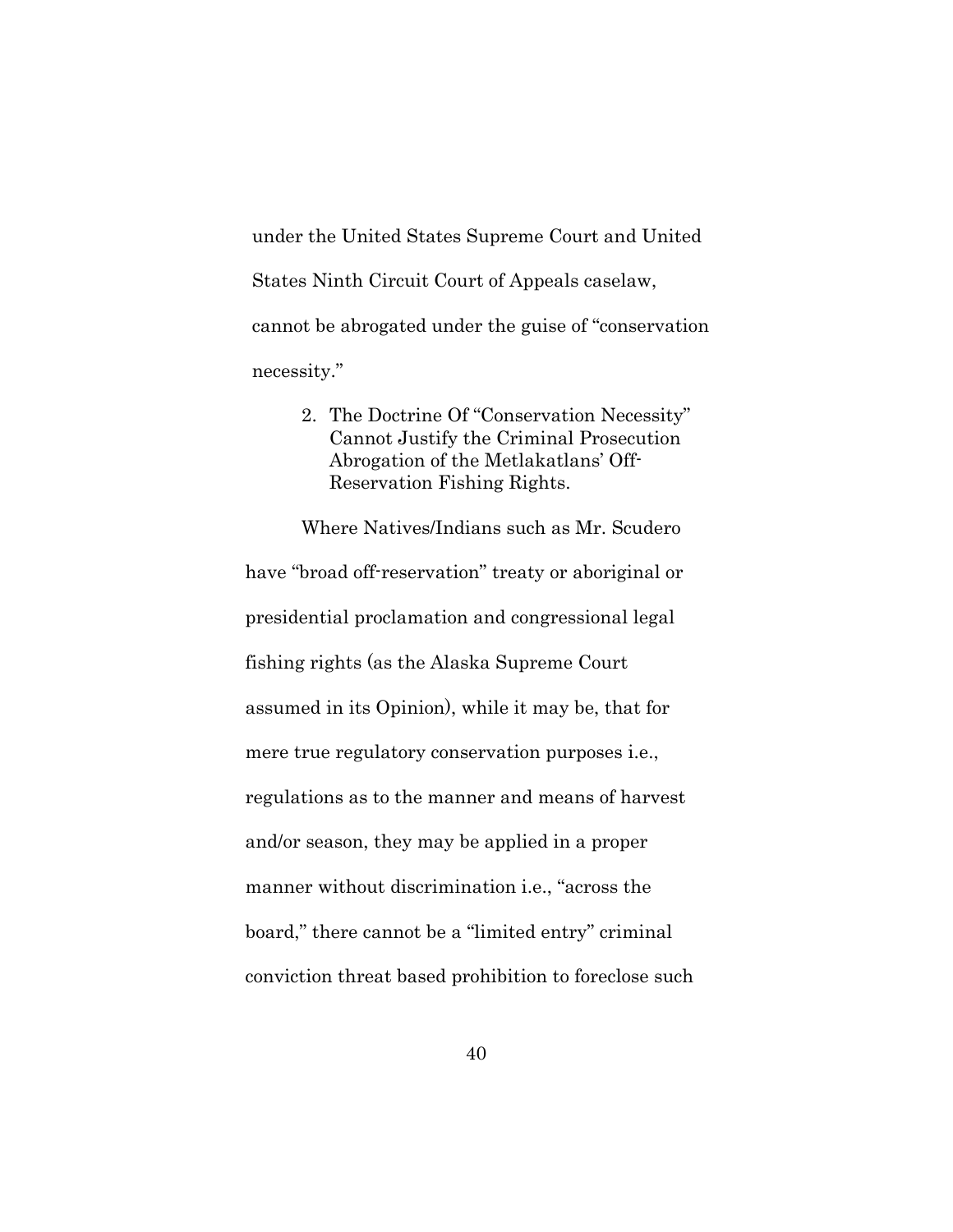under the United States Supreme Court and United States Ninth Circuit Court of Appeals caselaw, cannot be abrogated under the guise of "conservation necessity."

2. The Doctrine Of "Conservation Necessity" Cannot Justify the Criminal Prosecution Abrogation of the Metlakatlans' Off-Reservation Fishing Rights.

Where Natives/Indians such as Mr. Scudero have "broad off-reservation" treaty or aboriginal or presidential proclamation and congressional legal fishing rights (as the Alaska Supreme Court assumed in its Opinion), while it may be, that for mere true regulatory conservation purposes i.e., regulations as to the manner and means of harvest and/or season, they may be applied in a proper manner without discrimination i.e., "across the board," there cannot be a "limited entry" criminal conviction threat based prohibition to foreclose such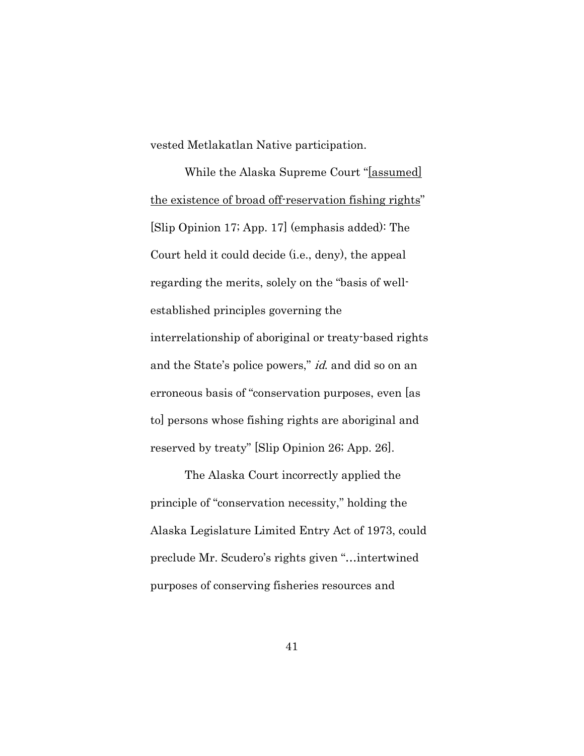vested Metlakatlan Native participation.

While the Alaska Supreme Court "<u>[assumed] the existence of broad off-reservation fishing rights</u>" [Slip Opinion 17; App. 17] (emphasis added): The Court held it could decide (i.e., deny), the appeal regarding the merits, solely on the "basis of well-established principles governing the interrelationship of aboriginal or treaty-based rights and the State's police powers," *id.* and did so on an erroneous basis of "conservation purposes, even [as to] persons whose fishing rights are aboriginal and reserved by treaty" [Slip Opinion 26; App. 26].

The Alaska Court incorrectly applied the principle of "conservation necessity," holding the Alaska Legislature Limited Entry Act of 1973, could preclude Mr. Scudero's rights given "…intertwined purposes of conserving fisheries resources and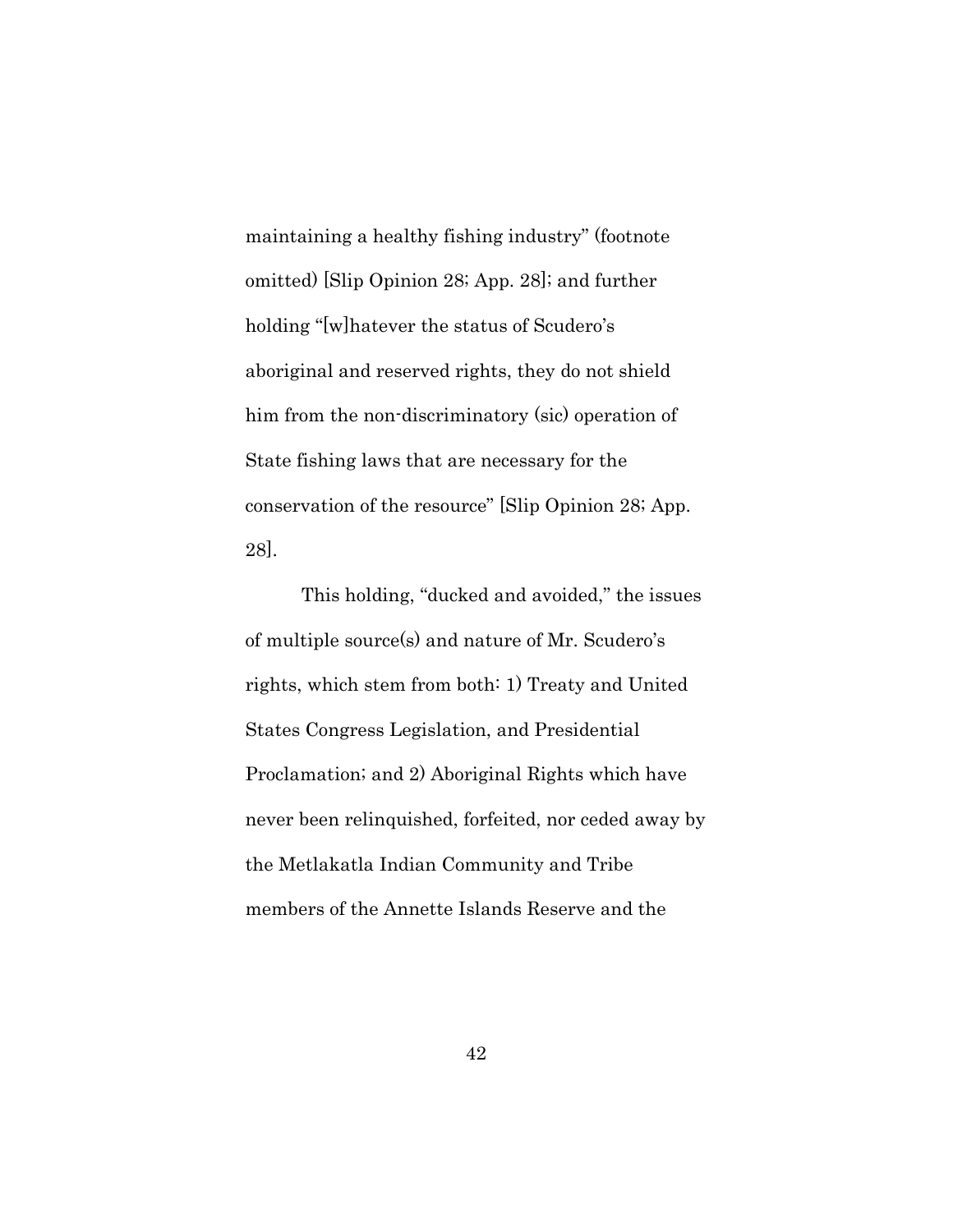maintaining a healthy fishing industry" (footnote omitted) [Slip Opinion 28; App. 28]; and further holding "[w]hatever the status of Scudero's aboriginal and reserved rights, they do not shield him from the non-discriminatory (sic) operation of State fishing laws that are necessary for the conservation of the resource" [Slip Opinion 28; App. 28].

This holding, "ducked and avoided," the issues of multiple source(s) and nature of Mr. Scudero's rights, which stem from both: 1) Treaty and United States Congress Legislation, and Presidential Proclamation; and 2) Aboriginal Rights which have never been relinquished, forfeited, nor ceded away by the Metlakatla Indian Community and Tribe members of the Annette Islands Reserve and the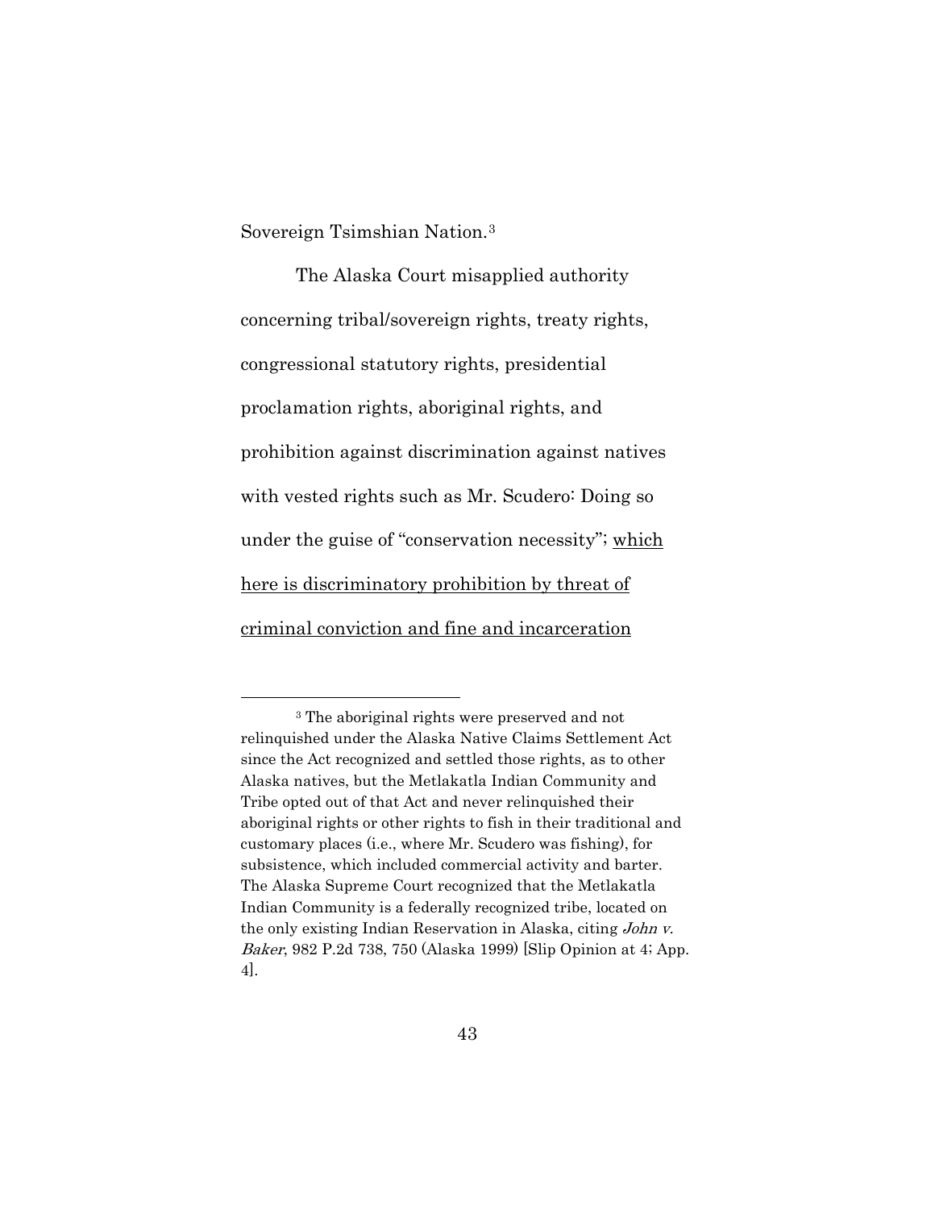Sovereign Tsimshian Nation.[3]

The Alaska Court misapplied authority concerning tribal/sovereign rights, treaty rights, congressional statutory rights, presidential proclamation rights, aboriginal rights, and prohibition against discrimination against natives with vested rights such as Mr. Scudero: Doing so under the guise of "conservation necessity"; <u>which here is discriminatory prohibition by threat of criminal conviction and fine and incarceration</u>

---

[3] The aboriginal rights were preserved and not relinquished under the Alaska Native Claims Settlement Act since the Act recognized and settled those rights, as to other Alaska natives, but the Metlakatla Indian Community and Tribe opted out of that Act and never relinquished their aboriginal rights or other rights to fish in their traditional and customary places (i.e., where Mr. Scudero was fishing), for subsistence, which included commercial activity and barter. The Alaska Supreme Court recognized that the Metlakatla Indian Community is a federally recognized tribe, located on the only existing Indian Reservation in Alaska, citing *John v. Baker*, 982 P.2d 738, 750 (Alaska 1999) [Slip Opinion at 4; App. 4].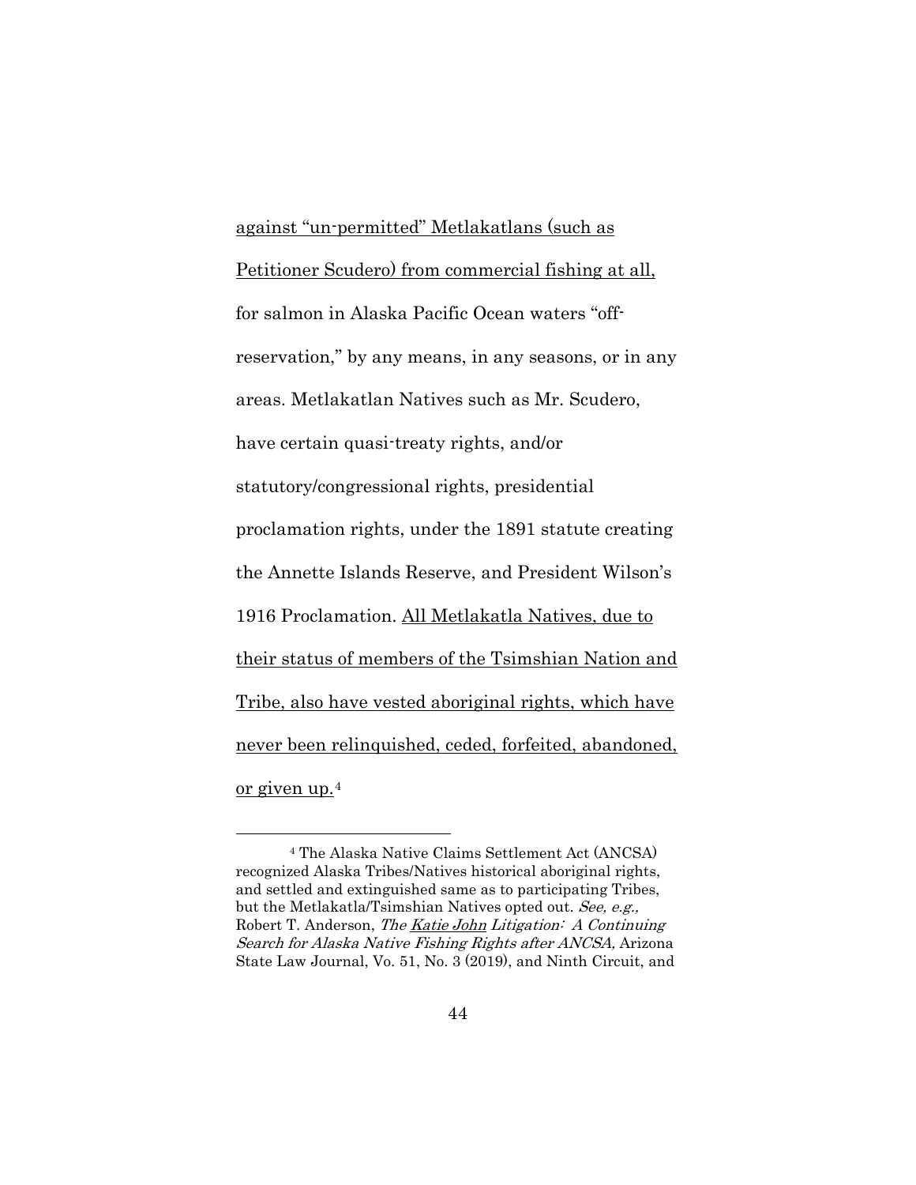against "un-permitted" Metlakatlans (such as Petitioner Scudero) from commercial fishing at all, for salmon in Alaska Pacific Ocean waters "off-reservation," by any means, in any seasons, or in any areas. Metlakatlan Natives such as Mr. Scudero, have certain quasi-treaty rights, and/or statutory/congressional rights, presidential proclamation rights, under the 1891 statute creating the Annette Islands Reserve, and President Wilson's 1916 Proclamation. All Metlakatla Natives, due to their status of members of the Tsimshian Nation and Tribe, also have vested aboriginal rights, which have never been relinquished, ceded, forfeited, abandoned, or given up.[4]

---

[4] The Alaska Native Claims Settlement Act (ANCSA) recognized Alaska Tribes/Natives historical aboriginal rights, and settled and extinguished same as to participating Tribes, but the Metlakatla/Tsimshian Natives opted out. *See, e.g.,* Robert T. Anderson, *The Katie John Litigation: A Continuing Search for Alaska Native Fishing Rights after ANCSA,* Arizona State Law Journal, Vo. 51, No. 3 (2019), and Ninth Circuit, and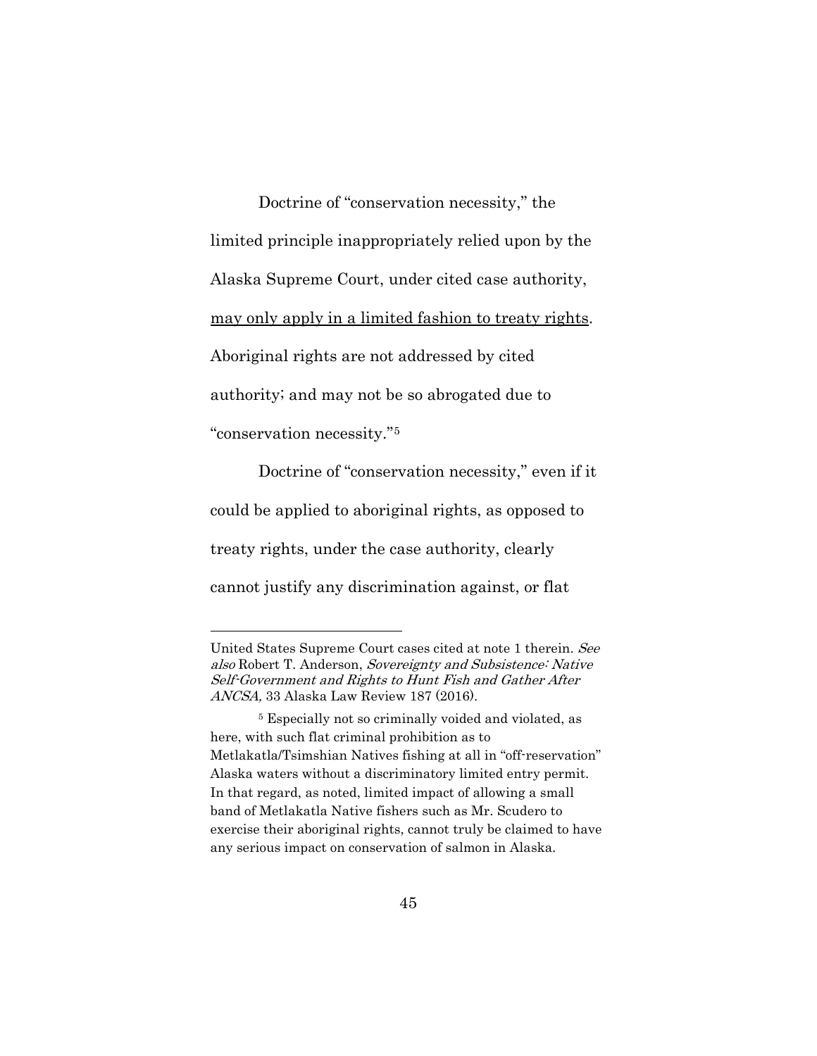Doctrine of "conservation necessity," the limited principle inappropriately relied upon by the Alaska Supreme Court, under cited case authority, <u>may only apply in a limited fashion to treaty rights</u>. Aboriginal rights are not addressed by cited authority; and may not be so abrogated due to "conservation necessity."[5]

Doctrine of "conservation necessity," even if it could be applied to aboriginal rights, as opposed to treaty rights, under the case authority, clearly cannot justify any discrimination against, or flat

---

United States Supreme Court cases cited at note 1 therein. *See also* Robert T. Anderson, *Sovereignty and Subsistence: Native Self-Government and Rights to Hunt Fish and Gather After ANCSA,* 33 Alaska Law Review 187 (2016).

[5] Especially not so criminally voided and violated, as here, with such flat criminal prohibition as to Metlakatla/Tsimshian Natives fishing at all in "off-reservation" Alaska waters without a discriminatory limited entry permit. In that regard, as noted, limited impact of allowing a small band of Metlakatla Native fishers such as Mr. Scudero to exercise their aboriginal rights, cannot truly be claimed to have any serious impact on conservation of salmon in Alaska.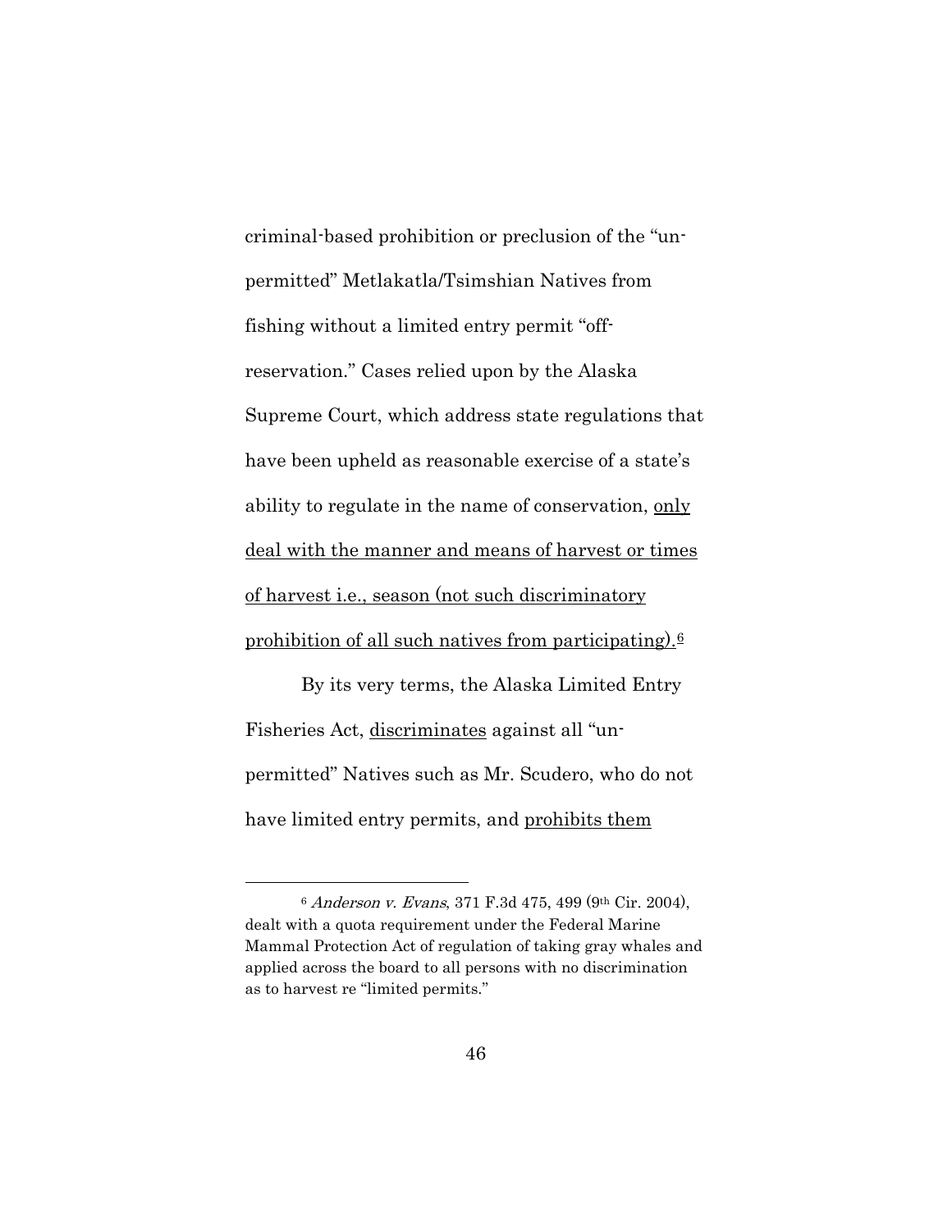criminal-based prohibition or preclusion of the "un-permitted" Metlakatla/Tsimshian Natives from fishing without a limited entry permit "off-reservation." Cases relied upon by the Alaska Supreme Court, which address state regulations that have been upheld as reasonable exercise of a state's ability to regulate in the name of conservation, <u>only deal with the manner and means of harvest or times of harvest i.e., season (not such discriminatory prohibition of all such natives from participating).</u>[6]

By its very terms, the Alaska Limited Entry Fisheries Act, <u>discriminates</u> against all "un-permitted" Natives such as Mr. Scudero, who do not have limited entry permits, and <u>prohibits them</u>

---

[6] *Anderson v. Evans*, 371 F.3d 475, 499 (9th Cir. 2004), dealt with a quota requirement under the Federal Marine Mammal Protection Act of regulation of taking gray whales and applied across the board to all persons with no discrimination as to harvest re "limited permits."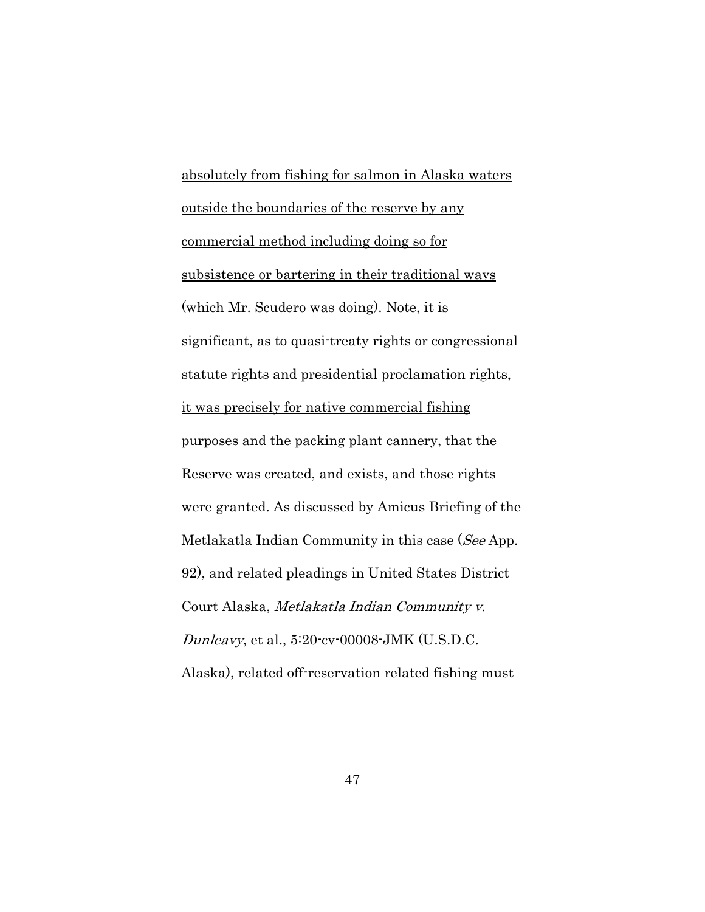<u>absolutely from fishing for salmon in Alaska waters outside the boundaries of the reserve by any commercial method including doing so for subsistence or bartering in their traditional ways (which Mr. Scudero was doing)</u>. Note, it is significant, as to quasi-treaty rights or congressional statute rights and presidential proclamation rights, <u>it was precisely for native commercial fishing purposes and the packing plant cannery</u>, that the Reserve was created, and exists, and those rights were granted. As discussed by Amicus Briefing of the Metlakatla Indian Community in this case (*See* App. 92), and related pleadings in United States District Court Alaska, *Metlakatla Indian Community v. Dunleavy*, et al., 5:20-cv-00008-JMK (U.S.D.C. Alaska), related off-reservation related fishing must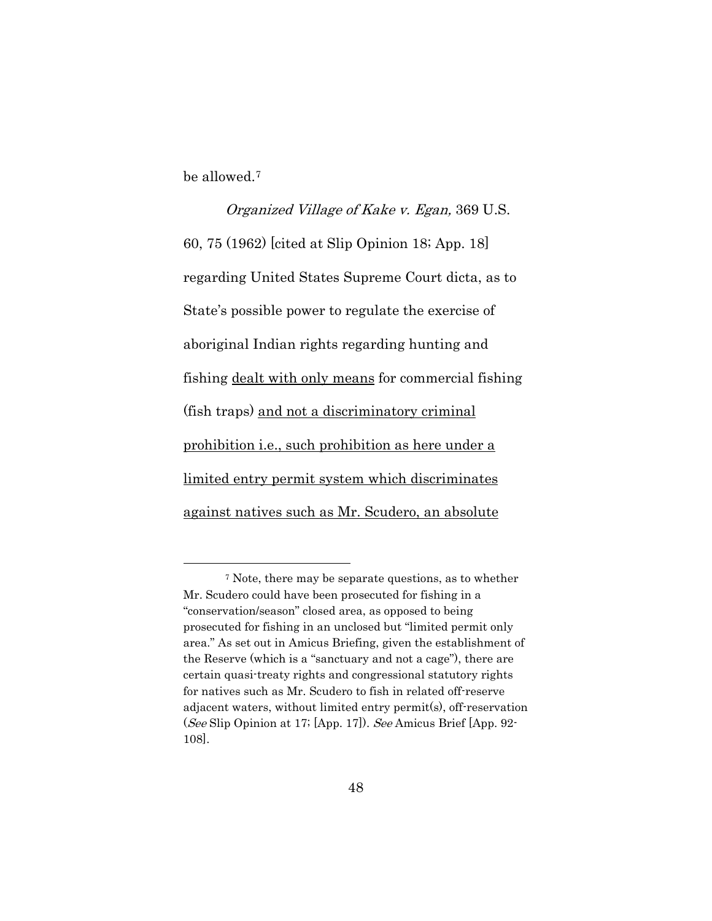be allowed.[7]

*Organized Village of Kake v. Egan,* 369 U.S. 60, 75 (1962) [cited at Slip Opinion 18; App. 18] regarding United States Supreme Court dicta, as to State's possible power to regulate the exercise of aboriginal Indian rights regarding hunting and fishing <u>dealt with only means</u> for commercial fishing (fish traps) <u>and not a discriminatory criminal prohibition i.e., such prohibition as here under a limited entry permit system which discriminates against natives such as Mr. Scudero, an absolute</u>

---

[7] Note, there may be separate questions, as to whether Mr. Scudero could have been prosecuted for fishing in a "conservation/season" closed area, as opposed to being prosecuted for fishing in an unclosed but "limited permit only area." As set out in Amicus Briefing, given the establishment of the Reserve (which is a "sanctuary and not a cage"), there are certain quasi-treaty rights and congressional statutory rights for natives such as Mr. Scudero to fish in related off-reserve adjacent waters, without limited entry permit(s), off-reservation (*See* Slip Opinion at 17; [App. 17]). *See* Amicus Brief [App. 92-108].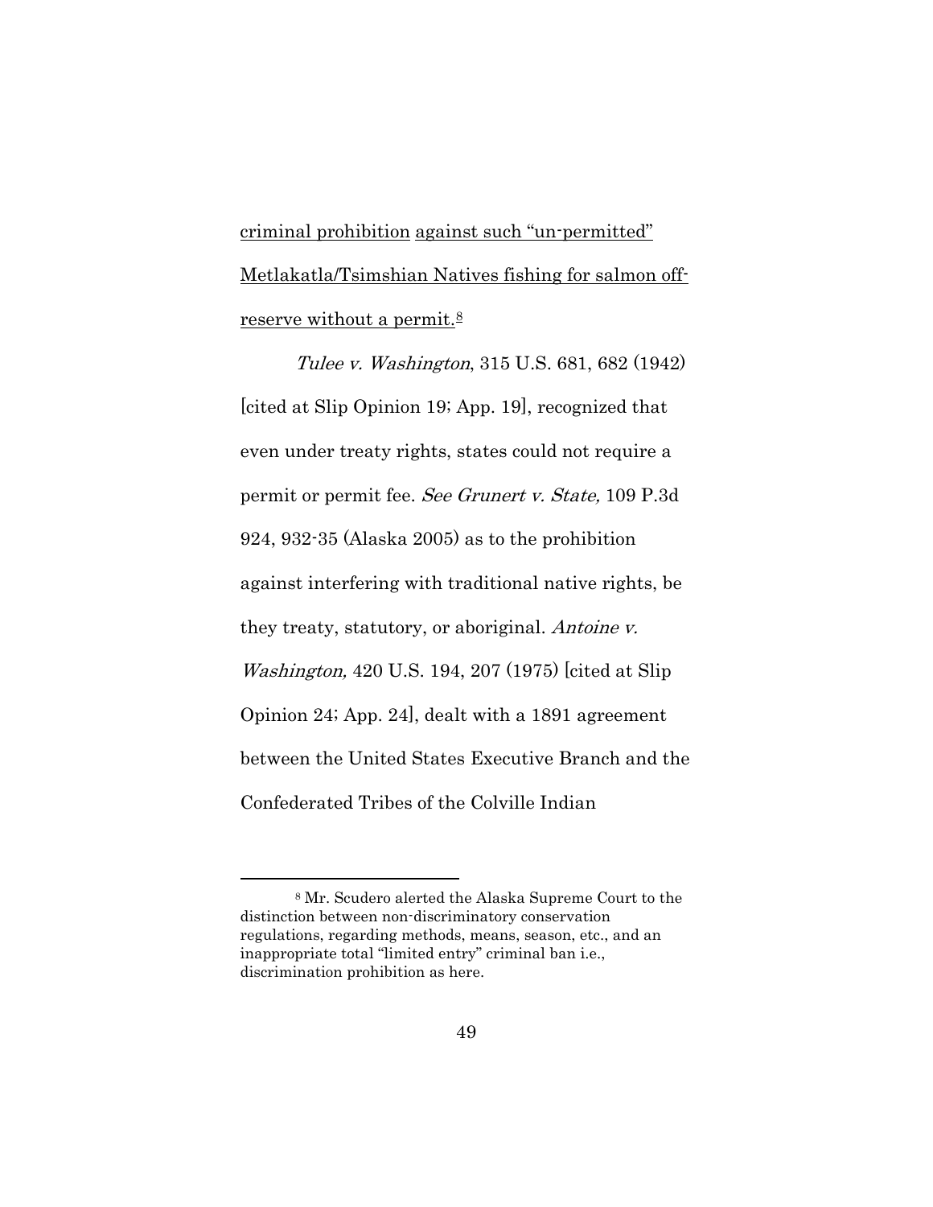criminal prohibition against such "un-permitted" Metlakatla/Tsimshian Natives fishing for salmon off-reserve without a permit.[8]

*Tulee v. Washington*, 315 U.S. 681, 682 (1942) [cited at Slip Opinion 19; App. 19], recognized that even under treaty rights, states could not require a permit or permit fee. *See Grunert v. State,* 109 P.3d 924, 932-35 (Alaska 2005) as to the prohibition against interfering with traditional native rights, be they treaty, statutory, or aboriginal. *Antoine v. Washington,* 420 U.S. 194, 207 (1975) [cited at Slip Opinion 24; App. 24], dealt with a 1891 agreement between the United States Executive Branch and the Confederated Tribes of the Colville Indian

---

[8] Mr. Scudero alerted the Alaska Supreme Court to the distinction between non-discriminatory conservation regulations, regarding methods, means, season, etc., and an inappropriate total "limited entry" criminal ban i.e., discrimination prohibition as here.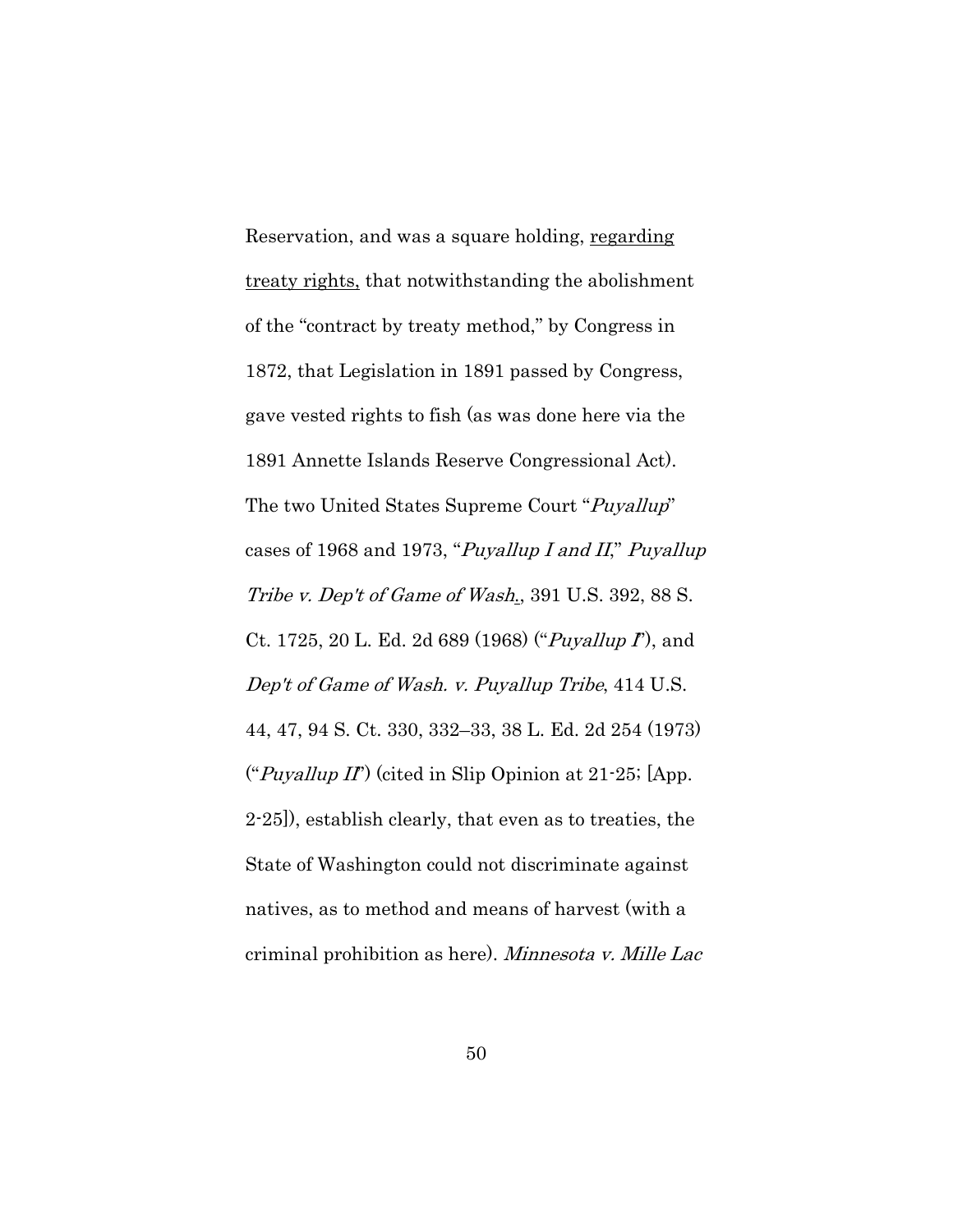Reservation, and was a square holding, <u>regarding treaty rights,</u> that notwithstanding the abolishment of the "contract by treaty method," by Congress in 1872, that Legislation in 1891 passed by Congress, gave vested rights to fish (as was done here via the 1891 Annette Islands Reserve Congressional Act). The two United States Supreme Court "*Puyallup*" cases of 1968 and 1973, "*Puyallup I and II*," *Puyallup Tribe v. Dep't of Game of Wash.*, 391 U.S. 392, 88 S. Ct. 1725, 20 L. Ed. 2d 689 (1968) ("*Puyallup I*"), and *Dep't of Game of Wash. v. Puyallup Tribe*, 414 U.S. 44, 47, 94 S. Ct. 330, 332–33, 38 L. Ed. 2d 254 (1973) ("*Puyallup II*") (cited in Slip Opinion at 21-25; [App. 2-25]), establish clearly, that even as to treaties, the State of Washington could not discriminate against natives, as to method and means of harvest (with a criminal prohibition as here). *Minnesota v. Mille Lac*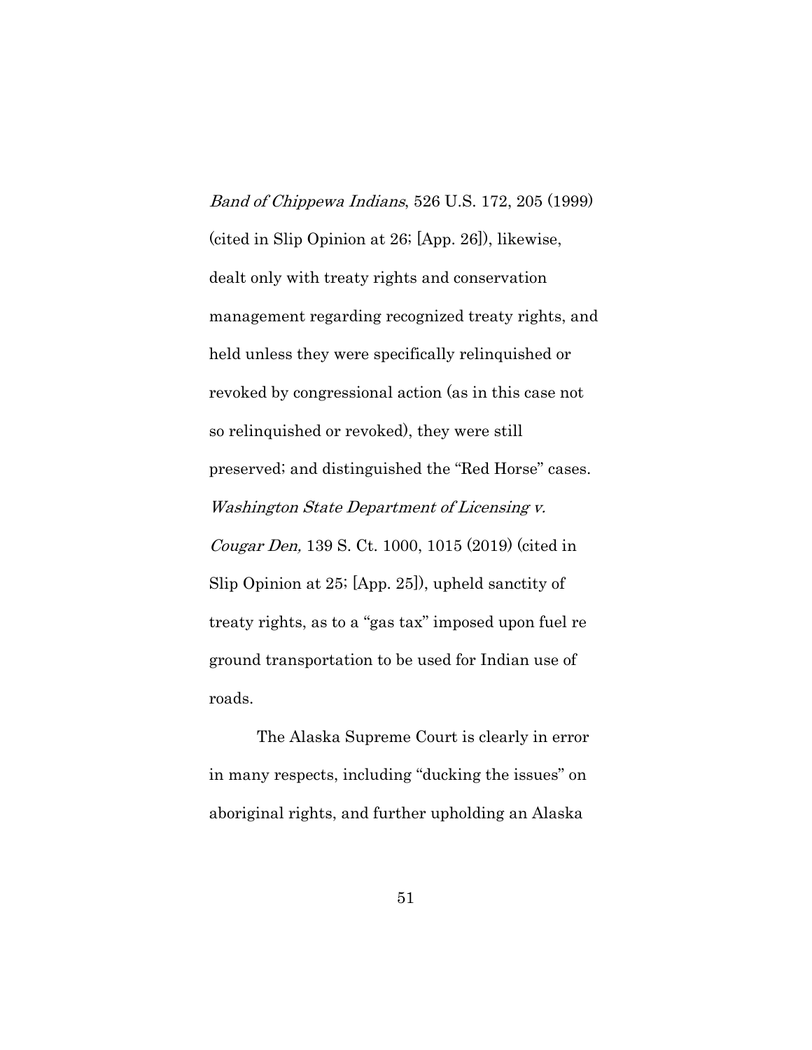*Band of Chippewa Indians*, 526 U.S. 172, 205 (1999) (cited in Slip Opinion at 26; [App. 26]), likewise, dealt only with treaty rights and conservation management regarding recognized treaty rights, and held unless they were specifically relinquished or revoked by congressional action (as in this case not so relinquished or revoked), they were still preserved; and distinguished the "Red Horse" cases. *Washington State Department of Licensing v. Cougar Den,* 139 S. Ct. 1000, 1015 (2019) (cited in Slip Opinion at 25; [App. 25]), upheld sanctity of treaty rights, as to a "gas tax" imposed upon fuel re ground transportation to be used for Indian use of roads.

The Alaska Supreme Court is clearly in error in many respects, including "ducking the issues" on aboriginal rights, and further upholding an Alaska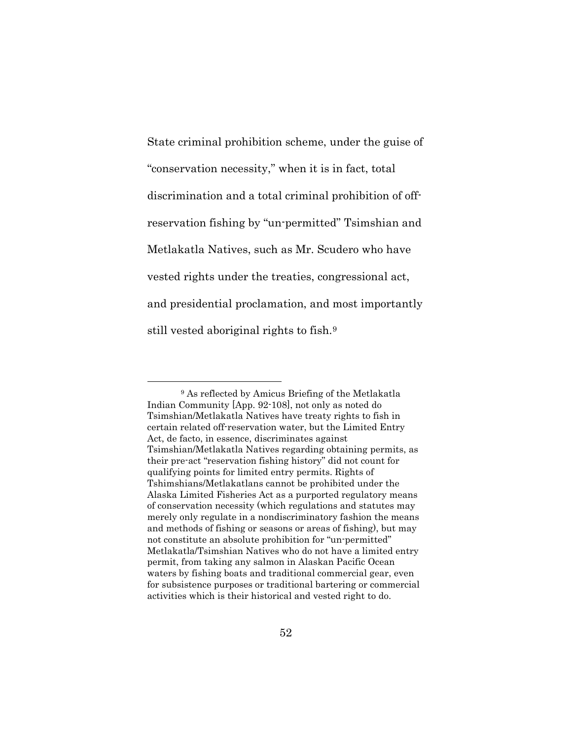State criminal prohibition scheme, under the guise of "conservation necessity," when it is in fact, total discrimination and a total criminal prohibition of off-reservation fishing by "un-permitted" Tsimshian and Metlakatla Natives, such as Mr. Scudero who have vested rights under the treaties, congressional act, and presidential proclamation, and most importantly still vested aboriginal rights to fish.[9]

---

[9] As reflected by Amicus Briefing of the Metlakatla Indian Community [App. 92-108], not only as noted do Tsimshian/Metlakatla Natives have treaty rights to fish in certain related off-reservation water, but the Limited Entry Act, de facto, in essence, discriminates against Tsimshian/Metlakatla Natives regarding obtaining permits, as their pre-act "reservation fishing history" did not count for qualifying points for limited entry permits. Rights of Tshimshians/Metlakatlans cannot be prohibited under the Alaska Limited Fisheries Act as a purported regulatory means of conservation necessity (which regulations and statutes may merely only regulate in a nondiscriminatory fashion the means and methods of fishing or seasons or areas of fishing), but may not constitute an absolute prohibition for "un-permitted" Metlakatla/Tsimshian Natives who do not have a limited entry permit, from taking any salmon in Alaskan Pacific Ocean waters by fishing boats and traditional commercial gear, even for subsistence purposes or traditional bartering or commercial activities which is their historical and vested right to do.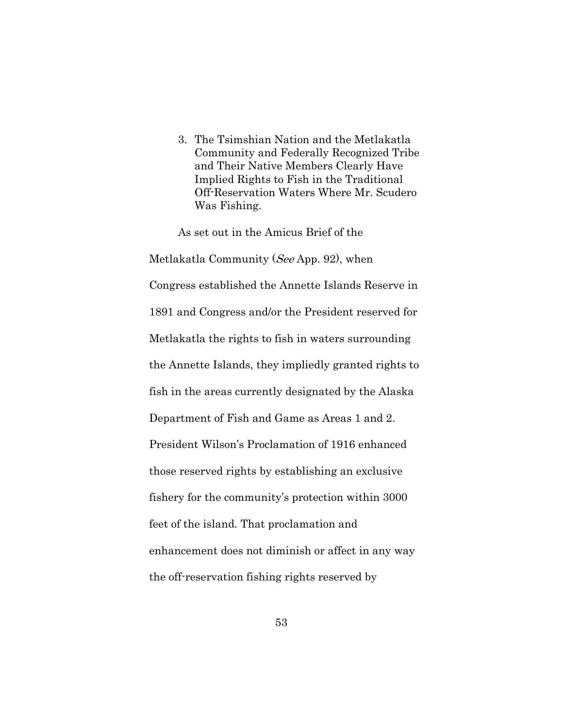3. The Tsimshian Nation and the Metlakatla Community and Federally Recognized Tribe and Their Native Members Clearly Have Implied Rights to Fish in the Traditional Off-Reservation Waters Where Mr. Scudero Was Fishing.

As set out in the Amicus Brief of the Metlakatla Community (*See* App. 92), when Congress established the Annette Islands Reserve in 1891 and Congress and/or the President reserved for Metlakatla the rights to fish in waters surrounding the Annette Islands, they impliedly granted rights to fish in the areas currently designated by the Alaska Department of Fish and Game as Areas 1 and 2. President Wilson's Proclamation of 1916 enhanced those reserved rights by establishing an exclusive fishery for the community's protection within 3000 feet of the island. That proclamation and enhancement does not diminish or affect in any way the off-reservation fishing rights reserved by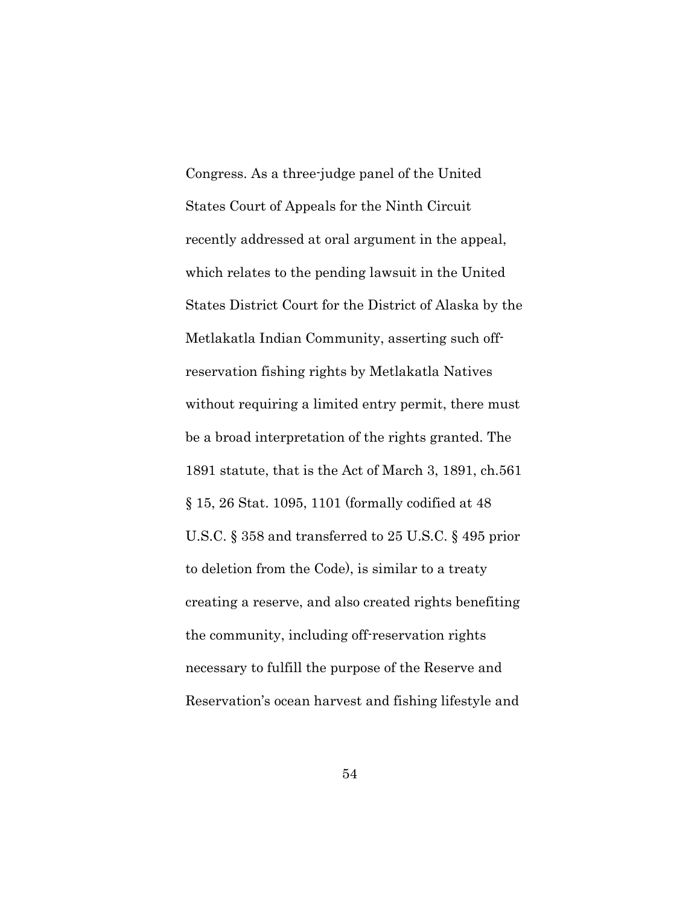Congress. As a three-judge panel of the United States Court of Appeals for the Ninth Circuit recently addressed at oral argument in the appeal, which relates to the pending lawsuit in the United States District Court for the District of Alaska by the Metlakatla Indian Community, asserting such off-reservation fishing rights by Metlakatla Natives without requiring a limited entry permit, there must be a broad interpretation of the rights granted. The 1891 statute, that is the Act of March 3, 1891, ch.561 § 15, 26 Stat. 1095, 1101 (formally codified at 48 U.S.C. § 358 and transferred to 25 U.S.C. § 495 prior to deletion from the Code), is similar to a treaty creating a reserve, and also created rights benefiting the community, including off-reservation rights necessary to fulfill the purpose of the Reserve and Reservation's ocean harvest and fishing lifestyle and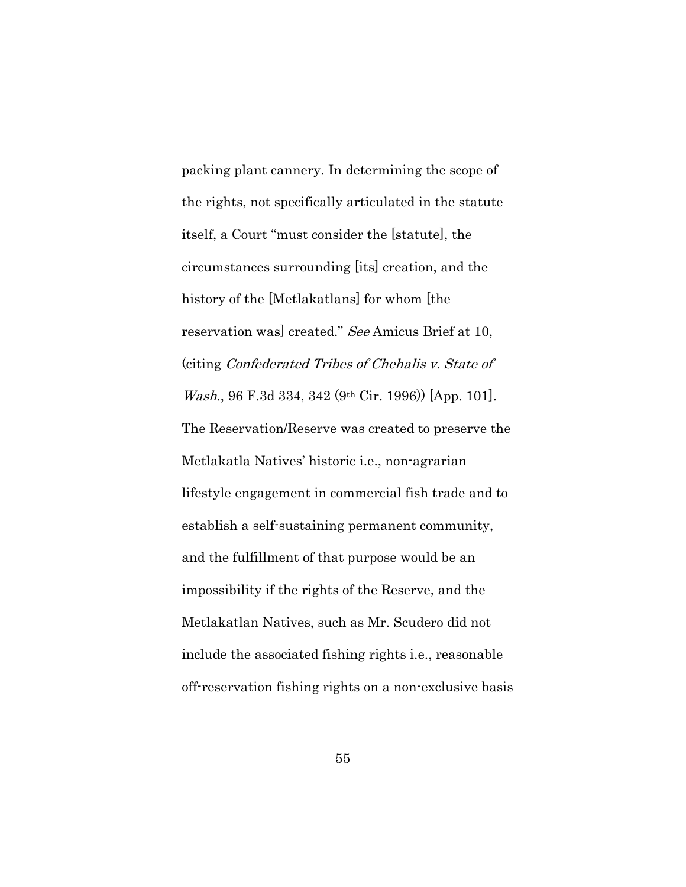packing plant cannery. In determining the scope of the rights, not specifically articulated in the statute itself, a Court "must consider the [statute], the circumstances surrounding [its] creation, and the history of the [Metlakatlans] for whom [the reservation was] created." *See* Amicus Brief at 10, (citing *Confederated Tribes of Chehalis v. State of Wash.*, 96 F.3d 334, 342 (9th Cir. 1996)) [App. 101]. The Reservation/Reserve was created to preserve the Metlakatla Natives' historic i.e., non-agrarian lifestyle engagement in commercial fish trade and to establish a self-sustaining permanent community, and the fulfillment of that purpose would be an impossibility if the rights of the Reserve, and the Metlakatlan Natives, such as Mr. Scudero did not include the associated fishing rights i.e., reasonable off-reservation fishing rights on a non-exclusive basis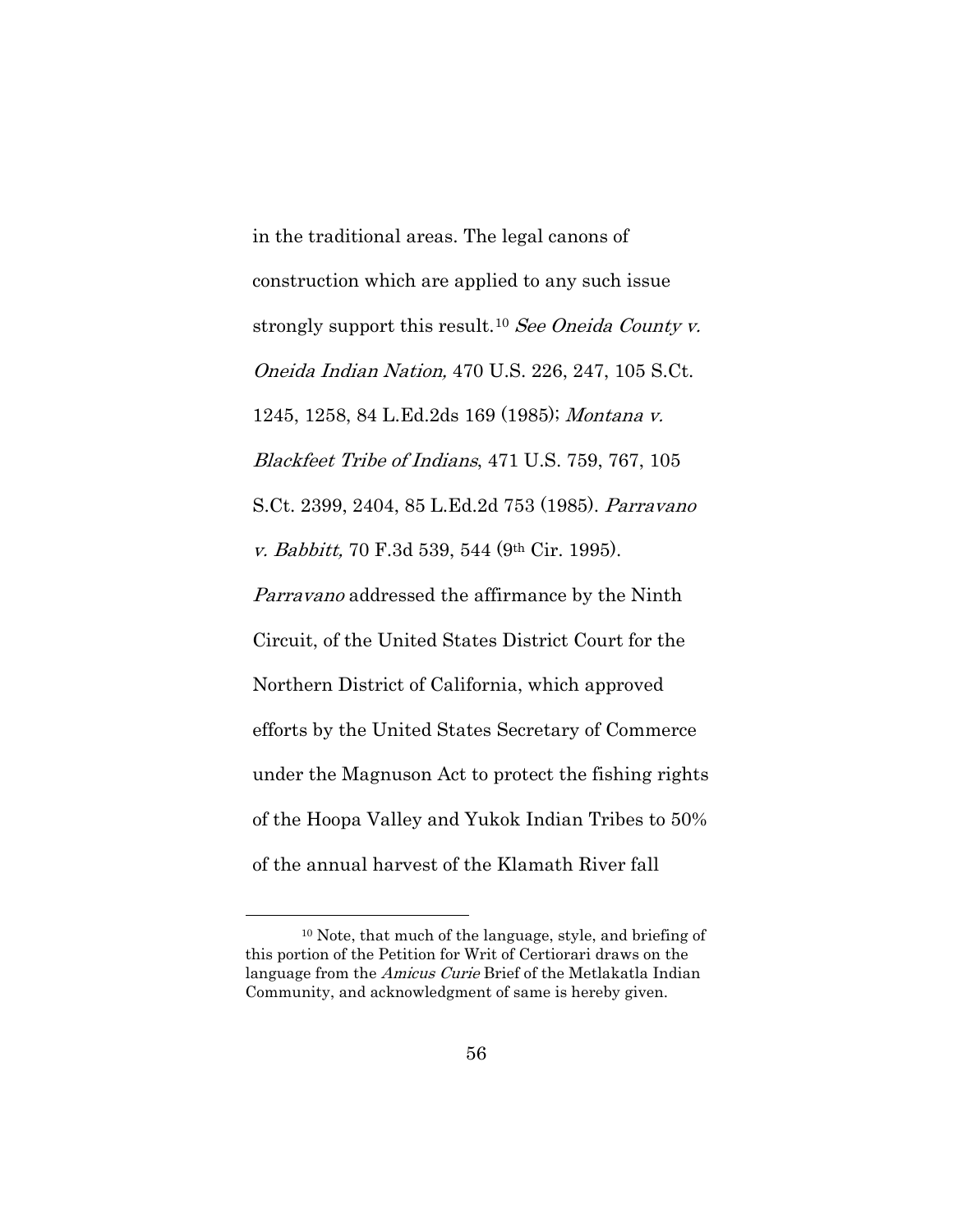in the traditional areas. The legal canons of construction which are applied to any such issue strongly support this result.[10] *See Oneida County v. Oneida Indian Nation,* 470 U.S. 226, 247, 105 S.Ct. 1245, 1258, 84 L.Ed.2ds 169 (1985); *Montana v. Blackfeet Tribe of Indians*, 471 U.S. 759, 767, 105 S.Ct. 2399, 2404, 85 L.Ed.2d 753 (1985). *Parravano v. Babbitt,* 70 F.3d 539, 544 (9th Cir. 1995). *Parravano* addressed the affirmance by the Ninth Circuit, of the United States District Court for the Northern District of California, which approved efforts by the United States Secretary of Commerce under the Magnuson Act to protect the fishing rights of the Hoopa Valley and Yukok Indian Tribes to 50% of the annual harvest of the Klamath River fall

---

[10] Note, that much of the language, style, and briefing of this portion of the Petition for Writ of Certiorari draws on the language from the *Amicus Curie* Brief of the Metlakatla Indian Community, and acknowledgment of same is hereby given.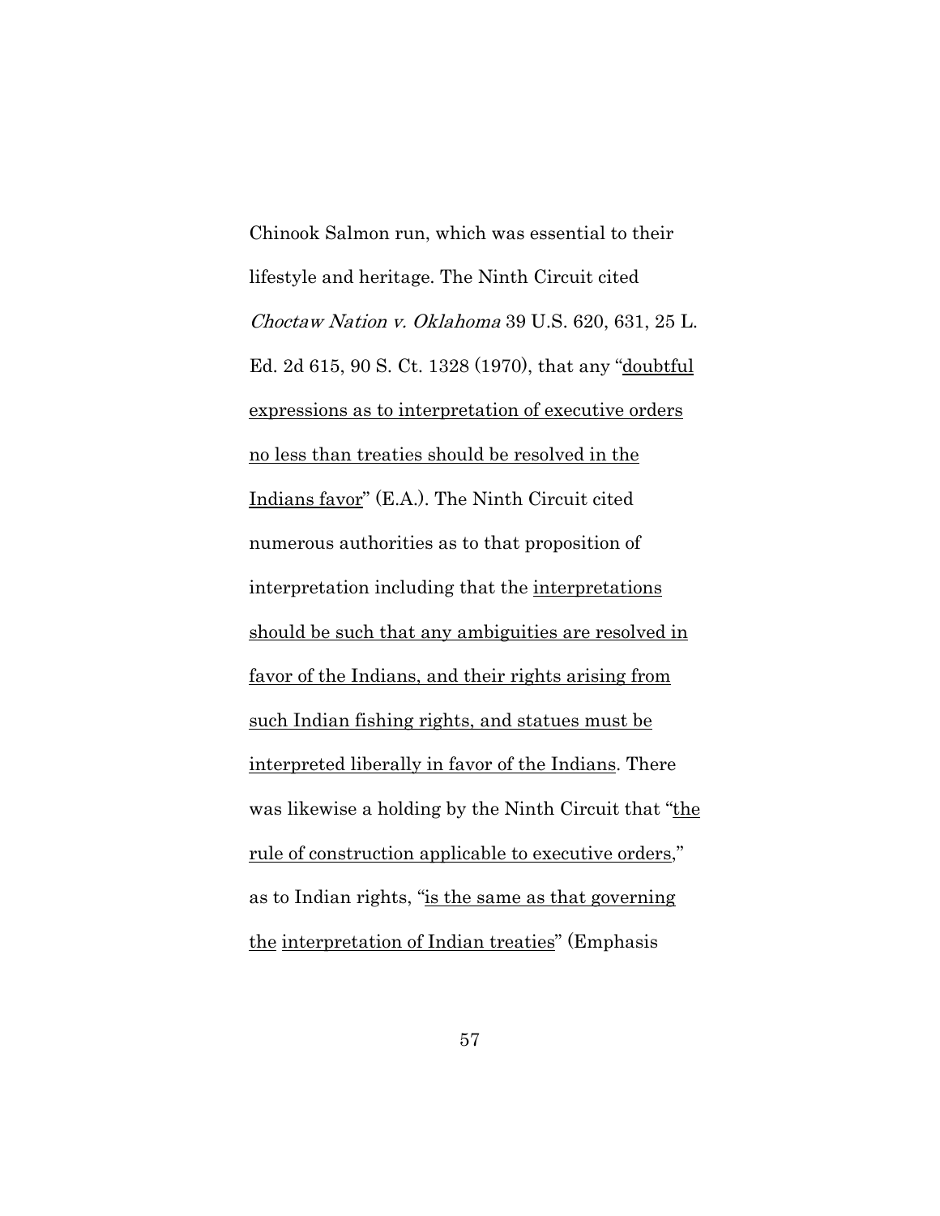Chinook Salmon run, which was essential to their lifestyle and heritage. The Ninth Circuit cited *Choctaw Nation v. Oklahoma* 39 U.S. 620, 631, 25 L. Ed. 2d 615, 90 S. Ct. 1328 (1970), that any "<u>doubtful expressions as to interpretation of executive orders no less than treaties should be resolved in the Indians favor</u>" (E.A.). The Ninth Circuit cited numerous authorities as to that proposition of interpretation including that the <u>interpretations should be such that any ambiguities are resolved in favor of the Indians, and their rights arising from such Indian fishing rights, and statues must be interpreted liberally in favor of the Indians</u>. There was likewise a holding by the Ninth Circuit that "<u>the rule of construction applicable to executive orders</u>," as to Indian rights, "<u>is the same as that governing the interpretation of Indian treaties</u>" (Emphasis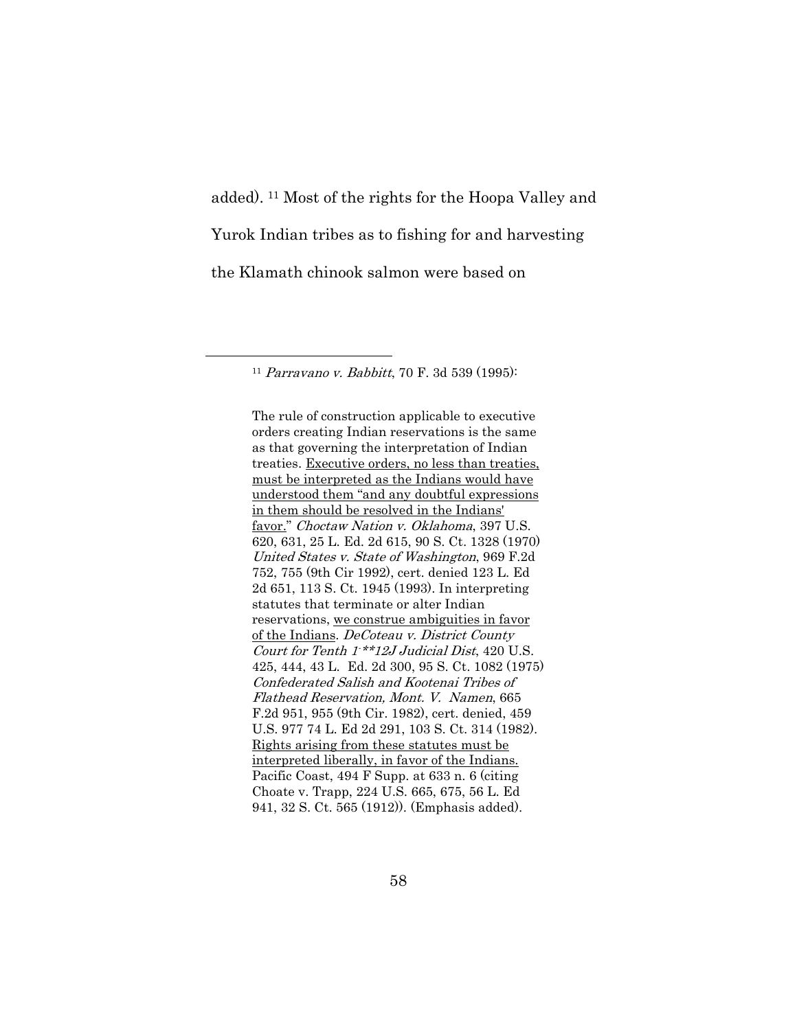added). [11] Most of the rights for the Hoopa Valley and Yurok Indian tribes as to fishing for and harvesting the Klamath chinook salmon were based on

---

[11] *Parravano v. Babbitt*, 70 F. 3d 539 (1995):

> The rule of construction applicable to executive orders creating Indian reservations is the same as that governing the interpretation of Indian treaties. <u>Executive orders, no less than treaties, must be interpreted as the Indians would have understood them "and any doubtful expressions in them should be resolved in the Indians' favor."</u> *Choctaw Nation v. Oklahoma*, 397 U.S. 620, 631, 25 L. Ed. 2d 615, 90 S. Ct. 1328 (1970) *United States v. State of Washington*, 969 F.2d 752, 755 (9th Cir 1992), cert. denied 123 L. Ed 2d 651, 113 S. Ct. 1945 (1993). In interpreting statutes that terminate or alter Indian reservations, <u>we construe ambiguities in favor of the Indians</u>. *DeCoteau v. District County Court for Tenth 1-**12J Judicial Dist*, 420 U.S. 425, 444, 43 L. Ed. 2d 300, 95 S. Ct. 1082 (1975) *Confederated Salish and Kootenai Tribes of Flathead Reservation, Mont. V. Namen*, 665 F.2d 951, 955 (9th Cir. 1982), cert. denied, 459 U.S. 977 74 L. Ed 2d 291, 103 S. Ct. 314 (1982). <u>Rights arising from these statutes must be interpreted liberally, in favor of the Indians.</u> Pacific Coast, 494 F Supp. at 633 n. 6 (citing Choate v. Trapp, 224 U.S. 665, 675, 56 L. Ed 941, 32 S. Ct. 565 (1912)). (Emphasis added).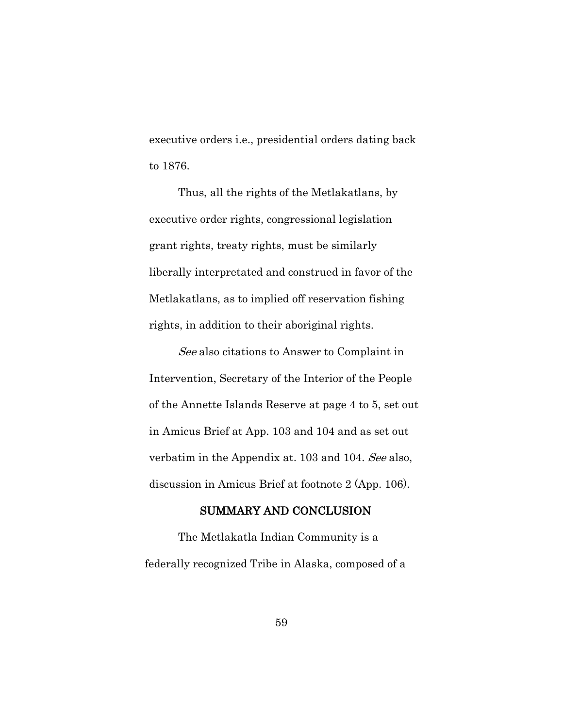executive orders i.e., presidential orders dating back to 1876.

Thus, all the rights of the Metlakatlans, by executive order rights, congressional legislation grant rights, treaty rights, must be similarly liberally interpretated and construed in favor of the Metlakatlans, as to implied off reservation fishing rights, in addition to their aboriginal rights.

*See* also citations to Answer to Complaint in Intervention, Secretary of the Interior of the People of the Annette Islands Reserve at page 4 to 5, set out in Amicus Brief at App. 103 and 104 and as set out verbatim in the Appendix at. 103 and 104. *See* also, discussion in Amicus Brief at footnote 2 (App. 106).

## SUMMARY AND CONCLUSION

The Metlakatla Indian Community is a federally recognized Tribe in Alaska, composed of a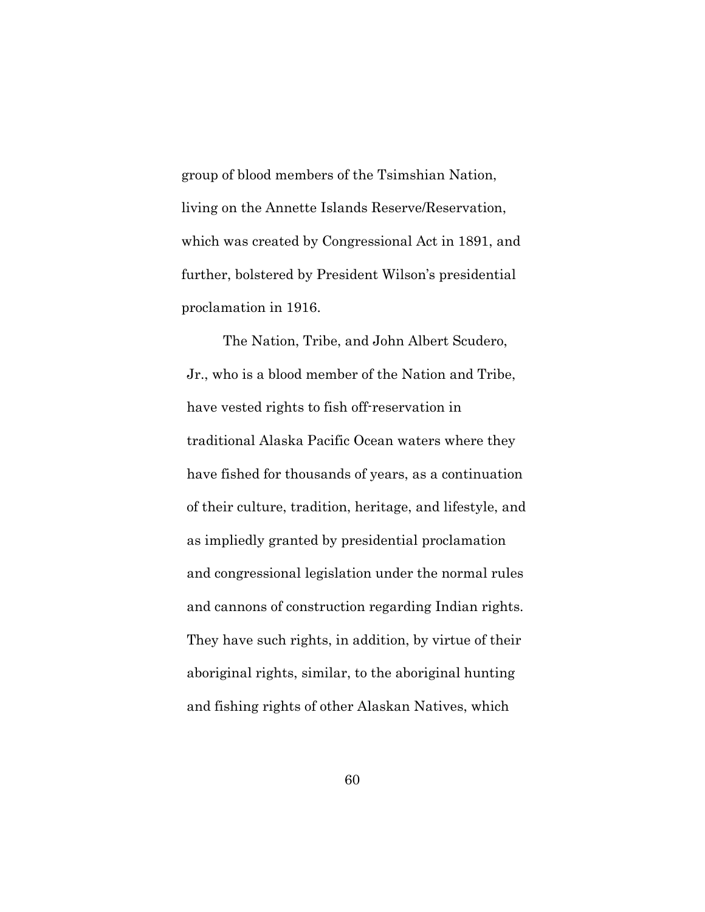group of blood members of the Tsimshian Nation, living on the Annette Islands Reserve/Reservation, which was created by Congressional Act in 1891, and further, bolstered by President Wilson's presidential proclamation in 1916.

The Nation, Tribe, and John Albert Scudero, Jr., who is a blood member of the Nation and Tribe, have vested rights to fish off-reservation in traditional Alaska Pacific Ocean waters where they have fished for thousands of years, as a continuation of their culture, tradition, heritage, and lifestyle, and as impliedly granted by presidential proclamation and congressional legislation under the normal rules and cannons of construction regarding Indian rights. They have such rights, in addition, by virtue of their aboriginal rights, similar, to the aboriginal hunting and fishing rights of other Alaskan Natives, which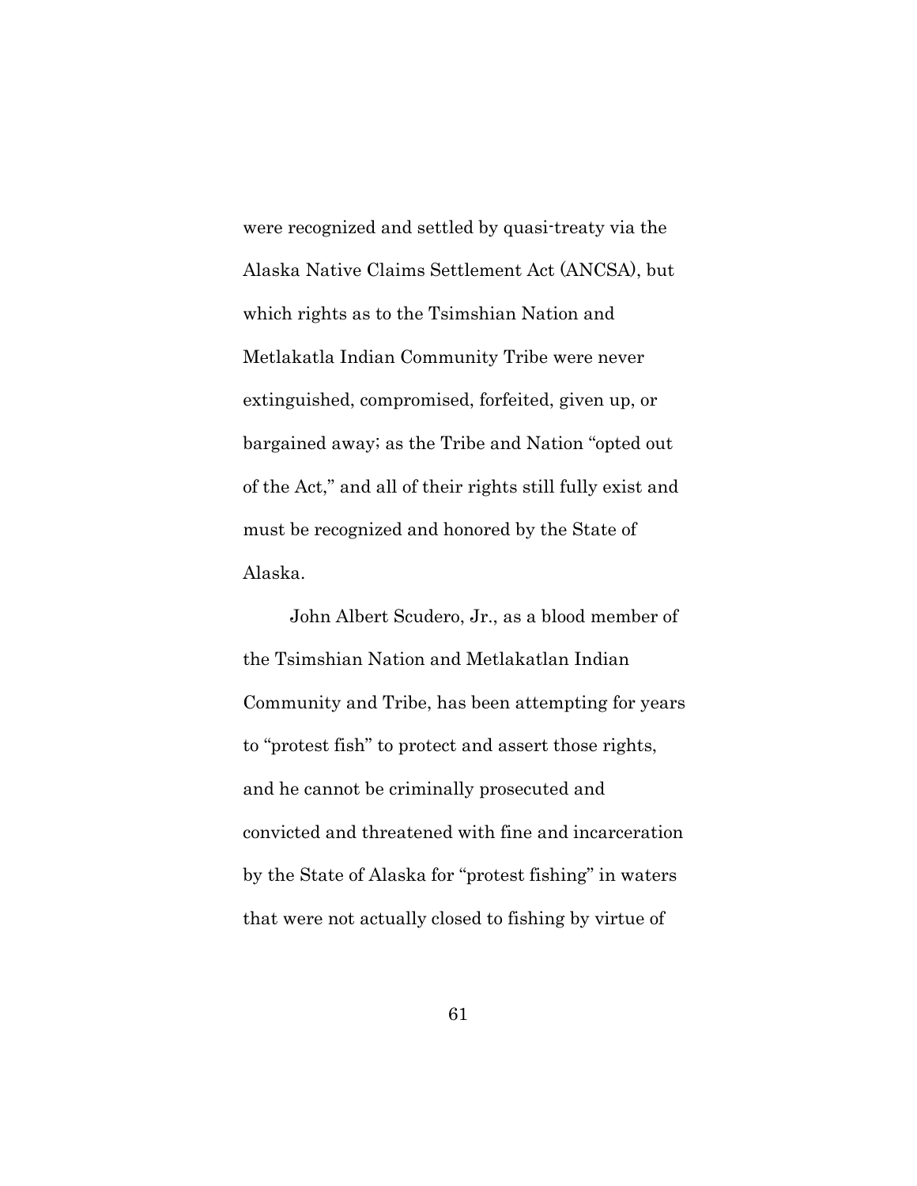were recognized and settled by quasi-treaty via the Alaska Native Claims Settlement Act (ANCSA), but which rights as to the Tsimshian Nation and Metlakatla Indian Community Tribe were never extinguished, compromised, forfeited, given up, or bargained away; as the Tribe and Nation "opted out of the Act," and all of their rights still fully exist and must be recognized and honored by the State of Alaska.

John Albert Scudero, Jr., as a blood member of the Tsimshian Nation and Metlakatlan Indian Community and Tribe, has been attempting for years to "protest fish" to protect and assert those rights, and he cannot be criminally prosecuted and convicted and threatened with fine and incarceration by the State of Alaska for "protest fishing" in waters that were not actually closed to fishing by virtue of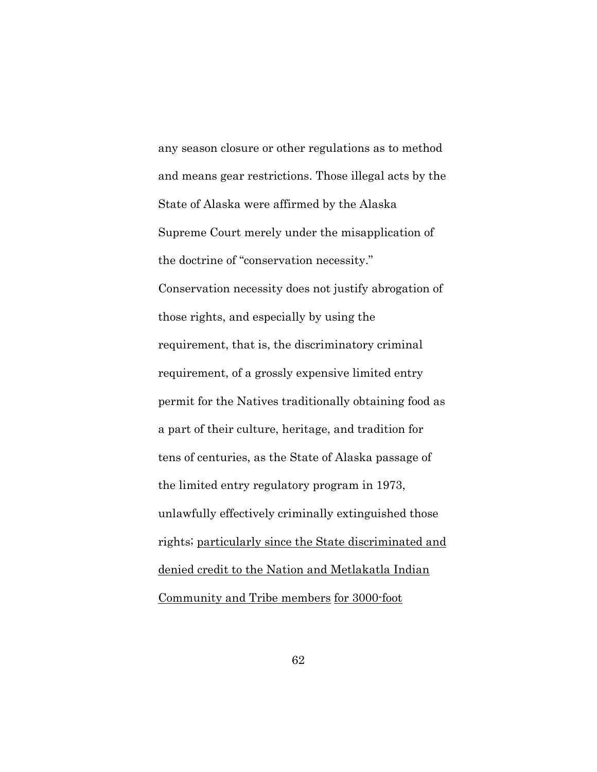any season closure or other regulations as to method and means gear restrictions. Those illegal acts by the State of Alaska were affirmed by the Alaska Supreme Court merely under the misapplication of the doctrine of "conservation necessity." Conservation necessity does not justify abrogation of those rights, and especially by using the requirement, that is, the discriminatory criminal requirement, of a grossly expensive limited entry permit for the Natives traditionally obtaining food as a part of their culture, heritage, and tradition for tens of centuries, as the State of Alaska passage of the limited entry regulatory program in 1973, unlawfully effectively criminally extinguished those rights; <u>particularly since the State discriminated and denied credit to the Nation and Metlakatla Indian Community and Tribe members</u> <u>for 3000-foot</u>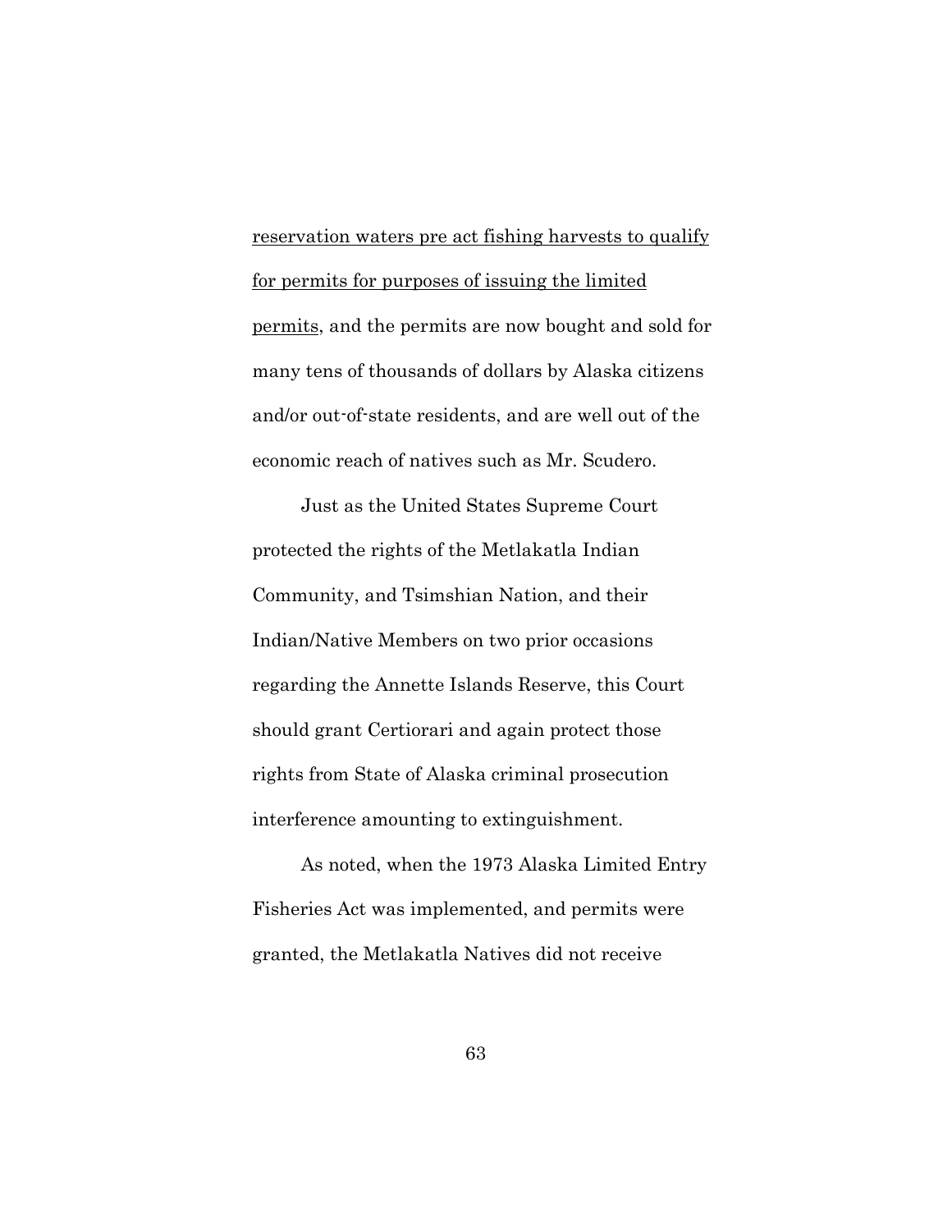<u>reservation waters pre act fishing harvests to qualify for permits for purposes of issuing the limited permits</u>, and the permits are now bought and sold for many tens of thousands of dollars by Alaska citizens and/or out-of-state residents, and are well out of the economic reach of natives such as Mr. Scudero.

Just as the United States Supreme Court protected the rights of the Metlakatla Indian Community, and Tsimshian Nation, and their Indian/Native Members on two prior occasions regarding the Annette Islands Reserve, this Court should grant Certiorari and again protect those rights from State of Alaska criminal prosecution interference amounting to extinguishment.

As noted, when the 1973 Alaska Limited Entry Fisheries Act was implemented, and permits were granted, the Metlakatla Natives did not receive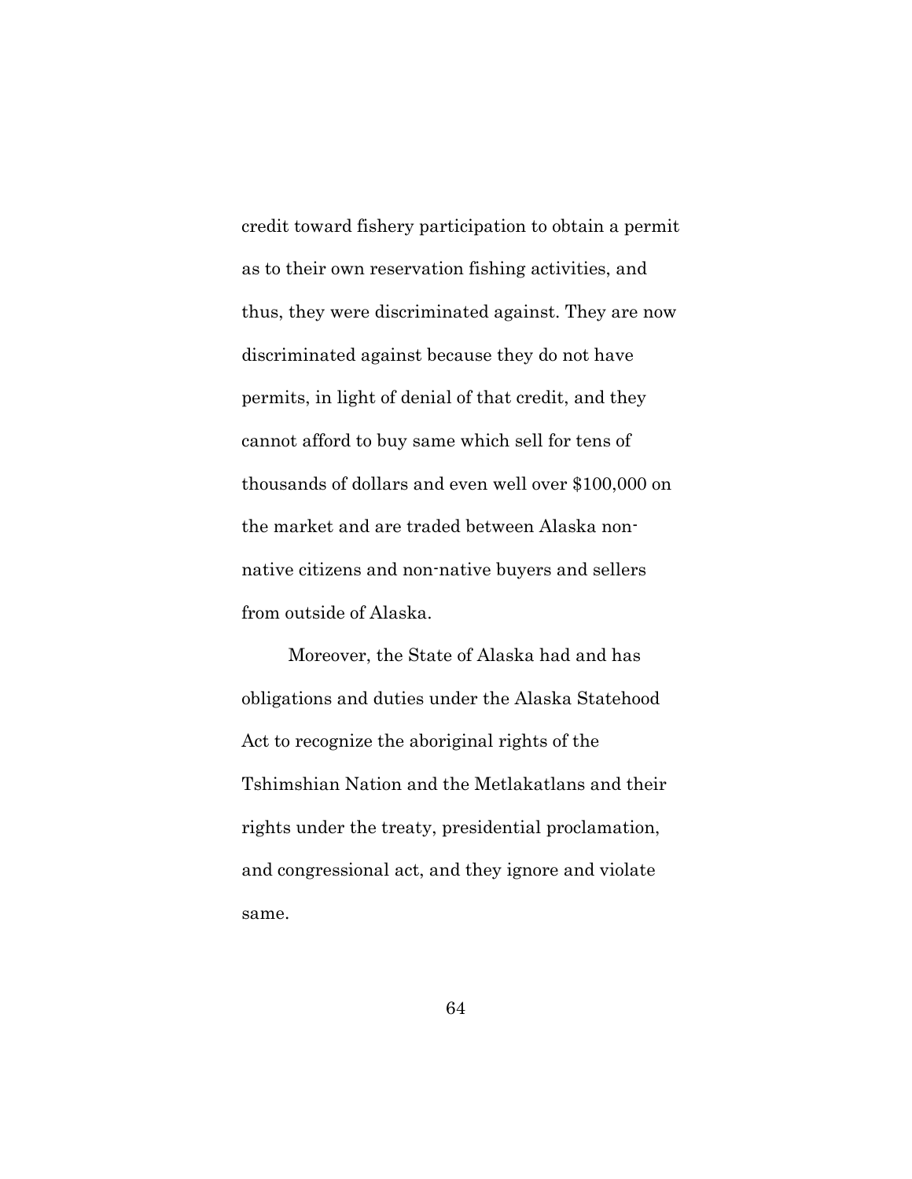credit toward fishery participation to obtain a permit as to their own reservation fishing activities, and thus, they were discriminated against. They are now discriminated against because they do not have permits, in light of denial of that credit, and they cannot afford to buy same which sell for tens of thousands of dollars and even well over $100,000 on the market and are traded between Alaska non-native citizens and non-native buyers and sellers from outside of Alaska.

Moreover, the State of Alaska had and has obligations and duties under the Alaska Statehood Act to recognize the aboriginal rights of the Tshimshian Nation and the Metlakatlans and their rights under the treaty, presidential proclamation, and congressional act, and they ignore and violate same.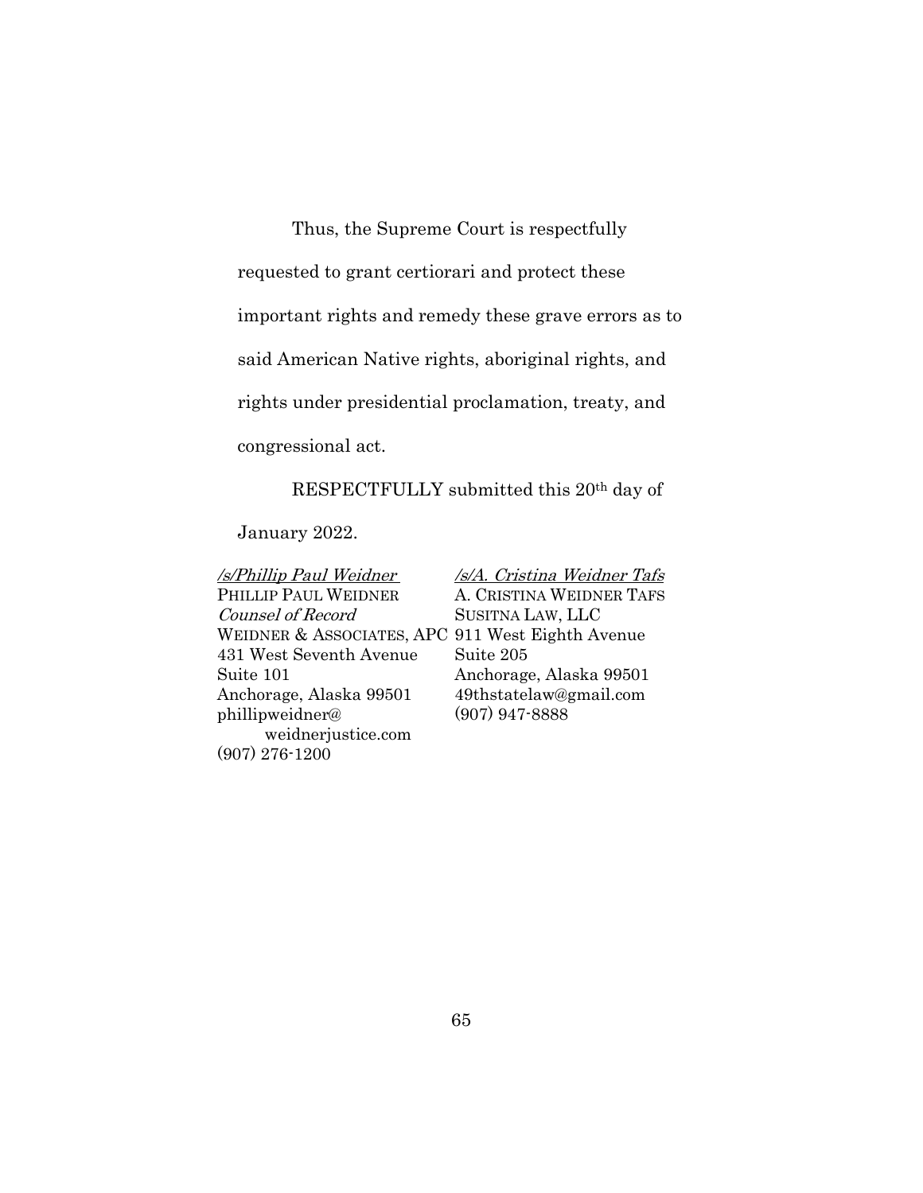Thus, the Supreme Court is respectfully requested to grant certiorari and protect these important rights and remedy these grave errors as to said American Native rights, aboriginal rights, and rights under presidential proclamation, treaty, and congressional act.

RESPECTFULLY submitted this 20th day of January 2022.

*/s/Phillip Paul Weidner*
PHILLIP PAUL WEIDNER
*Counsel of Record*
WEIDNER & ASSOCIATES, APC
431 West Seventh Avenue
Suite 101
Anchorage, Alaska 99501
phillipweidner@weidnerjustice.com
(907) 276-1200

*/s/A. Cristina Weidner Tafs*
A. CRISTINA WEIDNER TAFS
SUSITNA LAW, LLC
911 West Eighth Avenue
Suite 205
Anchorage, Alaska 99501
49thstatelaw@gmail.com
(907) 947-8888